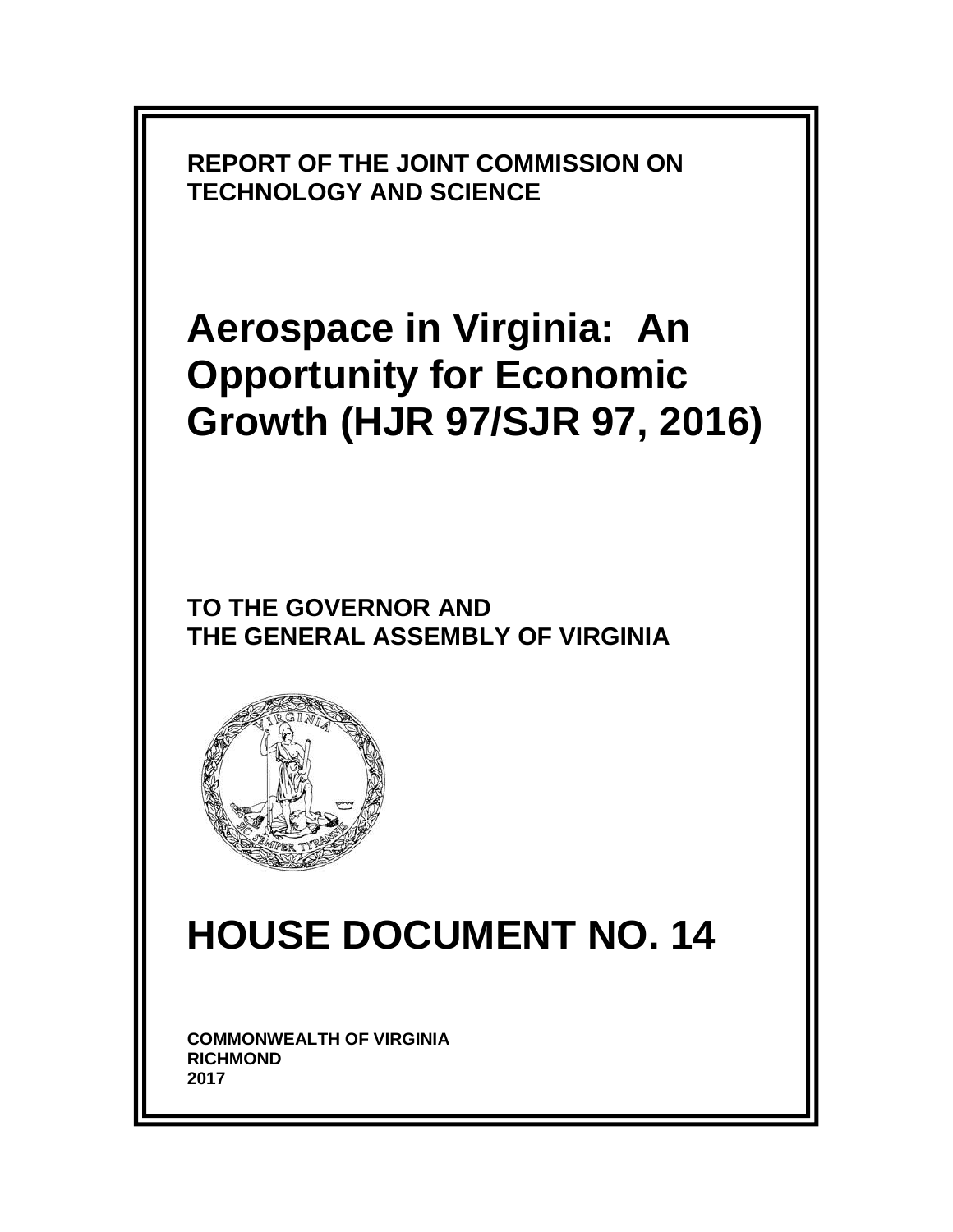**REPORT OF THE JOINT COMMISSION ON TECHNOLOGY AND SCIENCE**

# Aerospace in Virginia: An Opportunity for Economic Growth (HJR 97/SJR 97, 2016)

**TO THE GOVERNOR AND THE GENERAL ASSEMBLY OF VIRGINIA**

# HOUSE DOCUMENT NO. 14

**COMMONWEALTH OF VIRGINIA**
**RICHMOND**
**2017**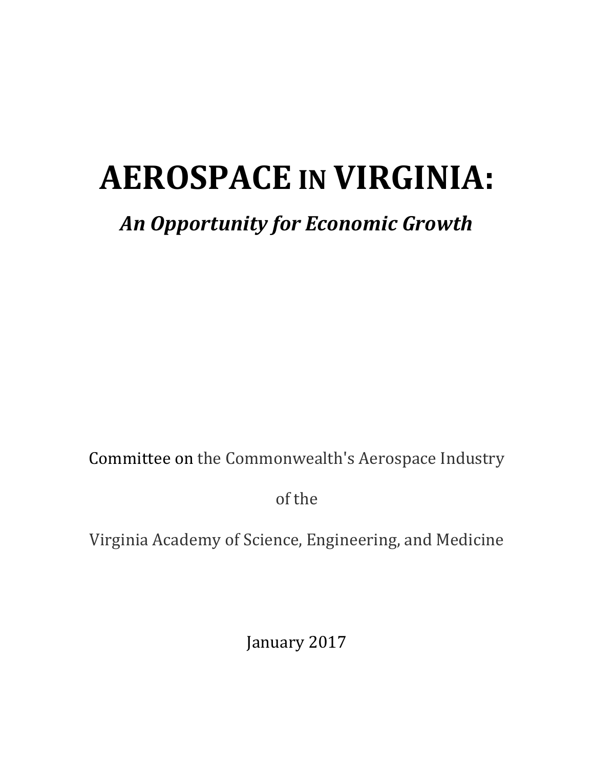# AEROSPACE IN VIRGINIA:

## *An Opportunity for Economic Growth*

Committee on the Commonwealth's Aerospace Industry

of the

Virginia Academy of Science, Engineering, and Medicine

January 2017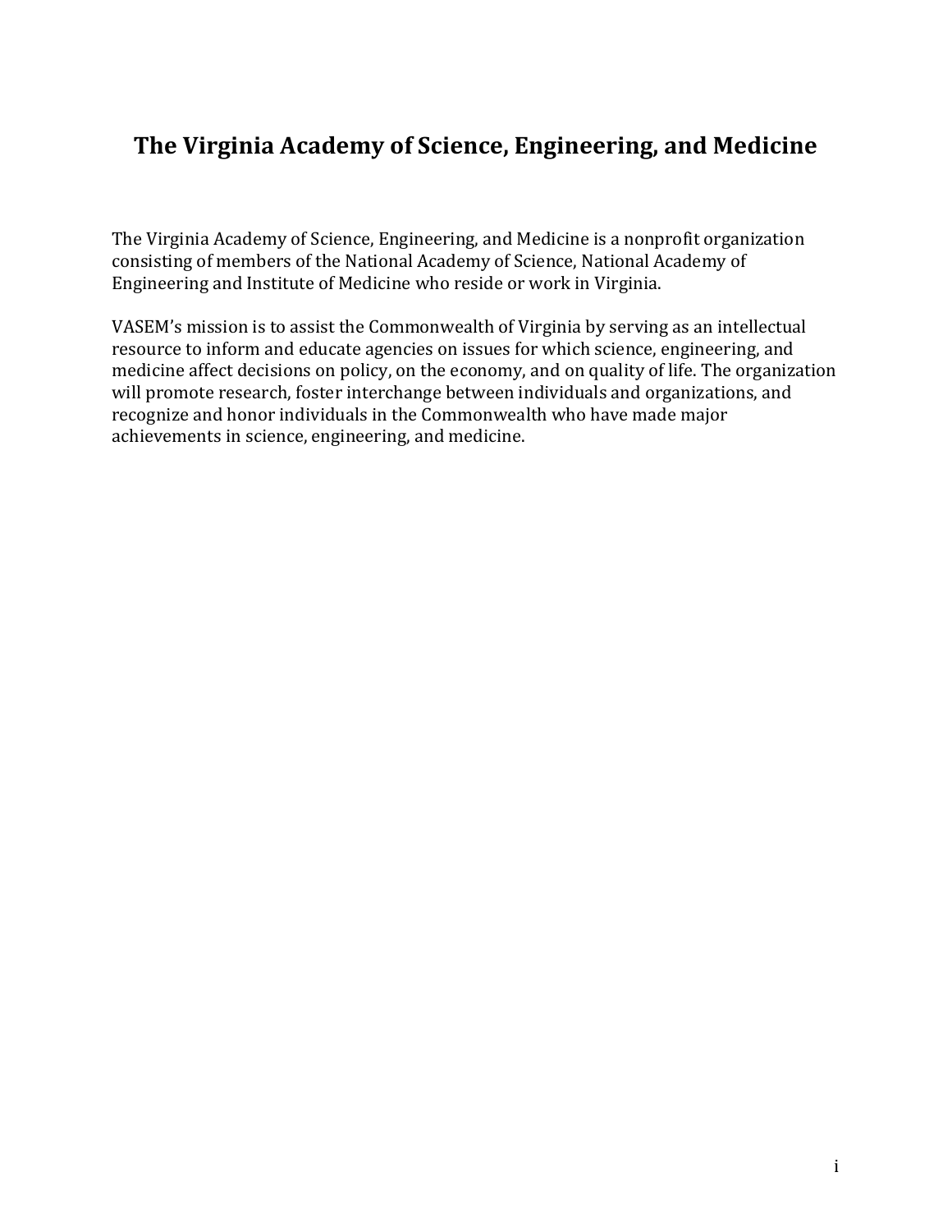# The Virginia Academy of Science, Engineering, and Medicine

The Virginia Academy of Science, Engineering, and Medicine is a nonprofit organization consisting of members of the National Academy of Science, National Academy of Engineering and Institute of Medicine who reside or work in Virginia.

VASEM's mission is to assist the Commonwealth of Virginia by serving as an intellectual resource to inform and educate agencies on issues for which science, engineering, and medicine affect decisions on policy, on the economy, and on quality of life. The organization will promote research, foster interchange between individuals and organizations, and recognize and honor individuals in the Commonwealth who have made major achievements in science, engineering, and medicine.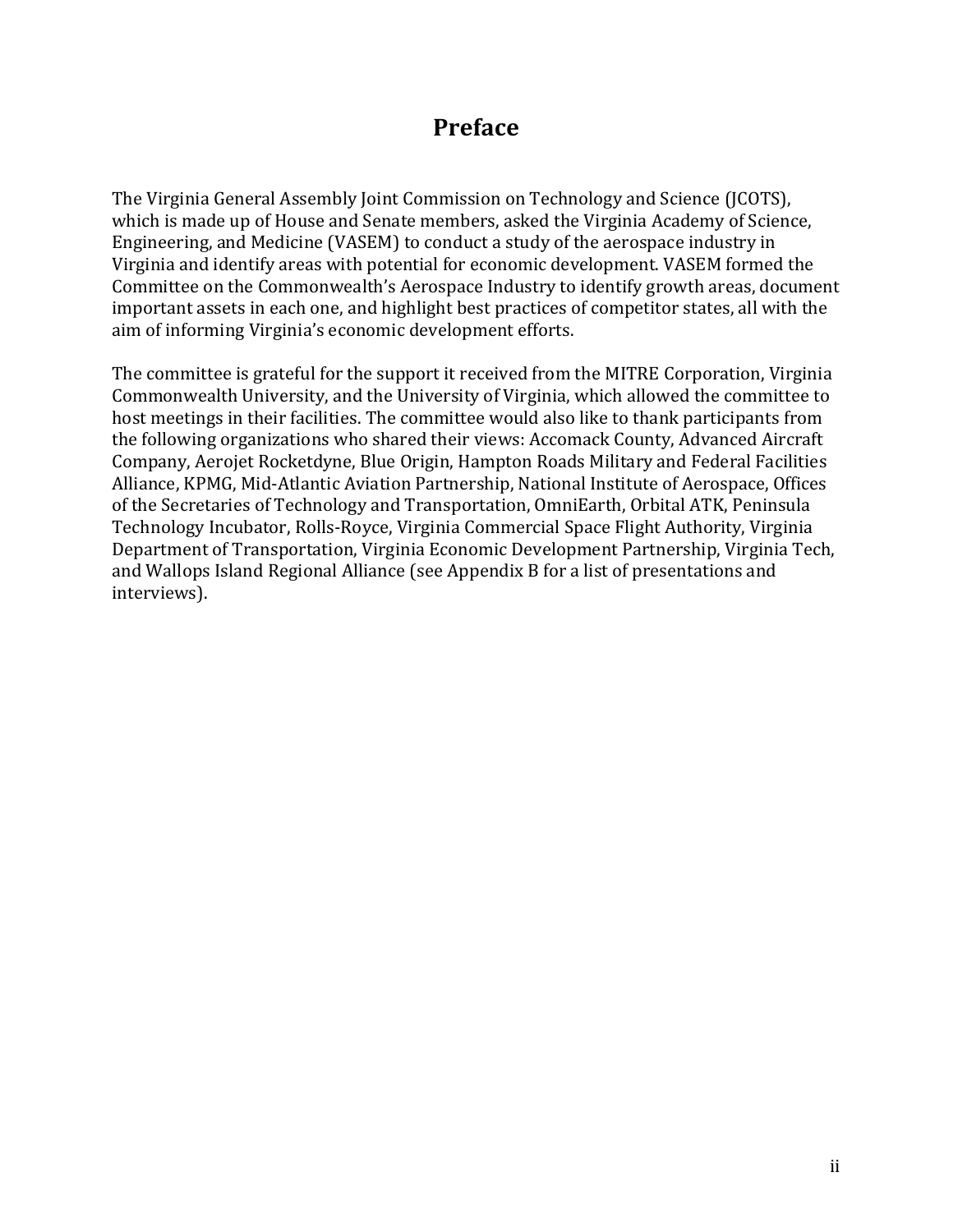# Preface

The Virginia General Assembly Joint Commission on Technology and Science (JCOTS), which is made up of House and Senate members, asked the Virginia Academy of Science, Engineering, and Medicine (VASEM) to conduct a study of the aerospace industry in Virginia and identify areas with potential for economic development. VASEM formed the Committee on the Commonwealth's Aerospace Industry to identify growth areas, document important assets in each one, and highlight best practices of competitor states, all with the aim of informing Virginia's economic development efforts.

The committee is grateful for the support it received from the MITRE Corporation, Virginia Commonwealth University, and the University of Virginia, which allowed the committee to host meetings in their facilities. The committee would also like to thank participants from the following organizations who shared their views: Accomack County, Advanced Aircraft Company, Aerojet Rocketdyne, Blue Origin, Hampton Roads Military and Federal Facilities Alliance, KPMG, Mid-Atlantic Aviation Partnership, National Institute of Aerospace, Offices of the Secretaries of Technology and Transportation, OmniEarth, Orbital ATK, Peninsula Technology Incubator, Rolls-Royce, Virginia Commercial Space Flight Authority, Virginia Department of Transportation, Virginia Economic Development Partnership, Virginia Tech, and Wallops Island Regional Alliance (see Appendix B for a list of presentations and interviews).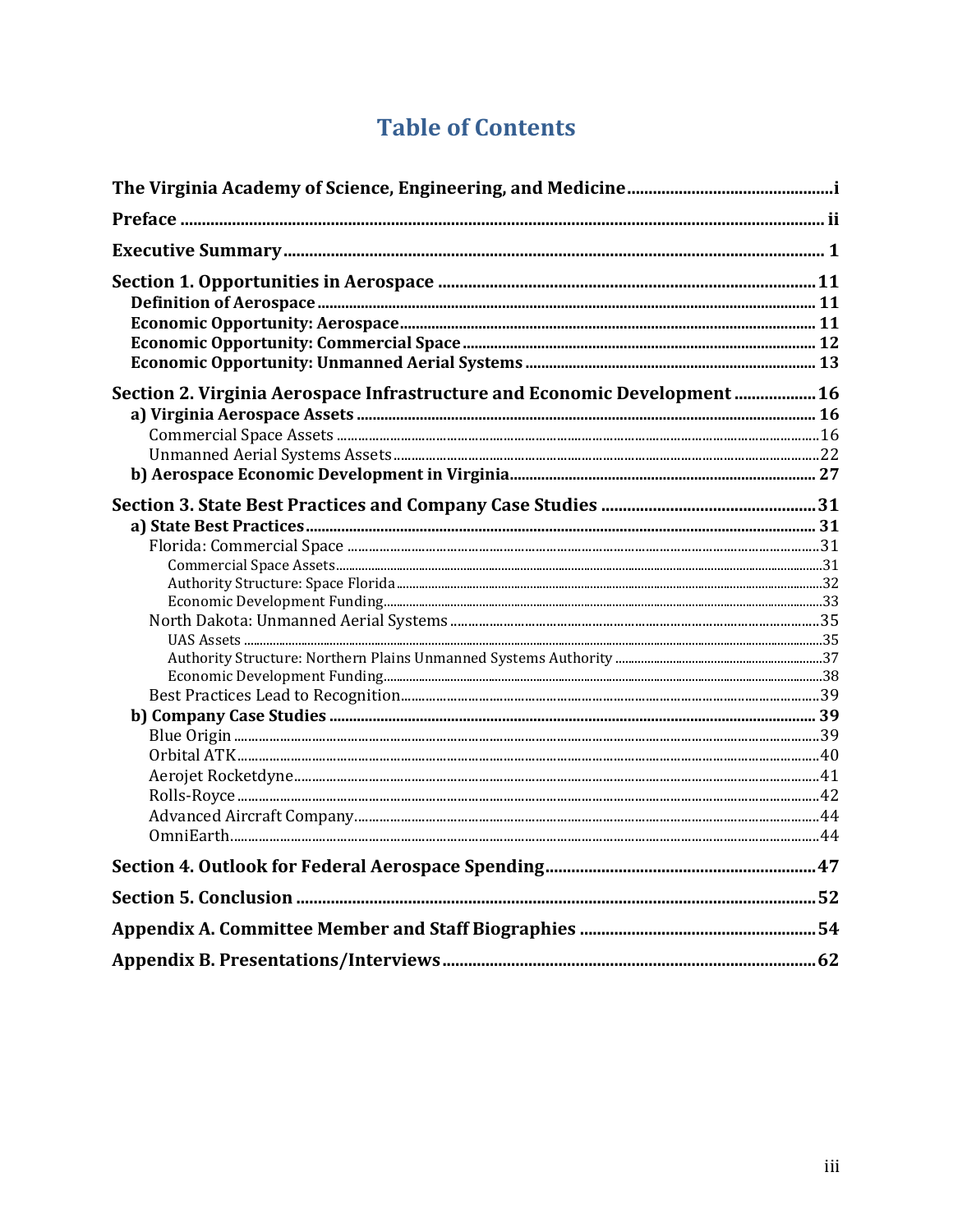# Table of Contents

**The Virginia Academy of Science, Engineering, and Medicine** ........ i

**Preface** ........ ii

**Executive Summary** ........ 1

**Section 1. Opportunities in Aerospace** ........ 11
- **Definition of Aerospace** ........ 11
- **Economic Opportunity: Aerospace** ........ 11
- **Economic Opportunity: Commercial Space** ........ 12
- **Economic Opportunity: Unmanned Aerial Systems** ........ 13

**Section 2. Virginia Aerospace Infrastructure and Economic Development** ........ 16
- **a) Virginia Aerospace Assets** ........ 16
  - Commercial Space Assets ........ 16
  - Unmanned Aerial Systems Assets ........ 22
- **b) Aerospace Economic Development in Virginia** ........ 27

**Section 3. State Best Practices and Company Case Studies** ........ 31
- **a) State Best Practices** ........ 31
  - Florida: Commercial Space ........ 31
    - Commercial Space Assets ........ 31
    - Authority Structure: Space Florida ........ 32
    - Economic Development Funding ........ 33
  - North Dakota: Unmanned Aerial Systems ........ 35
    - UAS Assets ........ 35
    - Authority Structure: Northern Plains Unmanned Systems Authority ........ 37
    - Economic Development Funding ........ 38
  - Best Practices Lead to Recognition ........ 39
- **b) Company Case Studies** ........ 39
  - Blue Origin ........ 39
  - Orbital ATK ........ 40
  - Aerojet Rocketdyne ........ 41
  - Rolls-Royce ........ 42
  - Advanced Aircraft Company ........ 44
  - OmniEarth ........ 44

**Section 4. Outlook for Federal Aerospace Spending** ........ 47

**Section 5. Conclusion** ........ 52

**Appendix A. Committee Member and Staff Biographies** ........ 54

**Appendix B. Presentations/Interviews** ........ 62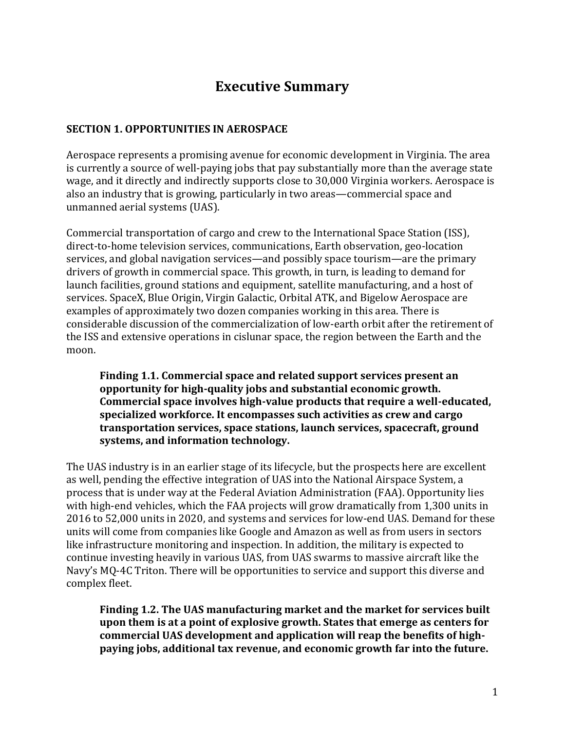# Executive Summary

## SECTION 1. OPPORTUNITIES IN AEROSPACE

Aerospace represents a promising avenue for economic development in Virginia. The area is currently a source of well-paying jobs that pay substantially more than the average state wage, and it directly and indirectly supports close to 30,000 Virginia workers. Aerospace is also an industry that is growing, particularly in two areas—commercial space and unmanned aerial systems (UAS).

Commercial transportation of cargo and crew to the International Space Station (ISS), direct-to-home television services, communications, Earth observation, geo-location services, and global navigation services—and possibly space tourism—are the primary drivers of growth in commercial space. This growth, in turn, is leading to demand for launch facilities, ground stations and equipment, satellite manufacturing, and a host of services. SpaceX, Blue Origin, Virgin Galactic, Orbital ATK, and Bigelow Aerospace are examples of approximately two dozen companies working in this area. There is considerable discussion of the commercialization of low-earth orbit after the retirement of the ISS and extensive operations in cislunar space, the region between the Earth and the moon.

> **Finding 1.1. Commercial space and related support services present an opportunity for high-quality jobs and substantial economic growth. Commercial space involves high-value products that require a well-educated, specialized workforce. It encompasses such activities as crew and cargo transportation services, space stations, launch services, spacecraft, ground systems, and information technology.**

The UAS industry is in an earlier stage of its lifecycle, but the prospects here are excellent as well, pending the effective integration of UAS into the National Airspace System, a process that is under way at the Federal Aviation Administration (FAA). Opportunity lies with high-end vehicles, which the FAA projects will grow dramatically from 1,300 units in 2016 to 52,000 units in 2020, and systems and services for low-end UAS. Demand for these units will come from companies like Google and Amazon as well as from users in sectors like infrastructure monitoring and inspection. In addition, the military is expected to continue investing heavily in various UAS, from UAS swarms to massive aircraft like the Navy's MQ-4C Triton. There will be opportunities to service and support this diverse and complex fleet.

> **Finding 1.2. The UAS manufacturing market and the market for services built upon them is at a point of explosive growth. States that emerge as centers for commercial UAS development and application will reap the benefits of high-paying jobs, additional tax revenue, and economic growth far into the future.**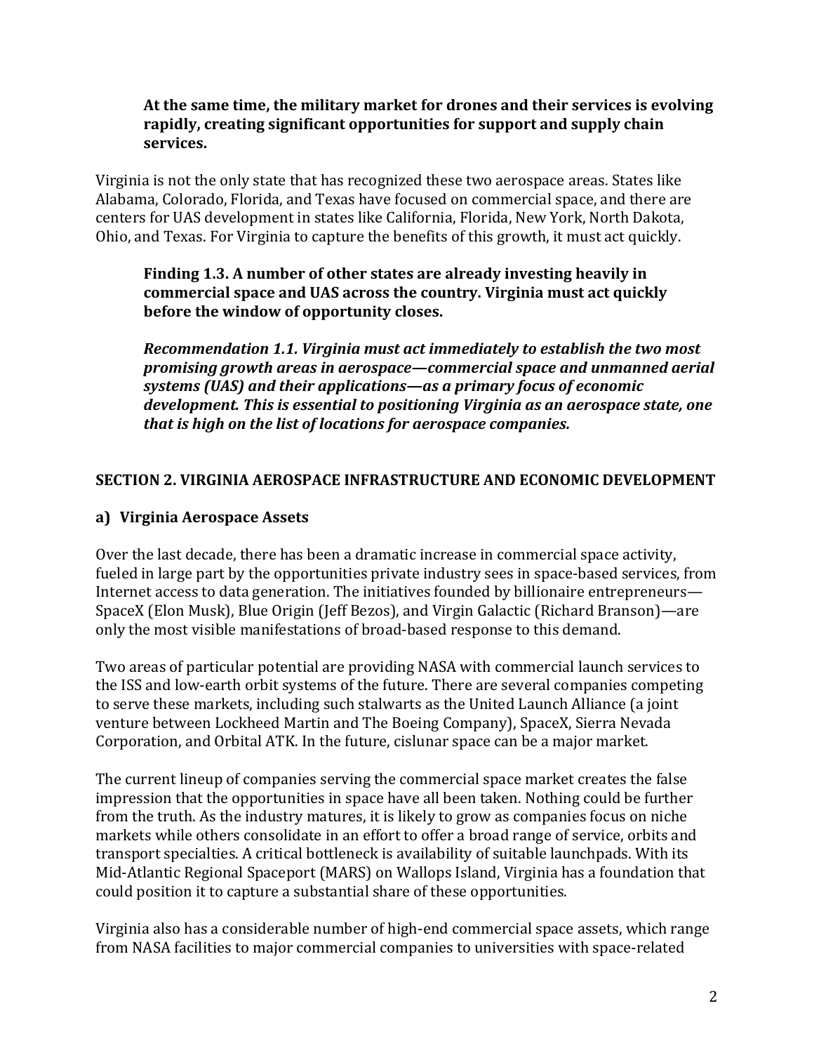**At the same time, the military market for drones and their services is evolving rapidly, creating significant opportunities for support and supply chain services.**

Virginia is not the only state that has recognized these two aerospace areas. States like Alabama, Colorado, Florida, and Texas have focused on commercial space, and there are centers for UAS development in states like California, Florida, New York, North Dakota, Ohio, and Texas. For Virginia to capture the benefits of this growth, it must act quickly.

**Finding 1.3. A number of other states are already investing heavily in commercial space and UAS across the country. Virginia must act quickly before the window of opportunity closes.**

***Recommendation 1.1. Virginia must act immediately to establish the two most promising growth areas in aerospace—commercial space and unmanned aerial systems (UAS) and their applications—as a primary focus of economic development. This is essential to positioning Virginia as an aerospace state, one that is high on the list of locations for aerospace companies.***

## SECTION 2. VIRGINIA AEROSPACE INFRASTRUCTURE AND ECONOMIC DEVELOPMENT

### a) Virginia Aerospace Assets

Over the last decade, there has been a dramatic increase in commercial space activity, fueled in large part by the opportunities private industry sees in space-based services, from Internet access to data generation. The initiatives founded by billionaire entrepreneurs—SpaceX (Elon Musk), Blue Origin (Jeff Bezos), and Virgin Galactic (Richard Branson)—are only the most visible manifestations of broad-based response to this demand.

Two areas of particular potential are providing NASA with commercial launch services to the ISS and low-earth orbit systems of the future. There are several companies competing to serve these markets, including such stalwarts as the United Launch Alliance (a joint venture between Lockheed Martin and The Boeing Company), SpaceX, Sierra Nevada Corporation, and Orbital ATK. In the future, cislunar space can be a major market.

The current lineup of companies serving the commercial space market creates the false impression that the opportunities in space have all been taken. Nothing could be further from the truth. As the industry matures, it is likely to grow as companies focus on niche markets while others consolidate in an effort to offer a broad range of service, orbits and transport specialties. A critical bottleneck is availability of suitable launchpads. With its Mid-Atlantic Regional Spaceport (MARS) on Wallops Island, Virginia has a foundation that could position it to capture a substantial share of these opportunities.

Virginia also has a considerable number of high-end commercial space assets, which range from NASA facilities to major commercial companies to universities with space-related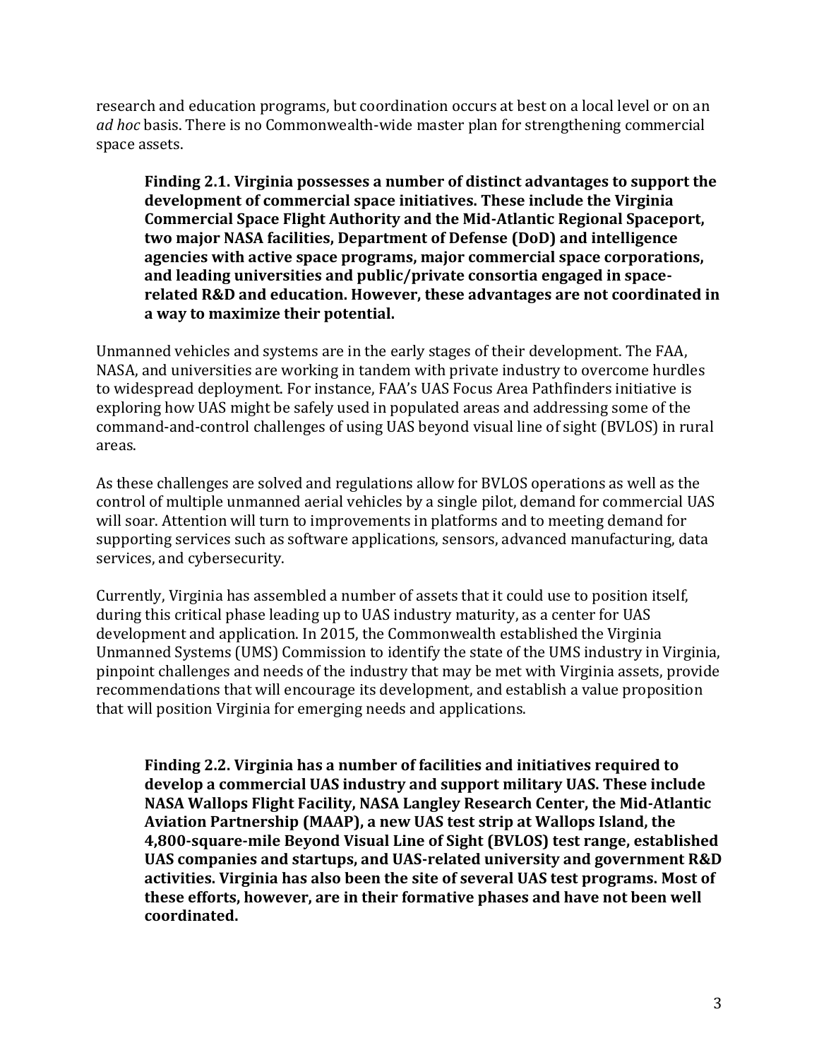research and education programs, but coordination occurs at best on a local level or on an *ad hoc* basis. There is no Commonwealth-wide master plan for strengthening commercial space assets.

> **Finding 2.1. Virginia possesses a number of distinct advantages to support the development of commercial space initiatives. These include the Virginia Commercial Space Flight Authority and the Mid-Atlantic Regional Spaceport, two major NASA facilities, Department of Defense (DoD) and intelligence agencies with active space programs, major commercial space corporations, and leading universities and public/private consortia engaged in space-related R&D and education. However, these advantages are not coordinated in a way to maximize their potential.**

Unmanned vehicles and systems are in the early stages of their development. The FAA, NASA, and universities are working in tandem with private industry to overcome hurdles to widespread deployment. For instance, FAA's UAS Focus Area Pathfinders initiative is exploring how UAS might be safely used in populated areas and addressing some of the command-and-control challenges of using UAS beyond visual line of sight (BVLOS) in rural areas.

As these challenges are solved and regulations allow for BVLOS operations as well as the control of multiple unmanned aerial vehicles by a single pilot, demand for commercial UAS will soar. Attention will turn to improvements in platforms and to meeting demand for supporting services such as software applications, sensors, advanced manufacturing, data services, and cybersecurity.

Currently, Virginia has assembled a number of assets that it could use to position itself, during this critical phase leading up to UAS industry maturity, as a center for UAS development and application. In 2015, the Commonwealth established the Virginia Unmanned Systems (UMS) Commission to identify the state of the UMS industry in Virginia, pinpoint challenges and needs of the industry that may be met with Virginia assets, provide recommendations that will encourage its development, and establish a value proposition that will position Virginia for emerging needs and applications.

> **Finding 2.2. Virginia has a number of facilities and initiatives required to develop a commercial UAS industry and support military UAS. These include NASA Wallops Flight Facility, NASA Langley Research Center, the Mid-Atlantic Aviation Partnership (MAAP), a new UAS test strip at Wallops Island, the 4,800-square-mile Beyond Visual Line of Sight (BVLOS) test range, established UAS companies and startups, and UAS-related university and government R&D activities. Virginia has also been the site of several UAS test programs. Most of these efforts, however, are in their formative phases and have not been well coordinated.**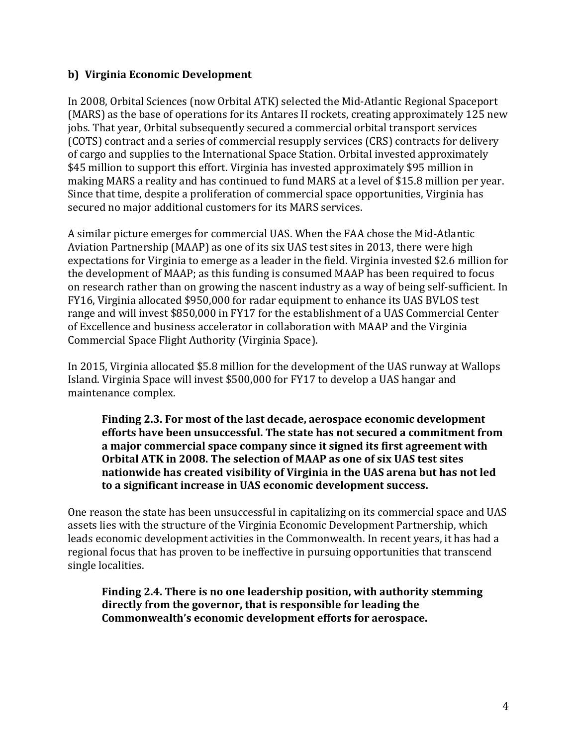### b) Virginia Economic Development

In 2008, Orbital Sciences (now Orbital ATK) selected the Mid-Atlantic Regional Spaceport (MARS) as the base of operations for its Antares II rockets, creating approximately 125 new jobs. That year, Orbital subsequently secured a commercial orbital transport services (COTS) contract and a series of commercial resupply services (CRS) contracts for delivery of cargo and supplies to the International Space Station. Orbital invested approximately $45 million to support this effort. Virginia has invested approximately $95 million in making MARS a reality and has continued to fund MARS at a level of $15.8 million per year. Since that time, despite a proliferation of commercial space opportunities, Virginia has secured no major additional customers for its MARS services.

A similar picture emerges for commercial UAS. When the FAA chose the Mid-Atlantic Aviation Partnership (MAAP) as one of its six UAS test sites in 2013, there were high expectations for Virginia to emerge as a leader in the field. Virginia invested $2.6 million for the development of MAAP; as this funding is consumed MAAP has been required to focus on research rather than on growing the nascent industry as a way of being self-sufficient. In FY16, Virginia allocated $950,000 for radar equipment to enhance its UAS BVLOS test range and will invest $850,000 in FY17 for the establishment of a UAS Commercial Center of Excellence and business accelerator in collaboration with MAAP and the Virginia Commercial Space Flight Authority (Virginia Space).

In 2015, Virginia allocated $5.8 million for the development of the UAS runway at Wallops Island. Virginia Space will invest $500,000 for FY17 to develop a UAS hangar and maintenance complex.

> **Finding 2.3. For most of the last decade, aerospace economic development efforts have been unsuccessful. The state has not secured a commitment from a major commercial space company since it signed its first agreement with Orbital ATK in 2008. The selection of MAAP as one of six UAS test sites nationwide has created visibility of Virginia in the UAS arena but has not led to a significant increase in UAS economic development success.**

One reason the state has been unsuccessful in capitalizing on its commercial space and UAS assets lies with the structure of the Virginia Economic Development Partnership, which leads economic development activities in the Commonwealth. In recent years, it has had a regional focus that has proven to be ineffective in pursuing opportunities that transcend single localities.

> **Finding 2.4. There is no one leadership position, with authority stemming directly from the governor, that is responsible for leading the Commonwealth's economic development efforts for aerospace.**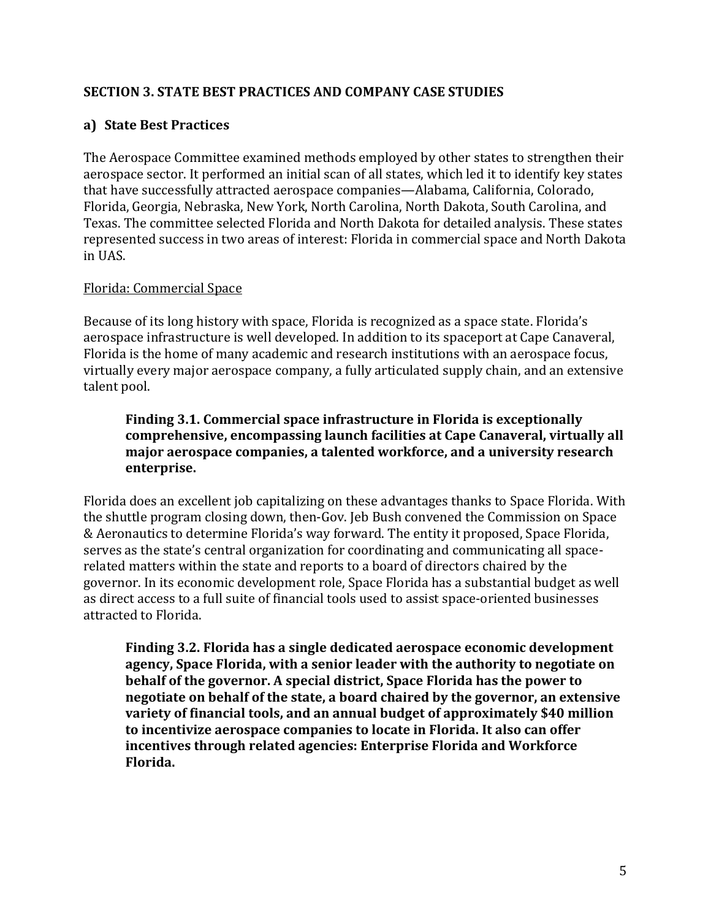## SECTION 3. STATE BEST PRACTICES AND COMPANY CASE STUDIES

### a) State Best Practices

The Aerospace Committee examined methods employed by other states to strengthen their aerospace sector. It performed an initial scan of all states, which led it to identify key states that have successfully attracted aerospace companies—Alabama, California, Colorado, Florida, Georgia, Nebraska, New York, North Carolina, North Dakota, South Carolina, and Texas. The committee selected Florida and North Dakota for detailed analysis. These states represented success in two areas of interest: Florida in commercial space and North Dakota in UAS.

<u>Florida: Commercial Space</u>

Because of its long history with space, Florida is recognized as a space state. Florida's aerospace infrastructure is well developed. In addition to its spaceport at Cape Canaveral, Florida is the home of many academic and research institutions with an aerospace focus, virtually every major aerospace company, a fully articulated supply chain, and an extensive talent pool.

> **Finding 3.1. Commercial space infrastructure in Florida is exceptionally comprehensive, encompassing launch facilities at Cape Canaveral, virtually all major aerospace companies, a talented workforce, and a university research enterprise.**

Florida does an excellent job capitalizing on these advantages thanks to Space Florida. With the shuttle program closing down, then-Gov. Jeb Bush convened the Commission on Space & Aeronautics to determine Florida's way forward. The entity it proposed, Space Florida, serves as the state's central organization for coordinating and communicating all space-related matters within the state and reports to a board of directors chaired by the governor. In its economic development role, Space Florida has a substantial budget as well as direct access to a full suite of financial tools used to assist space-oriented businesses attracted to Florida.

> **Finding 3.2. Florida has a single dedicated aerospace economic development agency, Space Florida, with a senior leader with the authority to negotiate on behalf of the governor. A special district, Space Florida has the power to negotiate on behalf of the state, a board chaired by the governor, an extensive variety of financial tools, and an annual budget of approximately $40 million to incentivize aerospace companies to locate in Florida. It also can offer incentives through related agencies: Enterprise Florida and Workforce Florida.**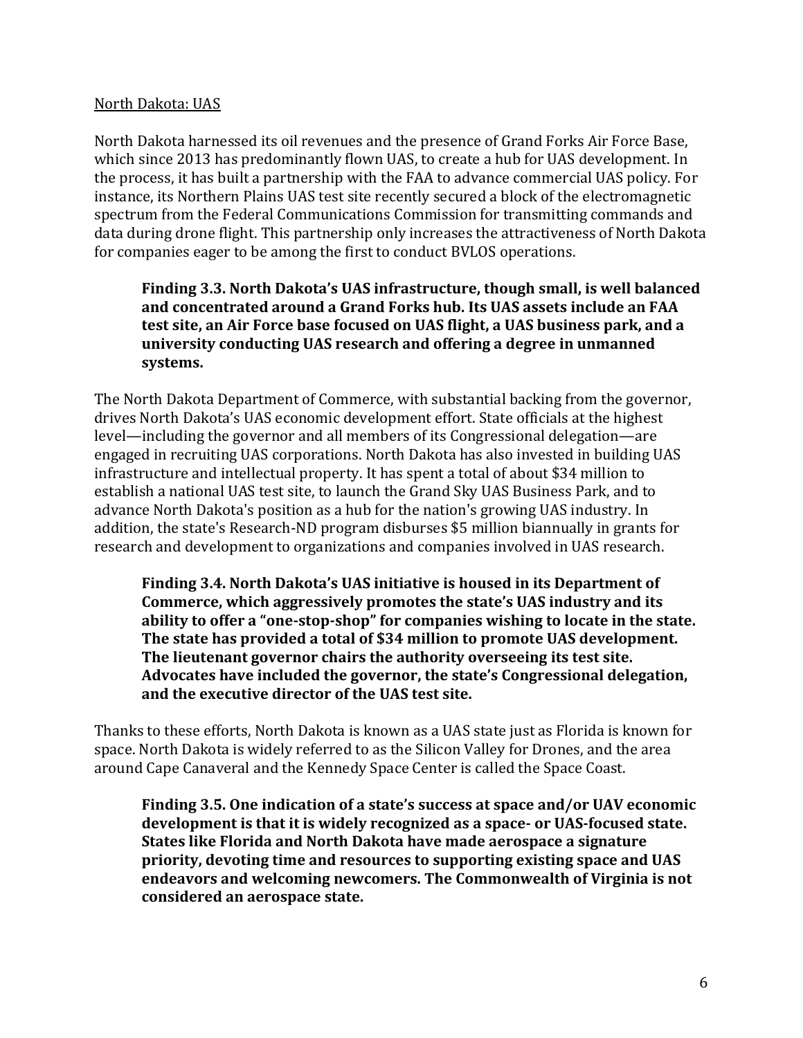North Dakota: UAS

North Dakota harnessed its oil revenues and the presence of Grand Forks Air Force Base, which since 2013 has predominantly flown UAS, to create a hub for UAS development. In the process, it has built a partnership with the FAA to advance commercial UAS policy. For instance, its Northern Plains UAS test site recently secured a block of the electromagnetic spectrum from the Federal Communications Commission for transmitting commands and data during drone flight. This partnership only increases the attractiveness of North Dakota for companies eager to be among the first to conduct BVLOS operations.

> **Finding 3.3. North Dakota's UAS infrastructure, though small, is well balanced and concentrated around a Grand Forks hub. Its UAS assets include an FAA test site, an Air Force base focused on UAS flight, a UAS business park, and a university conducting UAS research and offering a degree in unmanned systems.**

The North Dakota Department of Commerce, with substantial backing from the governor, drives North Dakota's UAS economic development effort. State officials at the highest level—including the governor and all members of its Congressional delegation—are engaged in recruiting UAS corporations. North Dakota has also invested in building UAS infrastructure and intellectual property. It has spent a total of about $34 million to establish a national UAS test site, to launch the Grand Sky UAS Business Park, and to advance North Dakota's position as a hub for the nation's growing UAS industry. In addition, the state's Research-ND program disburses $5 million biannually in grants for research and development to organizations and companies involved in UAS research.

> **Finding 3.4. North Dakota's UAS initiative is housed in its Department of Commerce, which aggressively promotes the state's UAS industry and its ability to offer a "one-stop-shop" for companies wishing to locate in the state. The state has provided a total of $34 million to promote UAS development. The lieutenant governor chairs the authority overseeing its test site. Advocates have included the governor, the state's Congressional delegation, and the executive director of the UAS test site.**

Thanks to these efforts, North Dakota is known as a UAS state just as Florida is known for space. North Dakota is widely referred to as the Silicon Valley for Drones, and the area around Cape Canaveral and the Kennedy Space Center is called the Space Coast.

> **Finding 3.5. One indication of a state's success at space and/or UAV economic development is that it is widely recognized as a space- or UAS-focused state. States like Florida and North Dakota have made aerospace a signature priority, devoting time and resources to supporting existing space and UAS endeavors and welcoming newcomers. The Commonwealth of Virginia is not considered an aerospace state.**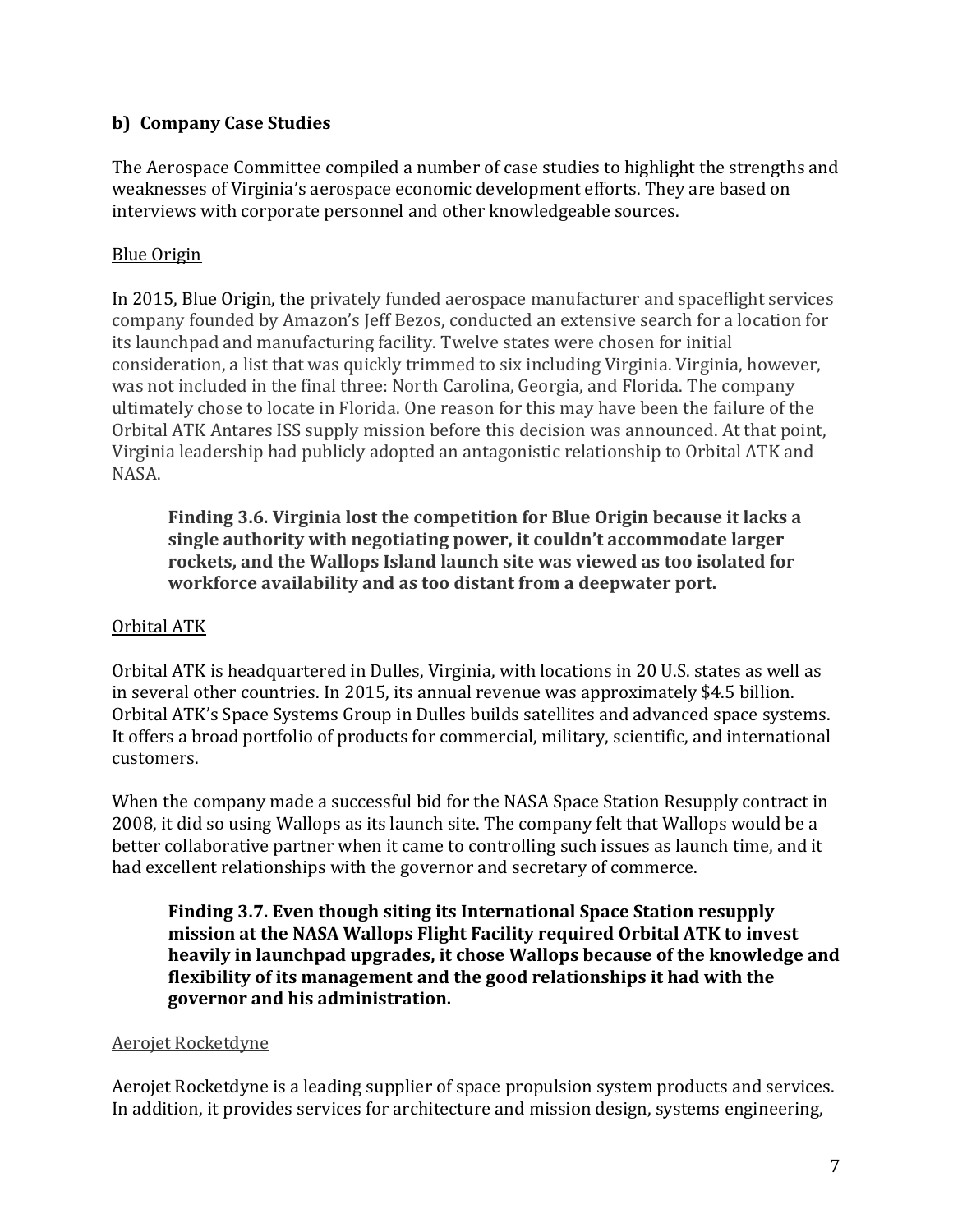### b) Company Case Studies

The Aerospace Committee compiled a number of case studies to highlight the strengths and weaknesses of Virginia's aerospace economic development efforts. They are based on interviews with corporate personnel and other knowledgeable sources.

Blue Origin

In 2015, Blue Origin, the privately funded aerospace manufacturer and spaceflight services company founded by Amazon's Jeff Bezos, conducted an extensive search for a location for its launchpad and manufacturing facility. Twelve states were chosen for initial consideration, a list that was quickly trimmed to six including Virginia. Virginia, however, was not included in the final three: North Carolina, Georgia, and Florida. The company ultimately chose to locate in Florida. One reason for this may have been the failure of the Orbital ATK Antares ISS supply mission before this decision was announced. At that point, Virginia leadership had publicly adopted an antagonistic relationship to Orbital ATK and NASA.

> **Finding 3.6. Virginia lost the competition for Blue Origin because it lacks a single authority with negotiating power, it couldn't accommodate larger rockets, and the Wallops Island launch site was viewed as too isolated for workforce availability and as too distant from a deepwater port.**

Orbital ATK

Orbital ATK is headquartered in Dulles, Virginia, with locations in 20 U.S. states as well as in several other countries. In 2015, its annual revenue was approximately $4.5 billion. Orbital ATK's Space Systems Group in Dulles builds satellites and advanced space systems. It offers a broad portfolio of products for commercial, military, scientific, and international customers.

When the company made a successful bid for the NASA Space Station Resupply contract in 2008, it did so using Wallops as its launch site. The company felt that Wallops would be a better collaborative partner when it came to controlling such issues as launch time, and it had excellent relationships with the governor and secretary of commerce.

> **Finding 3.7. Even though siting its International Space Station resupply mission at the NASA Wallops Flight Facility required Orbital ATK to invest heavily in launchpad upgrades, it chose Wallops because of the knowledge and flexibility of its management and the good relationships it had with the governor and his administration.**

Aerojet Rocketdyne

Aerojet Rocketdyne is a leading supplier of space propulsion system products and services. In addition, it provides services for architecture and mission design, systems engineering,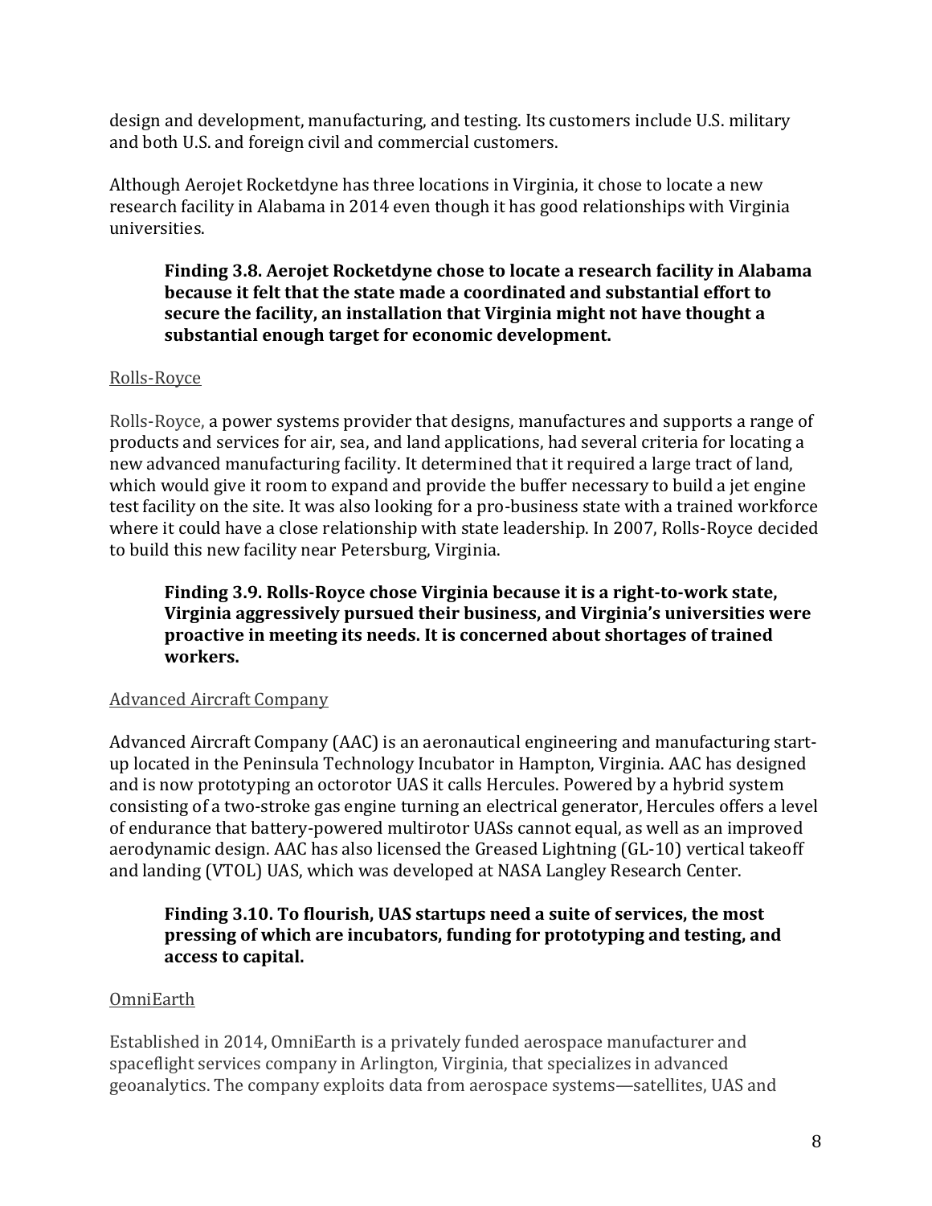design and development, manufacturing, and testing. Its customers include U.S. military and both U.S. and foreign civil and commercial customers.

Although Aerojet Rocketdyne has three locations in Virginia, it chose to locate a new research facility in Alabama in 2014 even though it has good relationships with Virginia universities.

> **Finding 3.8. Aerojet Rocketdyne chose to locate a research facility in Alabama because it felt that the state made a coordinated and substantial effort to secure the facility, an installation that Virginia might not have thought a substantial enough target for economic development.**

Rolls-Royce

Rolls-Royce, a power systems provider that designs, manufactures and supports a range of products and services for air, sea, and land applications, had several criteria for locating a new advanced manufacturing facility. It determined that it required a large tract of land, which would give it room to expand and provide the buffer necessary to build a jet engine test facility on the site. It was also looking for a pro-business state with a trained workforce where it could have a close relationship with state leadership. In 2007, Rolls-Royce decided to build this new facility near Petersburg, Virginia.

> **Finding 3.9. Rolls-Royce chose Virginia because it is a right-to-work state, Virginia aggressively pursued their business, and Virginia's universities were proactive in meeting its needs. It is concerned about shortages of trained workers.**

Advanced Aircraft Company

Advanced Aircraft Company (AAC) is an aeronautical engineering and manufacturing start-up located in the Peninsula Technology Incubator in Hampton, Virginia. AAC has designed and is now prototyping an octorotor UAS it calls Hercules. Powered by a hybrid system consisting of a two-stroke gas engine turning an electrical generator, Hercules offers a level of endurance that battery-powered multirotor UASs cannot equal, as well as an improved aerodynamic design. AAC has also licensed the Greased Lightning (GL-10) vertical takeoff and landing (VTOL) UAS, which was developed at NASA Langley Research Center.

> **Finding 3.10. To flourish, UAS startups need a suite of services, the most pressing of which are incubators, funding for prototyping and testing, and access to capital.**

OmniEarth

Established in 2014, OmniEarth is a privately funded aerospace manufacturer and spaceflight services company in Arlington, Virginia, that specializes in advanced geoanalytics. The company exploits data from aerospace systems—satellites, UAS and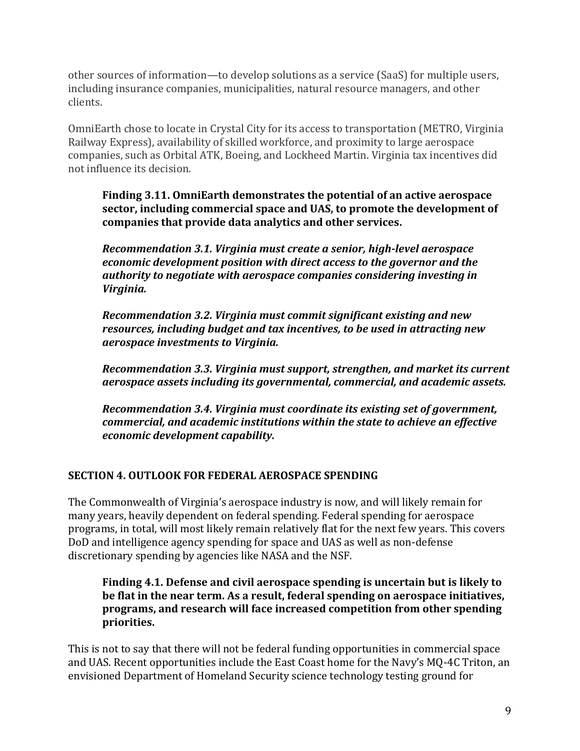other sources of information—to develop solutions as a service (SaaS) for multiple users, including insurance companies, municipalities, natural resource managers, and other clients.

OmniEarth chose to locate in Crystal City for its access to transportation (METRO, Virginia Railway Express), availability of skilled workforce, and proximity to large aerospace companies, such as Orbital ATK, Boeing, and Lockheed Martin. Virginia tax incentives did not influence its decision.

> **Finding 3.11. OmniEarth demonstrates the potential of an active aerospace sector, including commercial space and UAS, to promote the development of companies that provide data analytics and other services.**
>
> ***Recommendation 3.1. Virginia must create a senior, high-level aerospace economic development position with direct access to the governor and the authority to negotiate with aerospace companies considering investing in Virginia.***
>
> ***Recommendation 3.2. Virginia must commit significant existing and new resources, including budget and tax incentives, to be used in attracting new aerospace investments to Virginia.***
>
> ***Recommendation 3.3. Virginia must support, strengthen, and market its current aerospace assets including its governmental, commercial, and academic assets.***
>
> ***Recommendation 3.4. Virginia must coordinate its existing set of government, commercial, and academic institutions within the state to achieve an effective economic development capability.***

## SECTION 4. OUTLOOK FOR FEDERAL AEROSPACE SPENDING

The Commonwealth of Virginia's aerospace industry is now, and will likely remain for many years, heavily dependent on federal spending. Federal spending for aerospace programs, in total, will most likely remain relatively flat for the next few years. This covers DoD and intelligence agency spending for space and UAS as well as non-defense discretionary spending by agencies like NASA and the NSF.

> **Finding 4.1. Defense and civil aerospace spending is uncertain but is likely to be flat in the near term. As a result, federal spending on aerospace initiatives, programs, and research will face increased competition from other spending priorities.**

This is not to say that there will not be federal funding opportunities in commercial space and UAS. Recent opportunities include the East Coast home for the Navy's MQ-4C Triton, an envisioned Department of Homeland Security science technology testing ground for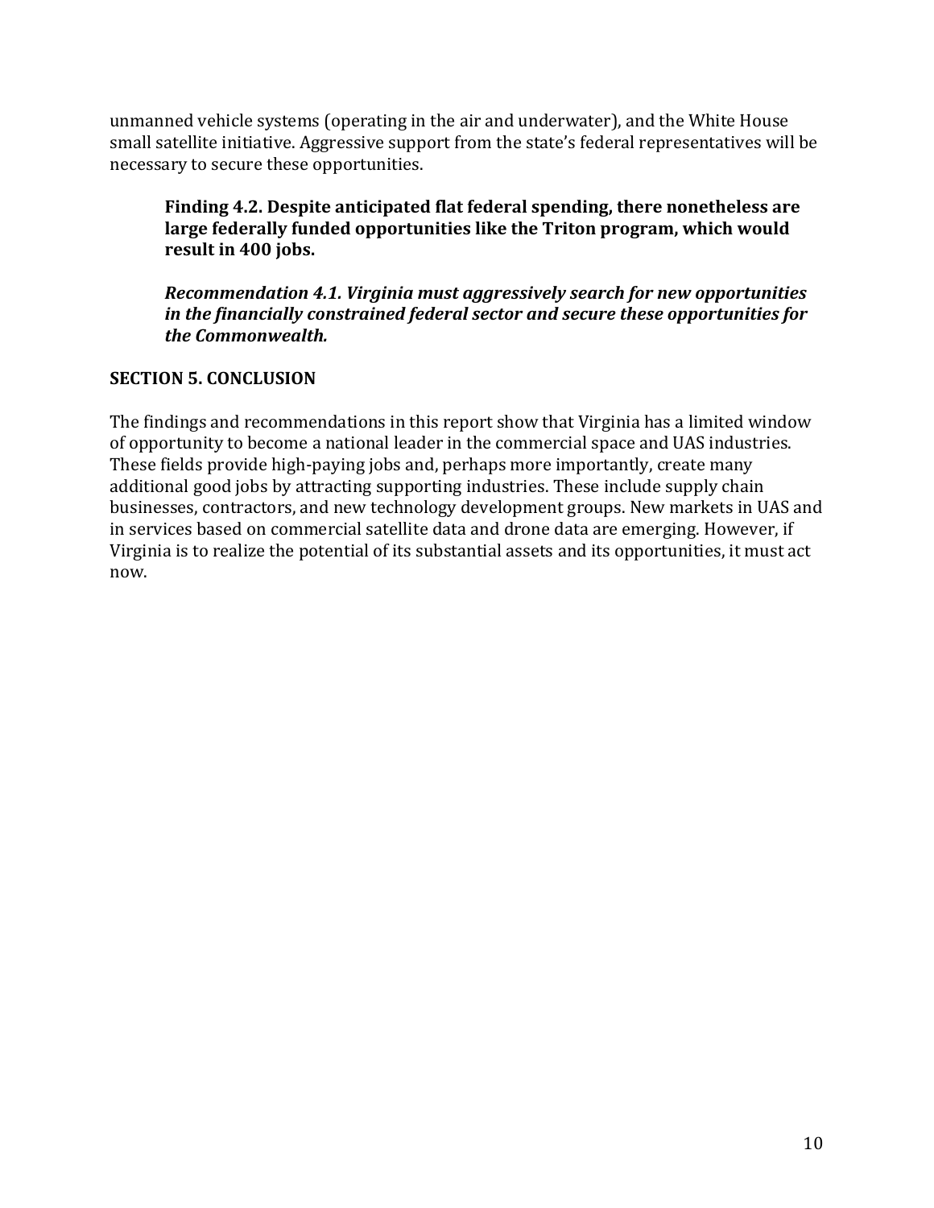unmanned vehicle systems (operating in the air and underwater), and the White House small satellite initiative. Aggressive support from the state's federal representatives will be necessary to secure these opportunities.

> **Finding 4.2. Despite anticipated flat federal spending, there nonetheless are large federally funded opportunities like the Triton program, which would result in 400 jobs.**
>
> ***Recommendation 4.1. Virginia must aggressively search for new opportunities in the financially constrained federal sector and secure these opportunities for the Commonwealth.***

## SECTION 5. CONCLUSION

The findings and recommendations in this report show that Virginia has a limited window of opportunity to become a national leader in the commercial space and UAS industries. These fields provide high-paying jobs and, perhaps more importantly, create many additional good jobs by attracting supporting industries. These include supply chain businesses, contractors, and new technology development groups. New markets in UAS and in services based on commercial satellite data and drone data are emerging. However, if Virginia is to realize the potential of its substantial assets and its opportunities, it must act now.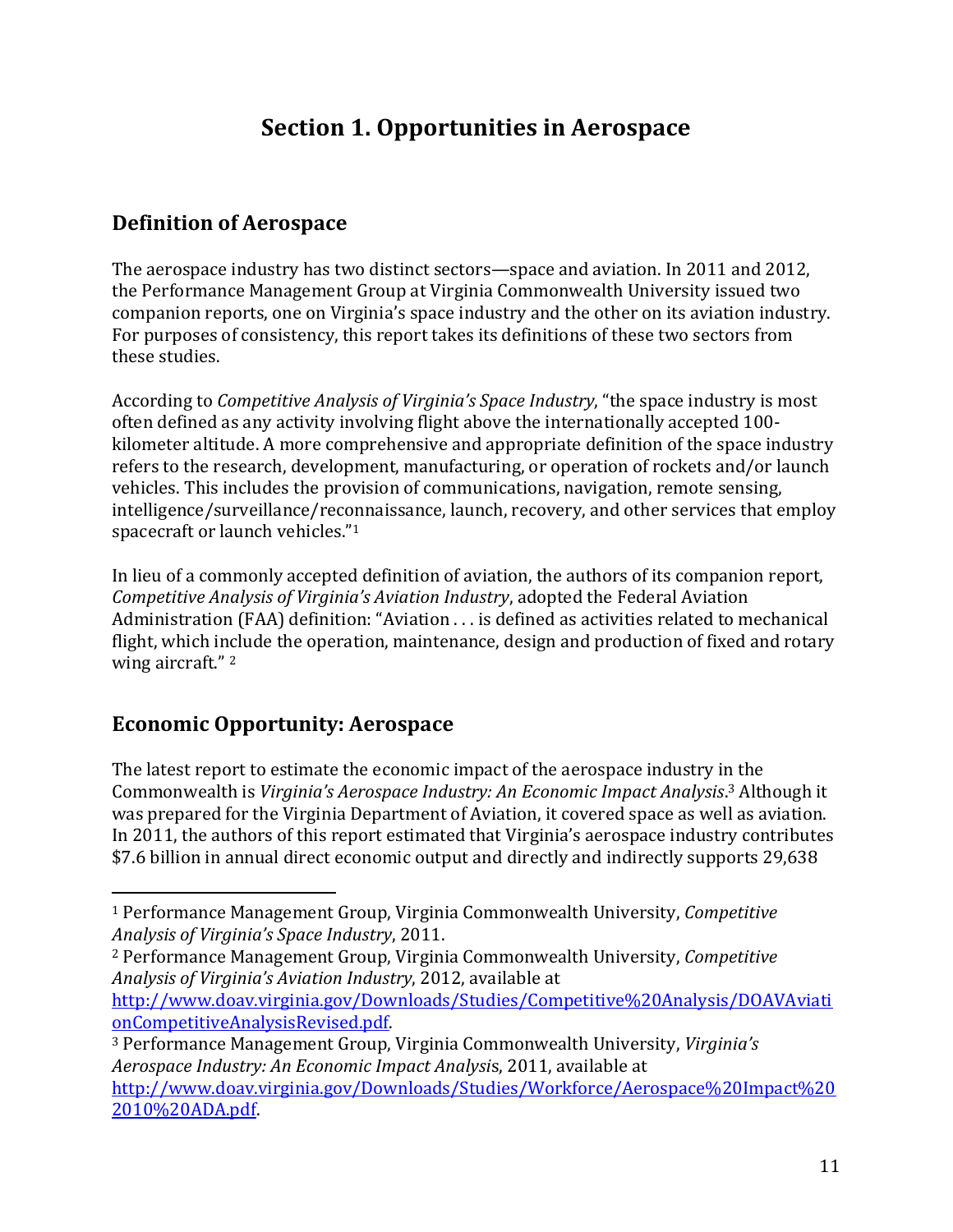# Section 1. Opportunities in Aerospace

## Definition of Aerospace

The aerospace industry has two distinct sectors—space and aviation. In 2011 and 2012, the Performance Management Group at Virginia Commonwealth University issued two companion reports, one on Virginia's space industry and the other on its aviation industry. For purposes of consistency, this report takes its definitions of these two sectors from these studies.

According to *Competitive Analysis of Virginia's Space Industry*, "the space industry is most often defined as any activity involving flight above the internationally accepted 100-kilometer altitude. A more comprehensive and appropriate definition of the space industry refers to the research, development, manufacturing, or operation of rockets and/or launch vehicles. This includes the provision of communications, navigation, remote sensing, intelligence/surveillance/reconnaissance, launch, recovery, and other services that employ spacecraft or launch vehicles."[1]

In lieu of a commonly accepted definition of aviation, the authors of its companion report, *Competitive Analysis of Virginia's Aviation Industry*, adopted the Federal Aviation Administration (FAA) definition: "Aviation . . . is defined as activities related to mechanical flight, which include the operation, maintenance, design and production of fixed and rotary wing aircraft." [2]

## Economic Opportunity: Aerospace

The latest report to estimate the economic impact of the aerospace industry in the Commonwealth is *Virginia's Aerospace Industry: An Economic Impact Analysis*.[3] Although it was prepared for the Virginia Department of Aviation, it covered space as well as aviation. In 2011, the authors of this report estimated that Virginia's aerospace industry contributes $7.6 billion in annual direct economic output and directly and indirectly supports 29,638

---

[1] Performance Management Group, Virginia Commonwealth University, *Competitive Analysis of Virginia's Space Industry*, 2011.

[2] Performance Management Group, Virginia Commonwealth University, *Competitive Analysis of Virginia's Aviation Industry*, 2012, available at http://www.doav.virginia.gov/Downloads/Studies/Competitive%20Analysis/DOAVAviationCompetitiveAnalysisRevised.pdf.

[3] Performance Management Group, Virginia Commonwealth University, *Virginia's Aerospace Industry: An Economic Impact Analysis*, 2011, available at http://www.doav.virginia.gov/Downloads/Studies/Workforce/Aerospace%20Impact%202010%20ADA.pdf.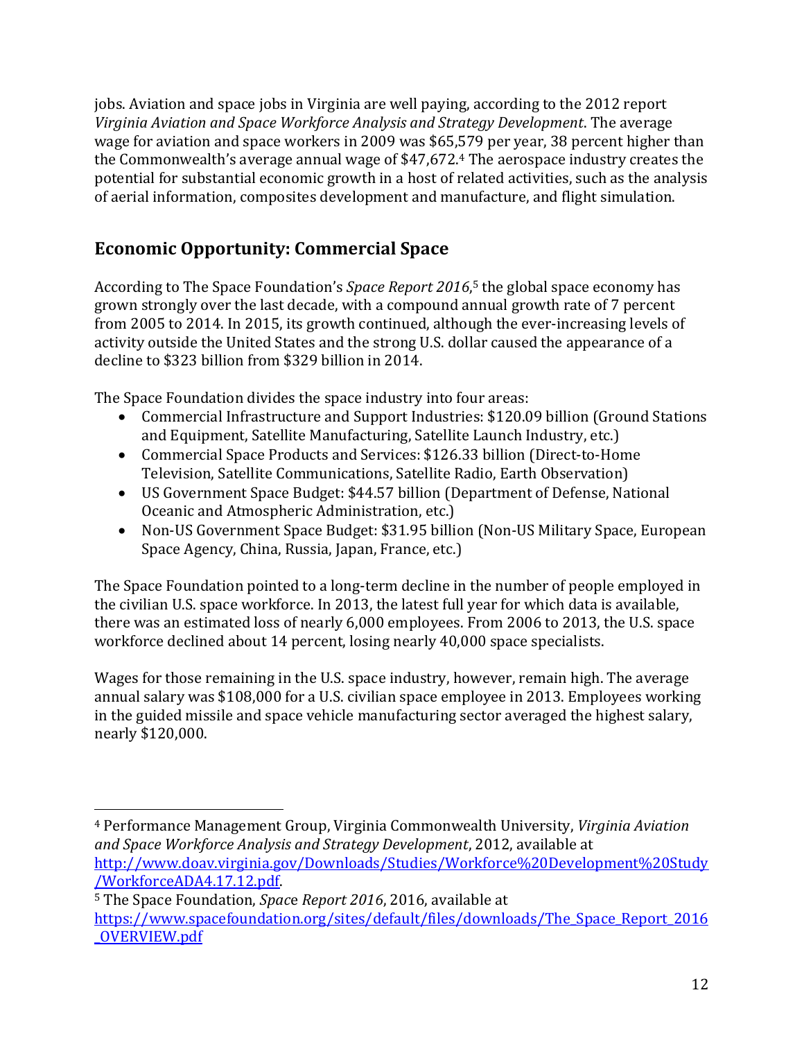jobs. Aviation and space jobs in Virginia are well paying, according to the 2012 report *Virginia Aviation and Space Workforce Analysis and Strategy Development*. The average wage for aviation and space workers in 2009 was $65,579 per year, 38 percent higher than the Commonwealth's average annual wage of $47,672.[4] The aerospace industry creates the potential for substantial economic growth in a host of related activities, such as the analysis of aerial information, composites development and manufacture, and flight simulation.

## Economic Opportunity: Commercial Space

According to The Space Foundation's *Space Report 2016*,[5] the global space economy has grown strongly over the last decade, with a compound annual growth rate of 7 percent from 2005 to 2014. In 2015, its growth continued, although the ever-increasing levels of activity outside the United States and the strong U.S. dollar caused the appearance of a decline to $323 billion from $329 billion in 2014.

The Space Foundation divides the space industry into four areas:

- Commercial Infrastructure and Support Industries: $120.09 billion (Ground Stations and Equipment, Satellite Manufacturing, Satellite Launch Industry, etc.)
- Commercial Space Products and Services: $126.33 billion (Direct-to-Home Television, Satellite Communications, Satellite Radio, Earth Observation)
- US Government Space Budget: $44.57 billion (Department of Defense, National Oceanic and Atmospheric Administration, etc.)
- Non-US Government Space Budget: $31.95 billion (Non-US Military Space, European Space Agency, China, Russia, Japan, France, etc.)

The Space Foundation pointed to a long-term decline in the number of people employed in the civilian U.S. space workforce. In 2013, the latest full year for which data is available, there was an estimated loss of nearly 6,000 employees. From 2006 to 2013, the U.S. space workforce declined about 14 percent, losing nearly 40,000 space specialists.

Wages for those remaining in the U.S. space industry, however, remain high. The average annual salary was $108,000 for a U.S. civilian space employee in 2013. Employees working in the guided missile and space vehicle manufacturing sector averaged the highest salary, nearly $120,000.

---

[4] Performance Management Group, Virginia Commonwealth University, *Virginia Aviation and Space Workforce Analysis and Strategy Development*, 2012, available at http://www.doav.virginia.gov/Downloads/Studies/Workforce%20Development%20Study/WorkforceADA4.17.12.pdf.

[5] The Space Foundation, *Space Report 2016*, 2016, available at https://www.spacefoundation.org/sites/default/files/downloads/The_Space_Report_2016_OVERVIEW.pdf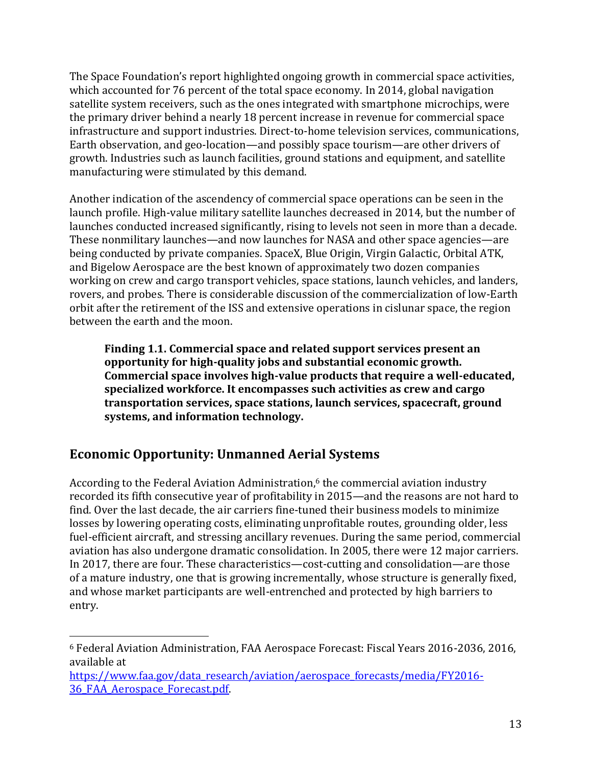The Space Foundation's report highlighted ongoing growth in commercial space activities, which accounted for 76 percent of the total space economy. In 2014, global navigation satellite system receivers, such as the ones integrated with smartphone microchips, were the primary driver behind a nearly 18 percent increase in revenue for commercial space infrastructure and support industries. Direct-to-home television services, communications, Earth observation, and geo-location—and possibly space tourism—are other drivers of growth. Industries such as launch facilities, ground stations and equipment, and satellite manufacturing were stimulated by this demand.

Another indication of the ascendency of commercial space operations can be seen in the launch profile. High-value military satellite launches decreased in 2014, but the number of launches conducted increased significantly, rising to levels not seen in more than a decade. These nonmilitary launches—and now launches for NASA and other space agencies—are being conducted by private companies. SpaceX, Blue Origin, Virgin Galactic, Orbital ATK, and Bigelow Aerospace are the best known of approximately two dozen companies working on crew and cargo transport vehicles, space stations, launch vehicles, and landers, rovers, and probes. There is considerable discussion of the commercialization of low-Earth orbit after the retirement of the ISS and extensive operations in cislunar space, the region between the earth and the moon.

> **Finding 1.1. Commercial space and related support services present an opportunity for high-quality jobs and substantial economic growth. Commercial space involves high-value products that require a well-educated, specialized workforce. It encompasses such activities as crew and cargo transportation services, space stations, launch services, spacecraft, ground systems, and information technology.**

## Economic Opportunity: Unmanned Aerial Systems

According to the Federal Aviation Administration,[6] the commercial aviation industry recorded its fifth consecutive year of profitability in 2015—and the reasons are not hard to find. Over the last decade, the air carriers fine-tuned their business models to minimize losses by lowering operating costs, eliminating unprofitable routes, grounding older, less fuel-efficient aircraft, and stressing ancillary revenues. During the same period, commercial aviation has also undergone dramatic consolidation. In 2005, there were 12 major carriers. In 2017, there are four. These characteristics—cost-cutting and consolidation—are those of a mature industry, one that is growing incrementally, whose structure is generally fixed, and whose market participants are well-entrenched and protected by high barriers to entry.

---

[6] Federal Aviation Administration, FAA Aerospace Forecast: Fiscal Years 2016-2036, 2016, available at https://www.faa.gov/data_research/aviation/aerospace_forecasts/media/FY2016-36_FAA_Aerospace_Forecast.pdf.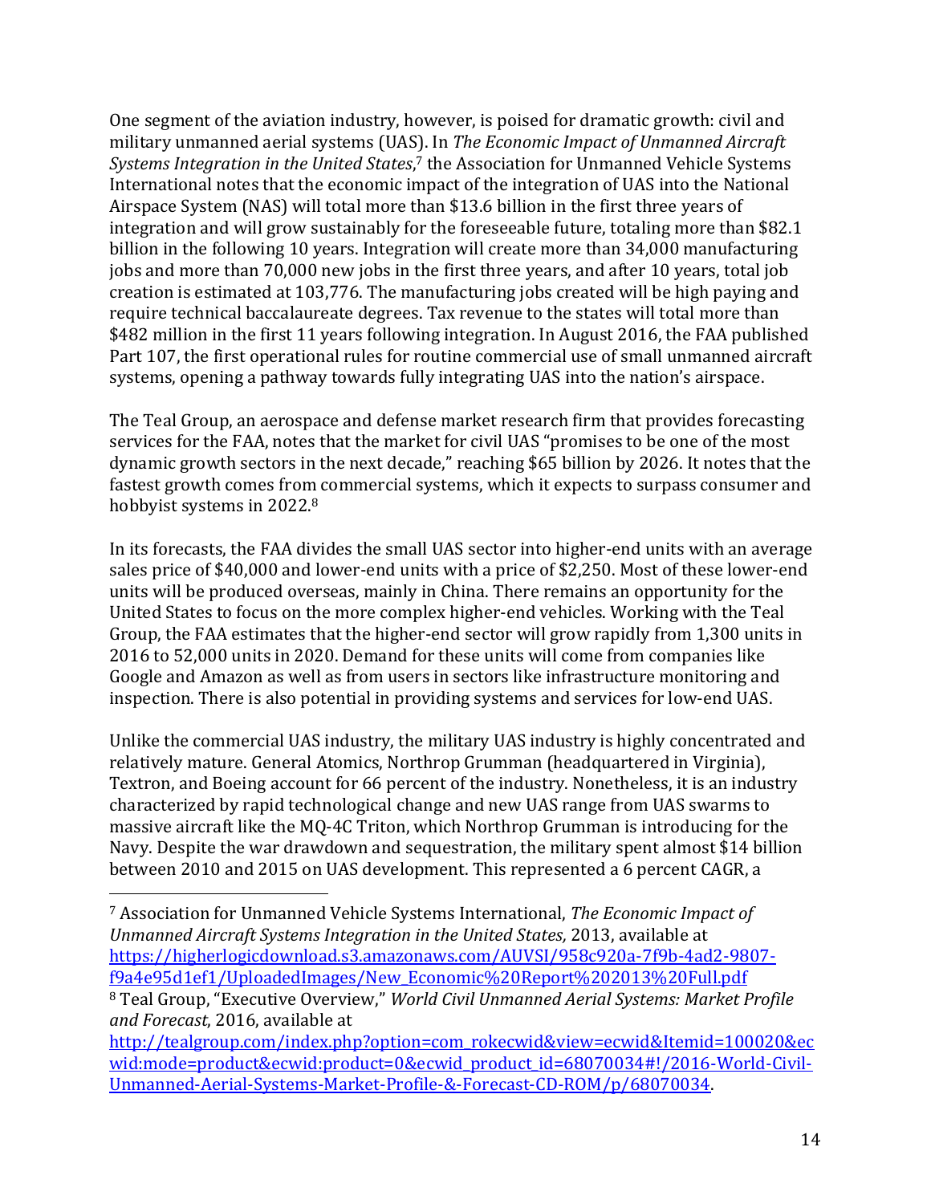One segment of the aviation industry, however, is poised for dramatic growth: civil and military unmanned aerial systems (UAS). In *The Economic Impact of Unmanned Aircraft Systems Integration in the United States*,[7] the Association for Unmanned Vehicle Systems International notes that the economic impact of the integration of UAS into the National Airspace System (NAS) will total more than $13.6 billion in the first three years of integration and will grow sustainably for the foreseeable future, totaling more than $82.1 billion in the following 10 years. Integration will create more than 34,000 manufacturing jobs and more than 70,000 new jobs in the first three years, and after 10 years, total job creation is estimated at 103,776. The manufacturing jobs created will be high paying and require technical baccalaureate degrees. Tax revenue to the states will total more than $482 million in the first 11 years following integration. In August 2016, the FAA published Part 107, the first operational rules for routine commercial use of small unmanned aircraft systems, opening a pathway towards fully integrating UAS into the nation's airspace.

The Teal Group, an aerospace and defense market research firm that provides forecasting services for the FAA, notes that the market for civil UAS "promises to be one of the most dynamic growth sectors in the next decade," reaching $65 billion by 2026. It notes that the fastest growth comes from commercial systems, which it expects to surpass consumer and hobbyist systems in 2022.[8]

In its forecasts, the FAA divides the small UAS sector into higher-end units with an average sales price of $40,000 and lower-end units with a price of $2,250. Most of these lower-end units will be produced overseas, mainly in China. There remains an opportunity for the United States to focus on the more complex higher-end vehicles. Working with the Teal Group, the FAA estimates that the higher-end sector will grow rapidly from 1,300 units in 2016 to 52,000 units in 2020. Demand for these units will come from companies like Google and Amazon as well as from users in sectors like infrastructure monitoring and inspection. There is also potential in providing systems and services for low-end UAS.

Unlike the commercial UAS industry, the military UAS industry is highly concentrated and relatively mature. General Atomics, Northrop Grumman (headquartered in Virginia), Textron, and Boeing account for 66 percent of the industry. Nonetheless, it is an industry characterized by rapid technological change and new UAS range from UAS swarms to massive aircraft like the MQ-4C Triton, which Northrop Grumman is introducing for the Navy. Despite the war drawdown and sequestration, the military spent almost $14 billion between 2010 and 2015 on UAS development. This represented a 6 percent CAGR, a

---

[7] Association for Unmanned Vehicle Systems International, *The Economic Impact of Unmanned Aircraft Systems Integration in the United States,* 2013, available at https://higherlogicdownload.s3.amazonaws.com/AUVSI/958c920a-7f9b-4ad2-9807-f9a4e95d1ef1/UploadedImages/New_Economic%20Report%202013%20Full.pdf

[8] Teal Group, "Executive Overview," *World Civil Unmanned Aerial Systems: Market Profile and Forecast*, 2016, available at http://tealgroup.com/index.php?option=com_rokecwid&view=ecwid&Itemid=100020&ecwid:mode=product&ecwid:product=0&ecwid_product_id=68070034#!/2016-World-Civil-Unmanned-Aerial-Systems-Market-Profile-&-Forecast-CD-ROM/p/68070034.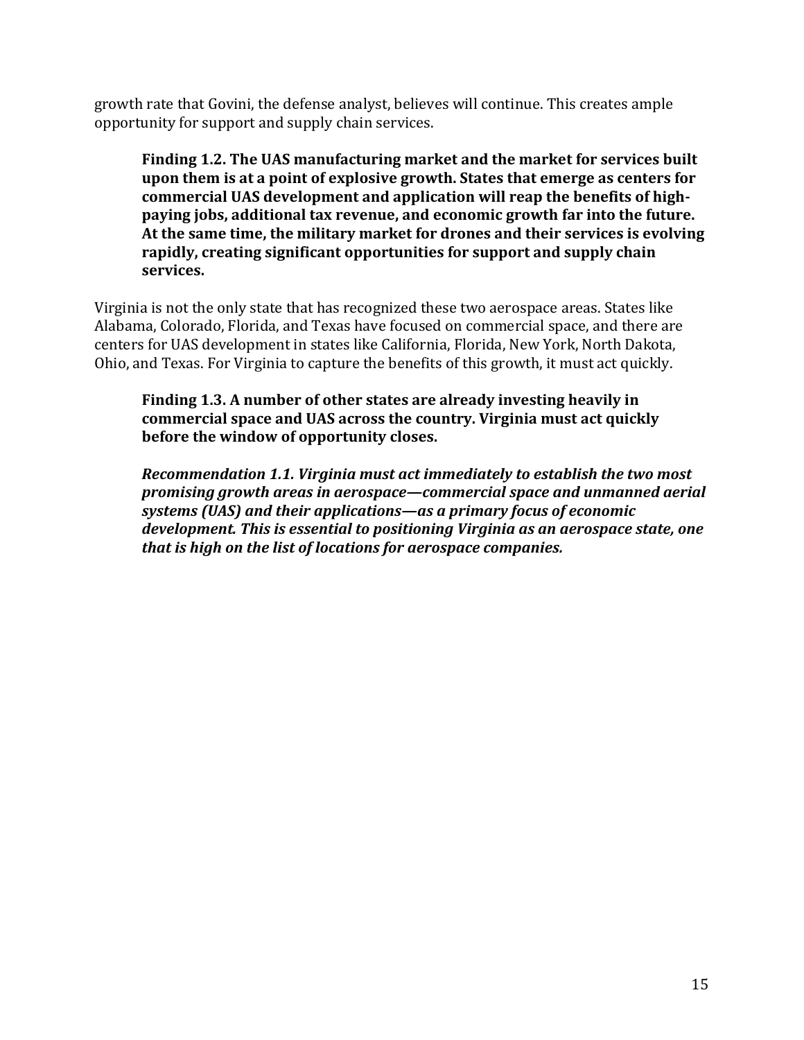growth rate that Govini, the defense analyst, believes will continue. This creates ample opportunity for support and supply chain services.

> **Finding 1.2. The UAS manufacturing market and the market for services built upon them is at a point of explosive growth. States that emerge as centers for commercial UAS development and application will reap the benefits of high-paying jobs, additional tax revenue, and economic growth far into the future. At the same time, the military market for drones and their services is evolving rapidly, creating significant opportunities for support and supply chain services.**

Virginia is not the only state that has recognized these two aerospace areas. States like Alabama, Colorado, Florida, and Texas have focused on commercial space, and there are centers for UAS development in states like California, Florida, New York, North Dakota, Ohio, and Texas. For Virginia to capture the benefits of this growth, it must act quickly.

> **Finding 1.3. A number of other states are already investing heavily in commercial space and UAS across the country. Virginia must act quickly before the window of opportunity closes.**

> ***Recommendation 1.1. Virginia must act immediately to establish the two most promising growth areas in aerospace—commercial space and unmanned aerial systems (UAS) and their applications—as a primary focus of economic development. This is essential to positioning Virginia as an aerospace state, one that is high on the list of locations for aerospace companies.***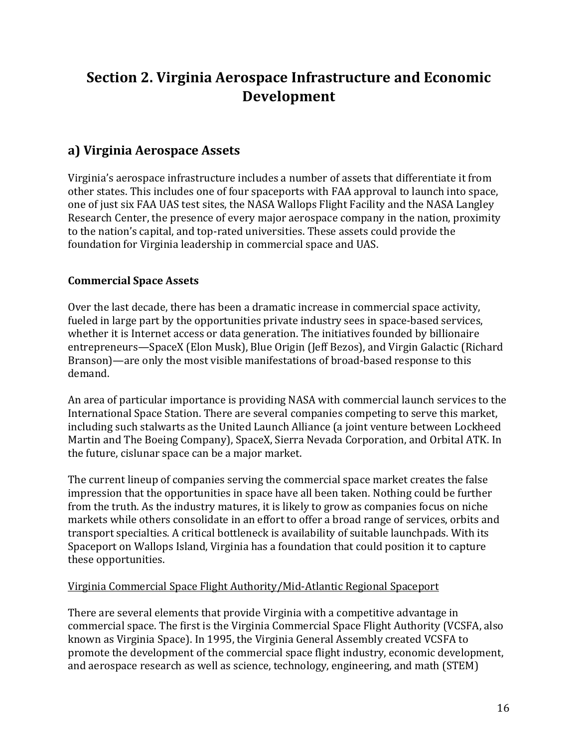# Section 2. Virginia Aerospace Infrastructure and Economic Development

## a) Virginia Aerospace Assets

Virginia's aerospace infrastructure includes a number of assets that differentiate it from other states. This includes one of four spaceports with FAA approval to launch into space, one of just six FAA UAS test sites, the NASA Wallops Flight Facility and the NASA Langley Research Center, the presence of every major aerospace company in the nation, proximity to the nation's capital, and top-rated universities. These assets could provide the foundation for Virginia leadership in commercial space and UAS.

**Commercial Space Assets**

Over the last decade, there has been a dramatic increase in commercial space activity, fueled in large part by the opportunities private industry sees in space-based services, whether it is Internet access or data generation. The initiatives founded by billionaire entrepreneurs—SpaceX (Elon Musk), Blue Origin (Jeff Bezos), and Virgin Galactic (Richard Branson)—are only the most visible manifestations of broad-based response to this demand.

An area of particular importance is providing NASA with commercial launch services to the International Space Station. There are several companies competing to serve this market, including such stalwarts as the United Launch Alliance (a joint venture between Lockheed Martin and The Boeing Company), SpaceX, Sierra Nevada Corporation, and Orbital ATK. In the future, cislunar space can be a major market.

The current lineup of companies serving the commercial space market creates the false impression that the opportunities in space have all been taken. Nothing could be further from the truth. As the industry matures, it is likely to grow as companies focus on niche markets while others consolidate in an effort to offer a broad range of services, orbits and transport specialties. A critical bottleneck is availability of suitable launchpads. With its Spaceport on Wallops Island, Virginia has a foundation that could position it to capture these opportunities.

<u>Virginia Commercial Space Flight Authority/Mid-Atlantic Regional Spaceport</u>

There are several elements that provide Virginia with a competitive advantage in commercial space. The first is the Virginia Commercial Space Flight Authority (VCSFA, also known as Virginia Space). In 1995, the Virginia General Assembly created VCSFA to promote the development of the commercial space flight industry, economic development, and aerospace research as well as science, technology, engineering, and math (STEM)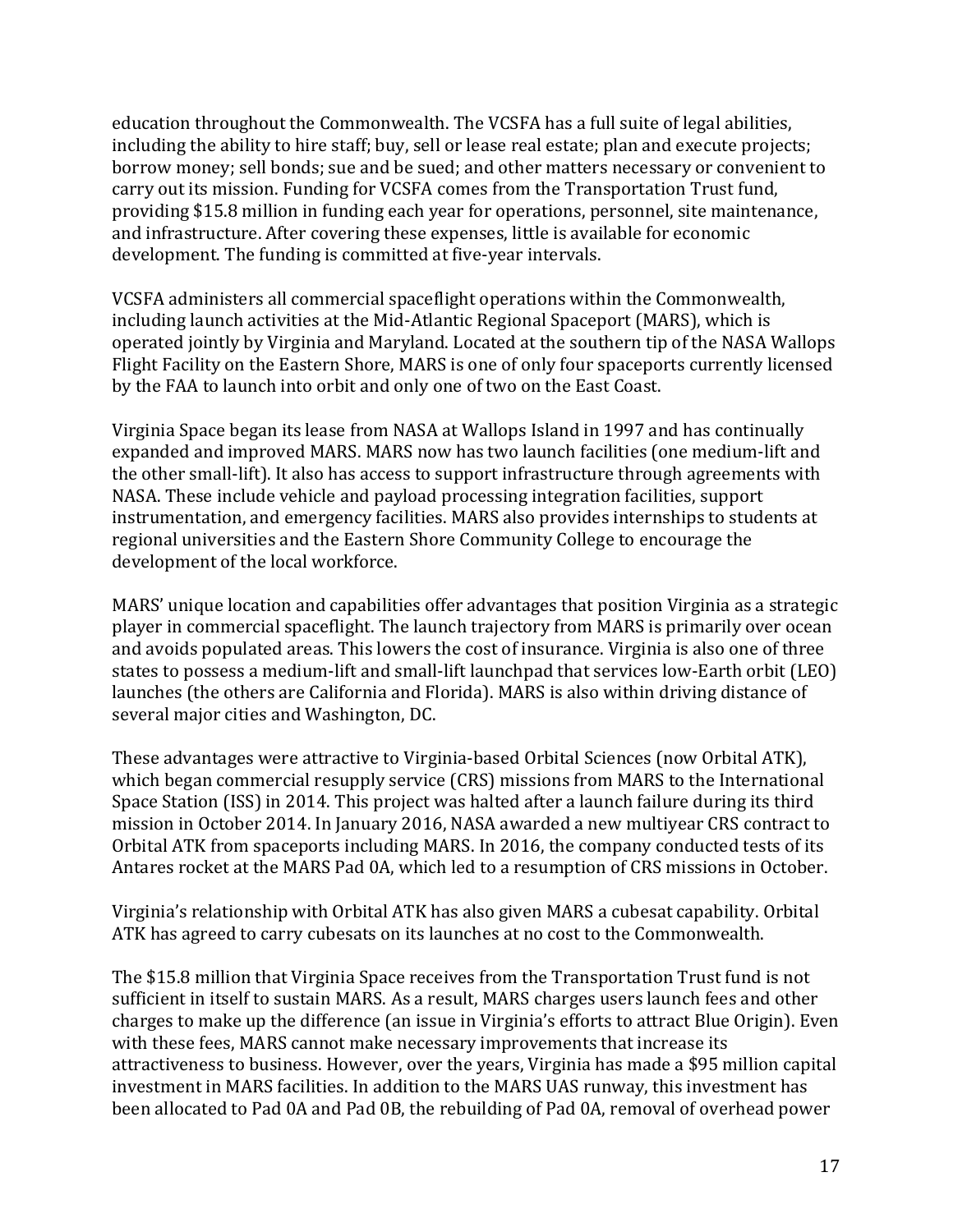education throughout the Commonwealth. The VCSFA has a full suite of legal abilities, including the ability to hire staff; buy, sell or lease real estate; plan and execute projects; borrow money; sell bonds; sue and be sued; and other matters necessary or convenient to carry out its mission. Funding for VCSFA comes from the Transportation Trust fund, providing $15.8 million in funding each year for operations, personnel, site maintenance, and infrastructure. After covering these expenses, little is available for economic development. The funding is committed at five-year intervals.

VCSFA administers all commercial spaceflight operations within the Commonwealth, including launch activities at the Mid-Atlantic Regional Spaceport (MARS), which is operated jointly by Virginia and Maryland. Located at the southern tip of the NASA Wallops Flight Facility on the Eastern Shore, MARS is one of only four spaceports currently licensed by the FAA to launch into orbit and only one of two on the East Coast.

Virginia Space began its lease from NASA at Wallops Island in 1997 and has continually expanded and improved MARS. MARS now has two launch facilities (one medium-lift and the other small-lift). It also has access to support infrastructure through agreements with NASA. These include vehicle and payload processing integration facilities, support instrumentation, and emergency facilities. MARS also provides internships to students at regional universities and the Eastern Shore Community College to encourage the development of the local workforce.

MARS' unique location and capabilities offer advantages that position Virginia as a strategic player in commercial spaceflight. The launch trajectory from MARS is primarily over ocean and avoids populated areas. This lowers the cost of insurance. Virginia is also one of three states to possess a medium-lift and small-lift launchpad that services low-Earth orbit (LEO) launches (the others are California and Florida). MARS is also within driving distance of several major cities and Washington, DC.

These advantages were attractive to Virginia-based Orbital Sciences (now Orbital ATK), which began commercial resupply service (CRS) missions from MARS to the International Space Station (ISS) in 2014. This project was halted after a launch failure during its third mission in October 2014. In January 2016, NASA awarded a new multiyear CRS contract to Orbital ATK from spaceports including MARS. In 2016, the company conducted tests of its Antares rocket at the MARS Pad 0A, which led to a resumption of CRS missions in October.

Virginia's relationship with Orbital ATK has also given MARS a cubesat capability. Orbital ATK has agreed to carry cubesats on its launches at no cost to the Commonwealth.

The $15.8 million that Virginia Space receives from the Transportation Trust fund is not sufficient in itself to sustain MARS. As a result, MARS charges users launch fees and other charges to make up the difference (an issue in Virginia's efforts to attract Blue Origin). Even with these fees, MARS cannot make necessary improvements that increase its attractiveness to business. However, over the years, Virginia has made a $95 million capital investment in MARS facilities. In addition to the MARS UAS runway, this investment has been allocated to Pad 0A and Pad 0B, the rebuilding of Pad 0A, removal of overhead power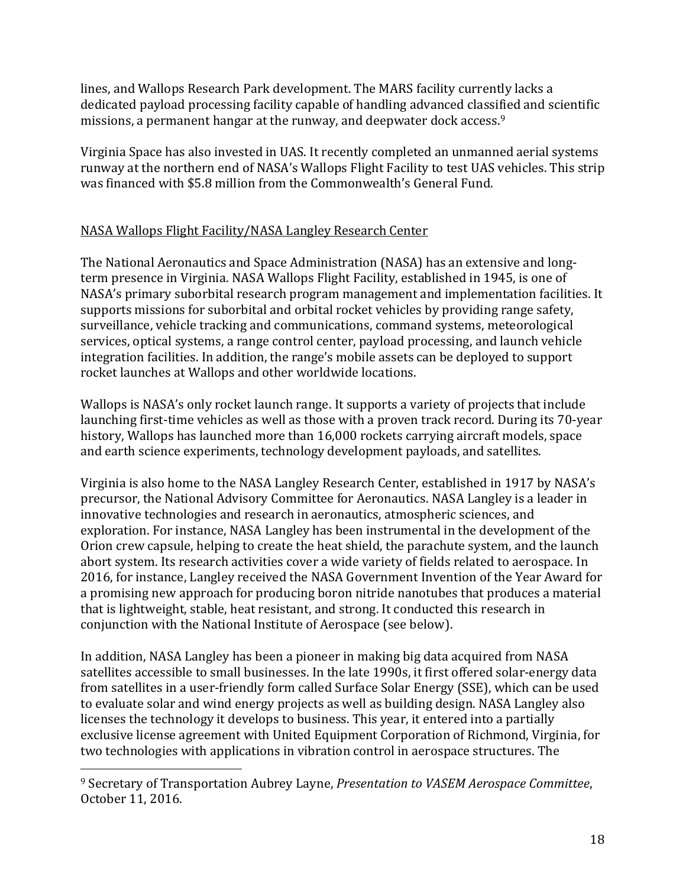lines, and Wallops Research Park development. The MARS facility currently lacks a dedicated payload processing facility capable of handling advanced classified and scientific missions, a permanent hangar at the runway, and deepwater dock access.[9]

Virginia Space has also invested in UAS. It recently completed an unmanned aerial systems runway at the northern end of NASA's Wallops Flight Facility to test UAS vehicles. This strip was financed with $5.8 million from the Commonwealth's General Fund.

<u>NASA Wallops Flight Facility/NASA Langley Research Center</u>

The National Aeronautics and Space Administration (NASA) has an extensive and long-term presence in Virginia. NASA Wallops Flight Facility, established in 1945, is one of NASA's primary suborbital research program management and implementation facilities. It supports missions for suborbital and orbital rocket vehicles by providing range safety, surveillance, vehicle tracking and communications, command systems, meteorological services, optical systems, a range control center, payload processing, and launch vehicle integration facilities. In addition, the range's mobile assets can be deployed to support rocket launches at Wallops and other worldwide locations.

Wallops is NASA's only rocket launch range. It supports a variety of projects that include launching first-time vehicles as well as those with a proven track record. During its 70-year history, Wallops has launched more than 16,000 rockets carrying aircraft models, space and earth science experiments, technology development payloads, and satellites.

Virginia is also home to the NASA Langley Research Center, established in 1917 by NASA's precursor, the National Advisory Committee for Aeronautics. NASA Langley is a leader in innovative technologies and research in aeronautics, atmospheric sciences, and exploration. For instance, NASA Langley has been instrumental in the development of the Orion crew capsule, helping to create the heat shield, the parachute system, and the launch abort system. Its research activities cover a wide variety of fields related to aerospace. In 2016, for instance, Langley received the NASA Government Invention of the Year Award for a promising new approach for producing boron nitride nanotubes that produces a material that is lightweight, stable, heat resistant, and strong. It conducted this research in conjunction with the National Institute of Aerospace (see below).

In addition, NASA Langley has been a pioneer in making big data acquired from NASA satellites accessible to small businesses. In the late 1990s, it first offered solar-energy data from satellites in a user-friendly form called Surface Solar Energy (SSE), which can be used to evaluate solar and wind energy projects as well as building design. NASA Langley also licenses the technology it develops to business. This year, it entered into a partially exclusive license agreement with United Equipment Corporation of Richmond, Virginia, for two technologies with applications in vibration control in aerospace structures. The

---

[9] Secretary of Transportation Aubrey Layne, *Presentation to VASEM Aerospace Committee*, October 11, 2016.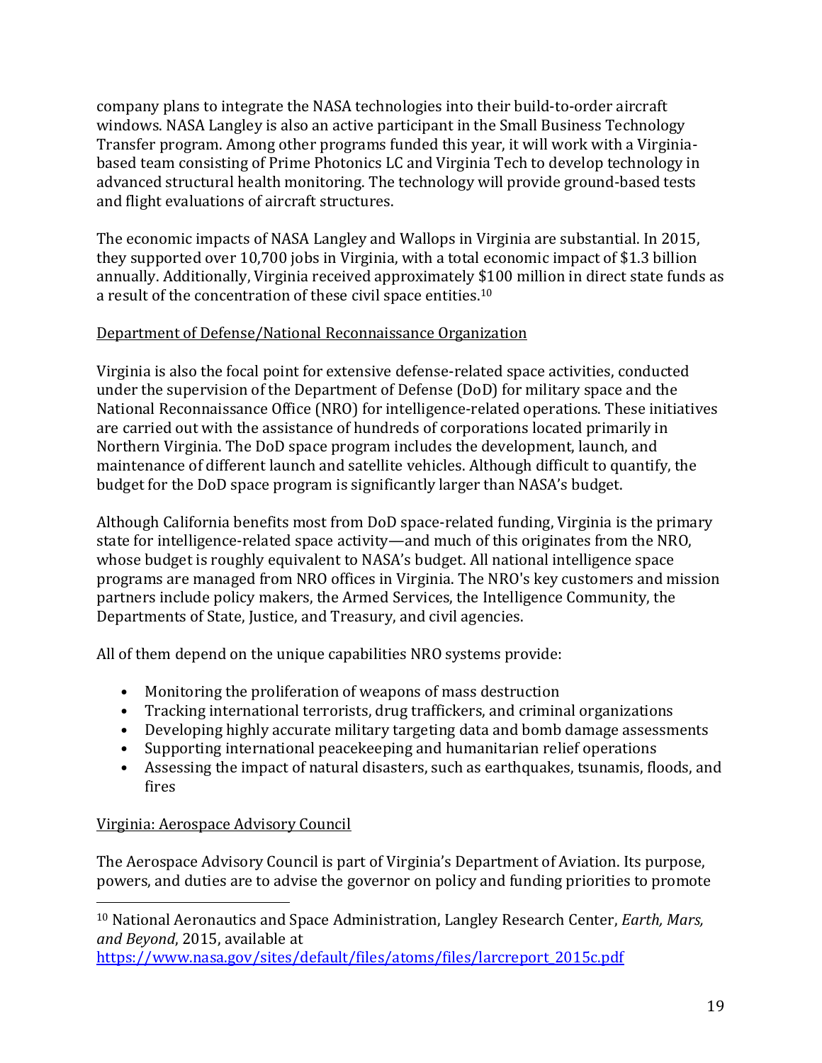company plans to integrate the NASA technologies into their build-to-order aircraft windows. NASA Langley is also an active participant in the Small Business Technology Transfer program. Among other programs funded this year, it will work with a Virginia-based team consisting of Prime Photonics LC and Virginia Tech to develop technology in advanced structural health monitoring. The technology will provide ground-based tests and flight evaluations of aircraft structures.

The economic impacts of NASA Langley and Wallops in Virginia are substantial. In 2015, they supported over 10,700 jobs in Virginia, with a total economic impact of $1.3 billion annually. Additionally, Virginia received approximately $100 million in direct state funds as a result of the concentration of these civil space entities.[10]

Department of Defense/National Reconnaissance Organization

Virginia is also the focal point for extensive defense-related space activities, conducted under the supervision of the Department of Defense (DoD) for military space and the National Reconnaissance Office (NRO) for intelligence-related operations. These initiatives are carried out with the assistance of hundreds of corporations located primarily in Northern Virginia. The DoD space program includes the development, launch, and maintenance of different launch and satellite vehicles. Although difficult to quantify, the budget for the DoD space program is significantly larger than NASA's budget.

Although California benefits most from DoD space-related funding, Virginia is the primary state for intelligence-related space activity—and much of this originates from the NRO, whose budget is roughly equivalent to NASA's budget. All national intelligence space programs are managed from NRO offices in Virginia. The NRO's key customers and mission partners include policy makers, the Armed Services, the Intelligence Community, the Departments of State, Justice, and Treasury, and civil agencies.

All of them depend on the unique capabilities NRO systems provide:

- Monitoring the proliferation of weapons of mass destruction
- Tracking international terrorists, drug traffickers, and criminal organizations
- Developing highly accurate military targeting data and bomb damage assessments
- Supporting international peacekeeping and humanitarian relief operations
- Assessing the impact of natural disasters, such as earthquakes, tsunamis, floods, and fires

Virginia: Aerospace Advisory Council

The Aerospace Advisory Council is part of Virginia's Department of Aviation. Its purpose, powers, and duties are to advise the governor on policy and funding priorities to promote

---

[10] National Aeronautics and Space Administration, Langley Research Center, *Earth, Mars, and Beyond*, 2015, available at https://www.nasa.gov/sites/default/files/atoms/files/larcreport_2015c.pdf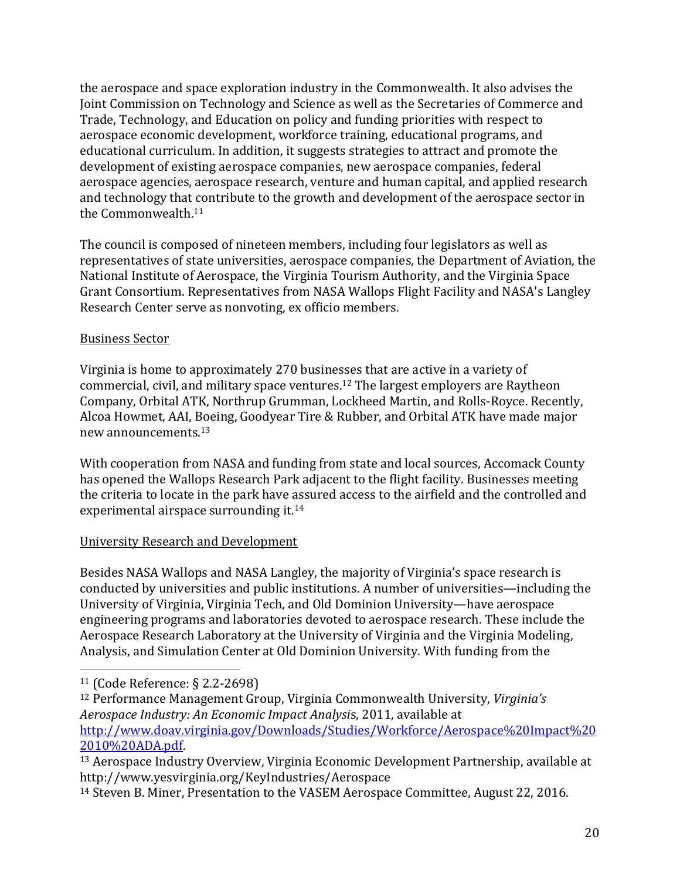the aerospace and space exploration industry in the Commonwealth. It also advises the Joint Commission on Technology and Science as well as the Secretaries of Commerce and Trade, Technology, and Education on policy and funding priorities with respect to aerospace economic development, workforce training, educational programs, and educational curriculum. In addition, it suggests strategies to attract and promote the development of existing aerospace companies, new aerospace companies, federal aerospace agencies, aerospace research, venture and human capital, and applied research and technology that contribute to the growth and development of the aerospace sector in the Commonwealth.[11]

The council is composed of nineteen members, including four legislators as well as representatives of state universities, aerospace companies, the Department of Aviation, the National Institute of Aerospace, the Virginia Tourism Authority, and the Virginia Space Grant Consortium. Representatives from NASA Wallops Flight Facility and NASA's Langley Research Center serve as nonvoting, ex officio members.

Business Sector

Virginia is home to approximately 270 businesses that are active in a variety of commercial, civil, and military space ventures.[12] The largest employers are Raytheon Company, Orbital ATK, Northrup Grumman, Lockheed Martin, and Rolls-Royce. Recently, Alcoa Howmet, AAI, Boeing, Goodyear Tire & Rubber, and Orbital ATK have made major new announcements.[13]

With cooperation from NASA and funding from state and local sources, Accomack County has opened the Wallops Research Park adjacent to the flight facility. Businesses meeting the criteria to locate in the park have assured access to the airfield and the controlled and experimental airspace surrounding it.[14]

University Research and Development

Besides NASA Wallops and NASA Langley, the majority of Virginia's space research is conducted by universities and public institutions. A number of universities—including the University of Virginia, Virginia Tech, and Old Dominion University—have aerospace engineering programs and laboratories devoted to aerospace research. These include the Aerospace Research Laboratory at the University of Virginia and the Virginia Modeling, Analysis, and Simulation Center at Old Dominion University. With funding from the

---

[11] (Code Reference: § 2.2-2698)

[12] Performance Management Group, Virginia Commonwealth University, *Virginia's Aerospace Industry: An Economic Impact Analysis*, 2011, available at http://www.doav.virginia.gov/Downloads/Studies/Workforce/Aerospace%20Impact%202010%20ADA.pdf.

[13] Aerospace Industry Overview, Virginia Economic Development Partnership, available at http://www.yesvirginia.org/KeyIndustries/Aerospace

[14] Steven B. Miner, Presentation to the VASEM Aerospace Committee, August 22, 2016.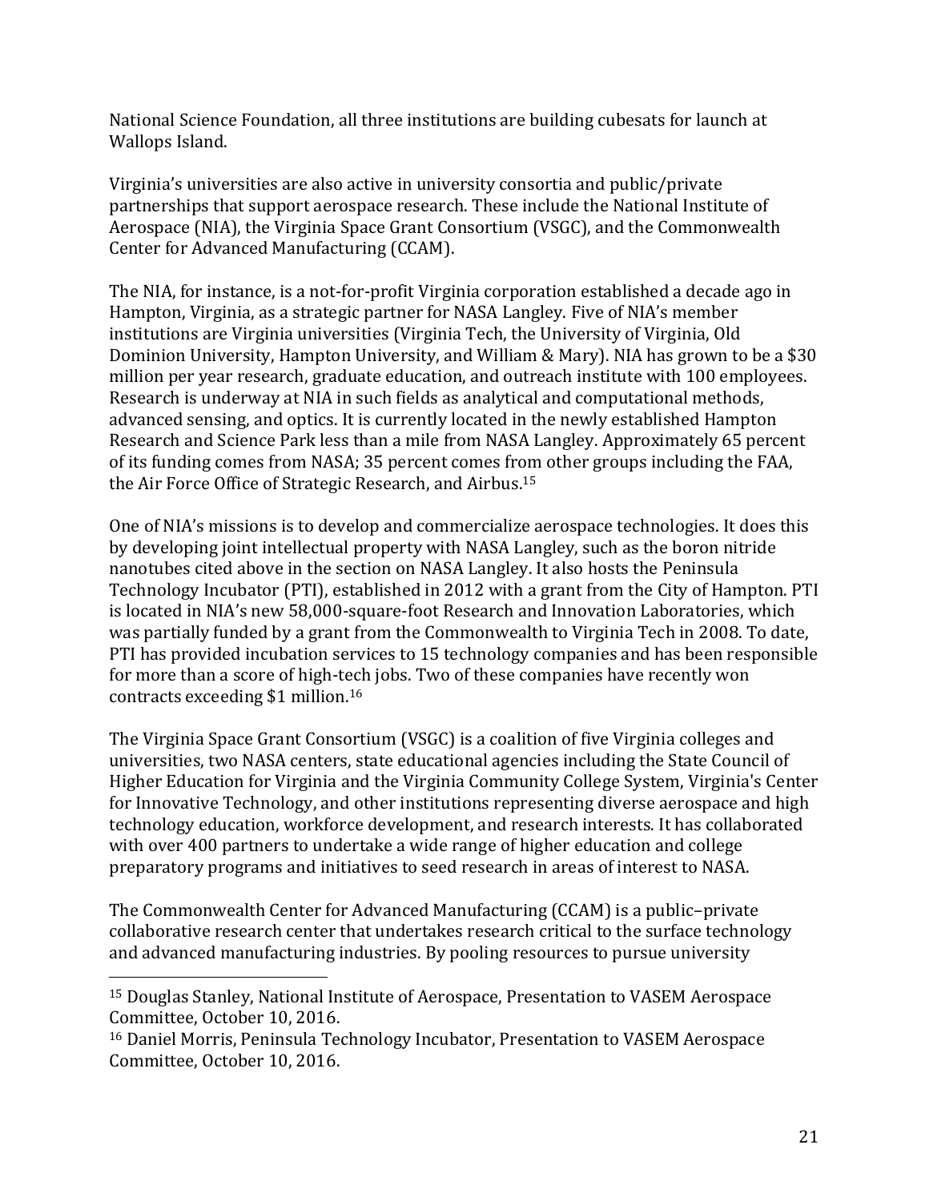National Science Foundation, all three institutions are building cubesats for launch at Wallops Island.

Virginia's universities are also active in university consortia and public/private partnerships that support aerospace research. These include the National Institute of Aerospace (NIA), the Virginia Space Grant Consortium (VSGC), and the Commonwealth Center for Advanced Manufacturing (CCAM).

The NIA, for instance, is a not-for-profit Virginia corporation established a decade ago in Hampton, Virginia, as a strategic partner for NASA Langley. Five of NIA's member institutions are Virginia universities (Virginia Tech, the University of Virginia, Old Dominion University, Hampton University, and William & Mary). NIA has grown to be a $30 million per year research, graduate education, and outreach institute with 100 employees. Research is underway at NIA in such fields as analytical and computational methods, advanced sensing, and optics. It is currently located in the newly established Hampton Research and Science Park less than a mile from NASA Langley. Approximately 65 percent of its funding comes from NASA; 35 percent comes from other groups including the FAA, the Air Force Office of Strategic Research, and Airbus.[15]

One of NIA's missions is to develop and commercialize aerospace technologies. It does this by developing joint intellectual property with NASA Langley, such as the boron nitride nanotubes cited above in the section on NASA Langley. It also hosts the Peninsula Technology Incubator (PTI), established in 2012 with a grant from the City of Hampton. PTI is located in NIA's new 58,000-square-foot Research and Innovation Laboratories, which was partially funded by a grant from the Commonwealth to Virginia Tech in 2008. To date, PTI has provided incubation services to 15 technology companies and has been responsible for more than a score of high-tech jobs. Two of these companies have recently won contracts exceeding $1 million.[16]

The Virginia Space Grant Consortium (VSGC) is a coalition of five Virginia colleges and universities, two NASA centers, state educational agencies including the State Council of Higher Education for Virginia and the Virginia Community College System, Virginia's Center for Innovative Technology, and other institutions representing diverse aerospace and high technology education, workforce development, and research interests. It has collaborated with over 400 partners to undertake a wide range of higher education and college preparatory programs and initiatives to seed research in areas of interest to NASA.

The Commonwealth Center for Advanced Manufacturing (CCAM) is a public–private collaborative research center that undertakes research critical to the surface technology and advanced manufacturing industries. By pooling resources to pursue university

---

[15] Douglas Stanley, National Institute of Aerospace, Presentation to VASEM Aerospace Committee, October 10, 2016.

[16] Daniel Morris, Peninsula Technology Incubator, Presentation to VASEM Aerospace Committee, October 10, 2016.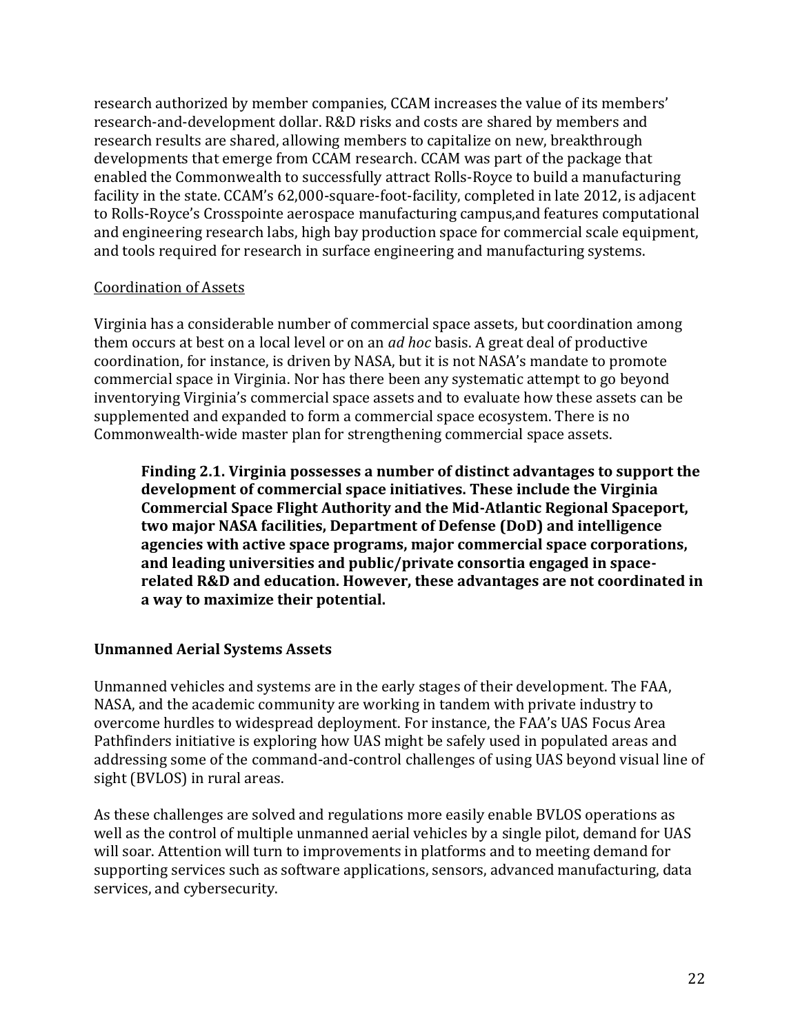research authorized by member companies, CCAM increases the value of its members' research-and-development dollar. R&D risks and costs are shared by members and research results are shared, allowing members to capitalize on new, breakthrough developments that emerge from CCAM research. CCAM was part of the package that enabled the Commonwealth to successfully attract Rolls-Royce to build a manufacturing facility in the state. CCAM's 62,000-square-foot-facility, completed in late 2012, is adjacent to Rolls-Royce's Crosspointe aerospace manufacturing campus,and features computational and engineering research labs, high bay production space for commercial scale equipment, and tools required for research in surface engineering and manufacturing systems.

Coordination of Assets

Virginia has a considerable number of commercial space assets, but coordination among them occurs at best on a local level or on an *ad hoc* basis. A great deal of productive coordination, for instance, is driven by NASA, but it is not NASA's mandate to promote commercial space in Virginia. Nor has there been any systematic attempt to go beyond inventorying Virginia's commercial space assets and to evaluate how these assets can be supplemented and expanded to form a commercial space ecosystem. There is no Commonwealth-wide master plan for strengthening commercial space assets.

> **Finding 2.1. Virginia possesses a number of distinct advantages to support the development of commercial space initiatives. These include the Virginia Commercial Space Flight Authority and the Mid-Atlantic Regional Spaceport, two major NASA facilities, Department of Defense (DoD) and intelligence agencies with active space programs, major commercial space corporations, and leading universities and public/private consortia engaged in space-related R&D and education. However, these advantages are not coordinated in a way to maximize their potential.**

### Unmanned Aerial Systems Assets

Unmanned vehicles and systems are in the early stages of their development. The FAA, NASA, and the academic community are working in tandem with private industry to overcome hurdles to widespread deployment. For instance, the FAA's UAS Focus Area Pathfinders initiative is exploring how UAS might be safely used in populated areas and addressing some of the command-and-control challenges of using UAS beyond visual line of sight (BVLOS) in rural areas.

As these challenges are solved and regulations more easily enable BVLOS operations as well as the control of multiple unmanned aerial vehicles by a single pilot, demand for UAS will soar. Attention will turn to improvements in platforms and to meeting demand for supporting services such as software applications, sensors, advanced manufacturing, data services, and cybersecurity.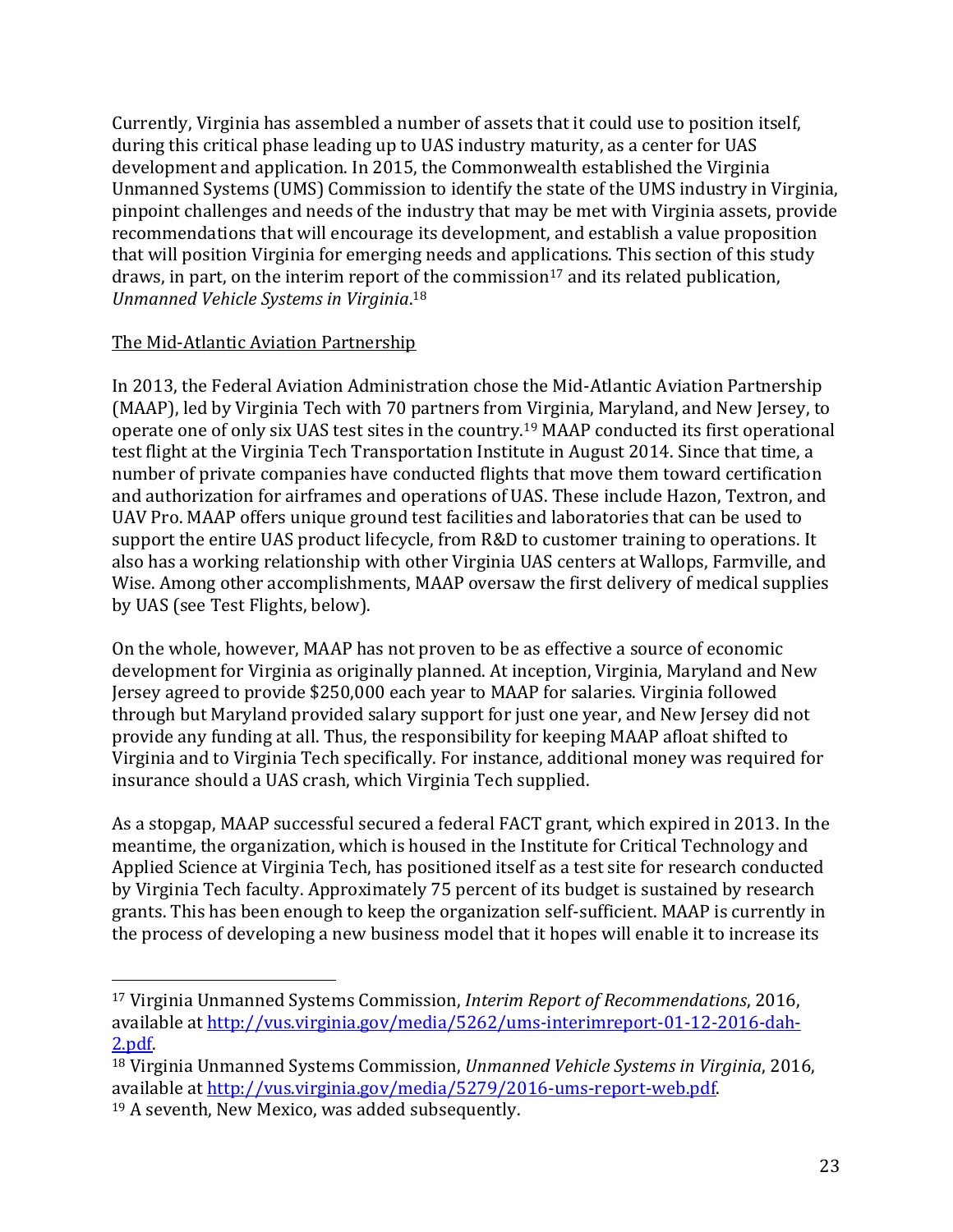Currently, Virginia has assembled a number of assets that it could use to position itself, during this critical phase leading up to UAS industry maturity, as a center for UAS development and application. In 2015, the Commonwealth established the Virginia Unmanned Systems (UMS) Commission to identify the state of the UMS industry in Virginia, pinpoint challenges and needs of the industry that may be met with Virginia assets, provide recommendations that will encourage its development, and establish a value proposition that will position Virginia for emerging needs and applications. This section of this study draws, in part, on the interim report of the commission[17] and its related publication, *Unmanned Vehicle Systems in Virginia*.[18]

<u>The Mid-Atlantic Aviation Partnership</u>

In 2013, the Federal Aviation Administration chose the Mid-Atlantic Aviation Partnership (MAAP), led by Virginia Tech with 70 partners from Virginia, Maryland, and New Jersey, to operate one of only six UAS test sites in the country.[19] MAAP conducted its first operational test flight at the Virginia Tech Transportation Institute in August 2014. Since that time, a number of private companies have conducted flights that move them toward certification and authorization for airframes and operations of UAS. These include Hazon, Textron, and UAV Pro. MAAP offers unique ground test facilities and laboratories that can be used to support the entire UAS product lifecycle, from R&D to customer training to operations. It also has a working relationship with other Virginia UAS centers at Wallops, Farmville, and Wise. Among other accomplishments, MAAP oversaw the first delivery of medical supplies by UAS (see Test Flights, below).

On the whole, however, MAAP has not proven to be as effective a source of economic development for Virginia as originally planned. At inception, Virginia, Maryland and New Jersey agreed to provide $250,000 each year to MAAP for salaries. Virginia followed through but Maryland provided salary support for just one year, and New Jersey did not provide any funding at all. Thus, the responsibility for keeping MAAP afloat shifted to Virginia and to Virginia Tech specifically. For instance, additional money was required for insurance should a UAS crash, which Virginia Tech supplied.

As a stopgap, MAAP successful secured a federal FACT grant, which expired in 2013. In the meantime, the organization, which is housed in the Institute for Critical Technology and Applied Science at Virginia Tech, has positioned itself as a test site for research conducted by Virginia Tech faculty. Approximately 75 percent of its budget is sustained by research grants. This has been enough to keep the organization self-sufficient. MAAP is currently in the process of developing a new business model that it hopes will enable it to increase its

---

[17] Virginia Unmanned Systems Commission, *Interim Report of Recommendations*, 2016, available at http://vus.virginia.gov/media/5262/ums-interimreport-01-12-2016-dah-2.pdf.

[18] Virginia Unmanned Systems Commission, *Unmanned Vehicle Systems in Virginia*, 2016, available at http://vus.virginia.gov/media/5279/2016-ums-report-web.pdf.

[19] A seventh, New Mexico, was added subsequently.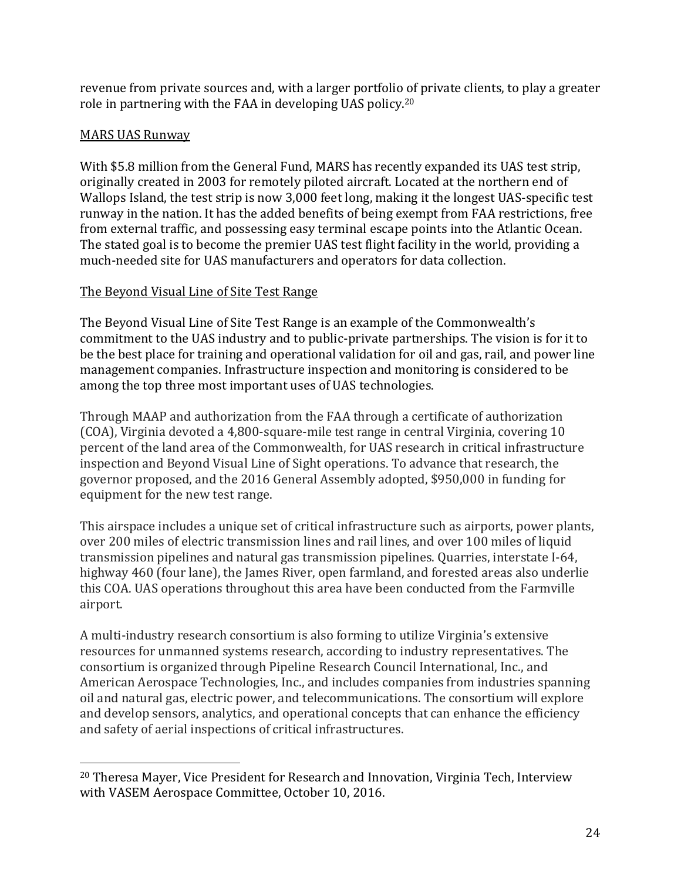revenue from private sources and, with a larger portfolio of private clients, to play a greater role in partnering with the FAA in developing UAS policy.[20]

<u>MARS UAS Runway</u>

With $5.8 million from the General Fund, MARS has recently expanded its UAS test strip, originally created in 2003 for remotely piloted aircraft. Located at the northern end of Wallops Island, the test strip is now 3,000 feet long, making it the longest UAS-specific test runway in the nation. It has the added benefits of being exempt from FAA restrictions, free from external traffic, and possessing easy terminal escape points into the Atlantic Ocean. The stated goal is to become the premier UAS test flight facility in the world, providing a much-needed site for UAS manufacturers and operators for data collection.

<u>The Beyond Visual Line of Site Test Range</u>

The Beyond Visual Line of Site Test Range is an example of the Commonwealth's commitment to the UAS industry and to public-private partnerships. The vision is for it to be the best place for training and operational validation for oil and gas, rail, and power line management companies. Infrastructure inspection and monitoring is considered to be among the top three most important uses of UAS technologies.

Through MAAP and authorization from the FAA through a certificate of authorization (COA), Virginia devoted a 4,800-square-mile test range in central Virginia, covering 10 percent of the land area of the Commonwealth, for UAS research in critical infrastructure inspection and Beyond Visual Line of Sight operations. To advance that research, the governor proposed, and the 2016 General Assembly adopted, $950,000 in funding for equipment for the new test range.

This airspace includes a unique set of critical infrastructure such as airports, power plants, over 200 miles of electric transmission lines and rail lines, and over 100 miles of liquid transmission pipelines and natural gas transmission pipelines. Quarries, interstate I-64, highway 460 (four lane), the James River, open farmland, and forested areas also underlie this COA. UAS operations throughout this area have been conducted from the Farmville airport.

A multi-industry research consortium is also forming to utilize Virginia's extensive resources for unmanned systems research, according to industry representatives. The consortium is organized through Pipeline Research Council International, Inc., and American Aerospace Technologies, Inc., and includes companies from industries spanning oil and natural gas, electric power, and telecommunications. The consortium will explore and develop sensors, analytics, and operational concepts that can enhance the efficiency and safety of aerial inspections of critical infrastructures.

---

[20] Theresa Mayer, Vice President for Research and Innovation, Virginia Tech, Interview with VASEM Aerospace Committee, October 10, 2016.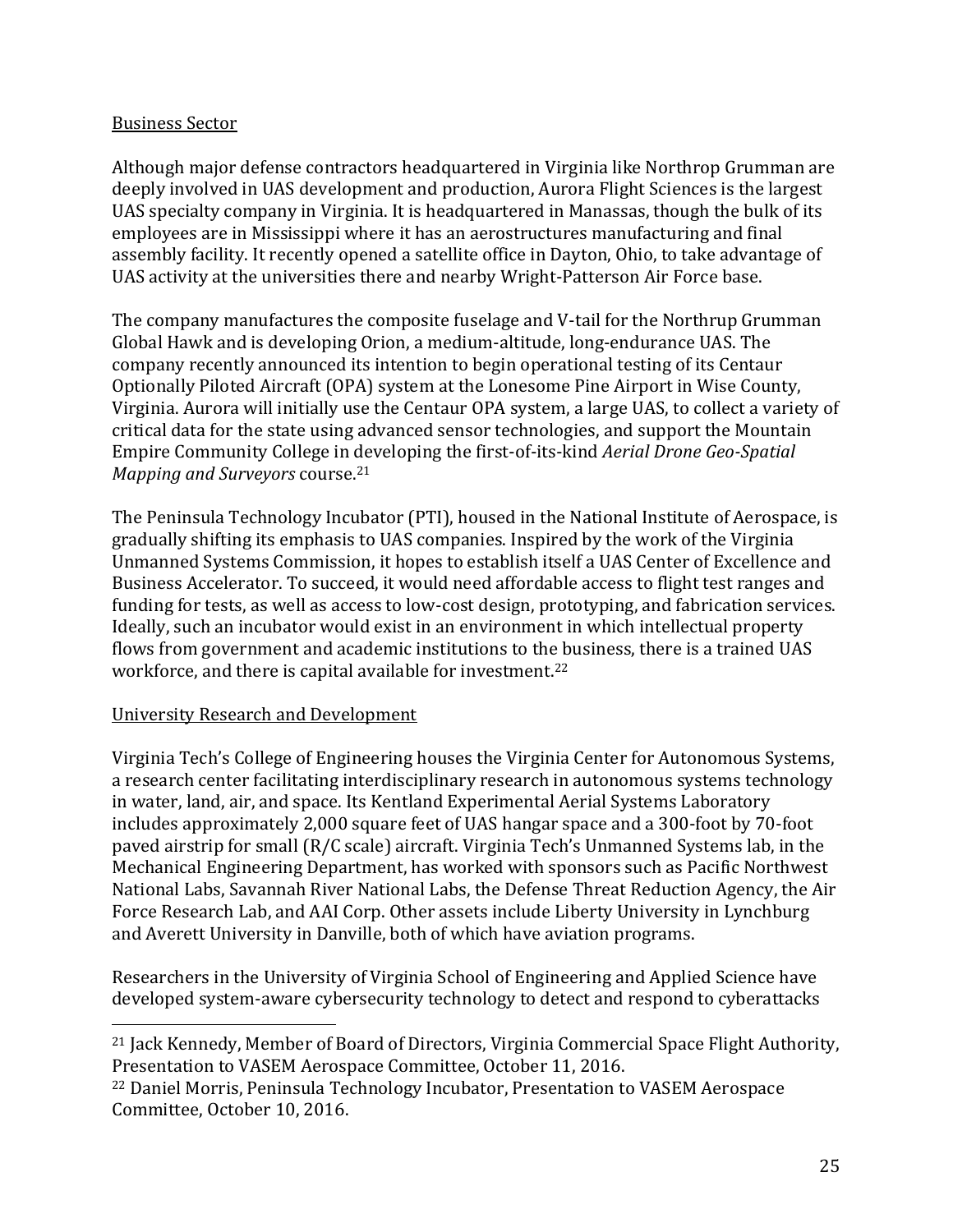Business Sector

Although major defense contractors headquartered in Virginia like Northrop Grumman are deeply involved in UAS development and production, Aurora Flight Sciences is the largest UAS specialty company in Virginia. It is headquartered in Manassas, though the bulk of its employees are in Mississippi where it has an aerostructures manufacturing and final assembly facility. It recently opened a satellite office in Dayton, Ohio, to take advantage of UAS activity at the universities there and nearby Wright-Patterson Air Force base.

The company manufactures the composite fuselage and V-tail for the Northrup Grumman Global Hawk and is developing Orion, a medium-altitude, long-endurance UAS. The company recently announced its intention to begin operational testing of its Centaur Optionally Piloted Aircraft (OPA) system at the Lonesome Pine Airport in Wise County, Virginia. Aurora will initially use the Centaur OPA system, a large UAS, to collect a variety of critical data for the state using advanced sensor technologies, and support the Mountain Empire Community College in developing the first-of-its-kind *Aerial Drone Geo-Spatial Mapping and Surveyors* course.[21]

The Peninsula Technology Incubator (PTI), housed in the National Institute of Aerospace, is gradually shifting its emphasis to UAS companies. Inspired by the work of the Virginia Unmanned Systems Commission, it hopes to establish itself a UAS Center of Excellence and Business Accelerator. To succeed, it would need affordable access to flight test ranges and funding for tests, as well as access to low-cost design, prototyping, and fabrication services. Ideally, such an incubator would exist in an environment in which intellectual property flows from government and academic institutions to the business, there is a trained UAS workforce, and there is capital available for investment.[22]

University Research and Development

Virginia Tech's College of Engineering houses the Virginia Center for Autonomous Systems, a research center facilitating interdisciplinary research in autonomous systems technology in water, land, air, and space. Its Kentland Experimental Aerial Systems Laboratory includes approximately 2,000 square feet of UAS hangar space and a 300-foot by 70-foot paved airstrip for small (R/C scale) aircraft. Virginia Tech's Unmanned Systems lab, in the Mechanical Engineering Department, has worked with sponsors such as Pacific Northwest National Labs, Savannah River National Labs, the Defense Threat Reduction Agency, the Air Force Research Lab, and AAI Corp. Other assets include Liberty University in Lynchburg and Averett University in Danville, both of which have aviation programs.

Researchers in the University of Virginia School of Engineering and Applied Science have developed system-aware cybersecurity technology to detect and respond to cyberattacks

---

[21] Jack Kennedy, Member of Board of Directors, Virginia Commercial Space Flight Authority, Presentation to VASEM Aerospace Committee, October 11, 2016.

[22] Daniel Morris, Peninsula Technology Incubator, Presentation to VASEM Aerospace Committee, October 10, 2016.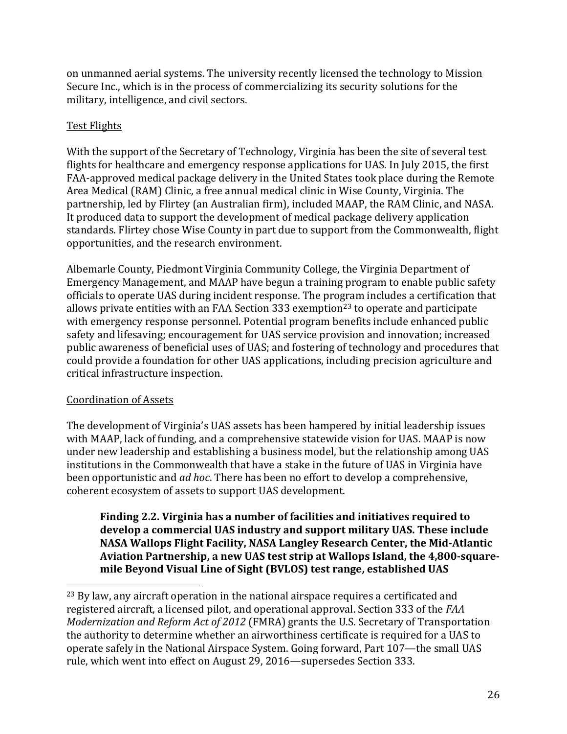on unmanned aerial systems. The university recently licensed the technology to Mission Secure Inc., which is in the process of commercializing its security solutions for the military, intelligence, and civil sectors.

<u>Test Flights</u>

With the support of the Secretary of Technology, Virginia has been the site of several test flights for healthcare and emergency response applications for UAS. In July 2015, the first FAA-approved medical package delivery in the United States took place during the Remote Area Medical (RAM) Clinic, a free annual medical clinic in Wise County, Virginia. The partnership, led by Flirtey (an Australian firm), included MAAP, the RAM Clinic, and NASA. It produced data to support the development of medical package delivery application standards. Flirtey chose Wise County in part due to support from the Commonwealth, flight opportunities, and the research environment.

Albemarle County, Piedmont Virginia Community College, the Virginia Department of Emergency Management, and MAAP have begun a training program to enable public safety officials to operate UAS during incident response. The program includes a certification that allows private entities with an FAA Section 333 exemption[23] to operate and participate with emergency response personnel. Potential program benefits include enhanced public safety and lifesaving; encouragement for UAS service provision and innovation; increased public awareness of beneficial uses of UAS; and fostering of technology and procedures that could provide a foundation for other UAS applications, including precision agriculture and critical infrastructure inspection.

<u>Coordination of Assets</u>

The development of Virginia's UAS assets has been hampered by initial leadership issues with MAAP, lack of funding, and a comprehensive statewide vision for UAS. MAAP is now under new leadership and establishing a business model, but the relationship among UAS institutions in the Commonwealth that have a stake in the future of UAS in Virginia have been opportunistic and *ad hoc*. There has been no effort to develop a comprehensive, coherent ecosystem of assets to support UAS development.

> **Finding 2.2. Virginia has a number of facilities and initiatives required to develop a commercial UAS industry and support military UAS. These include NASA Wallops Flight Facility, NASA Langley Research Center, the Mid-Atlantic Aviation Partnership, a new UAS test strip at Wallops Island, the 4,800-square-mile Beyond Visual Line of Sight (BVLOS) test range, established UAS**

---

[23] By law, any aircraft operation in the national airspace requires a certificated and registered aircraft, a licensed pilot, and operational approval. Section 333 of the *FAA Modernization and Reform Act of 2012* (FMRA) grants the U.S. Secretary of Transportation the authority to determine whether an airworthiness certificate is required for a UAS to operate safely in the National Airspace System. Going forward, Part 107—the small UAS rule, which went into effect on August 29, 2016—supersedes Section 333.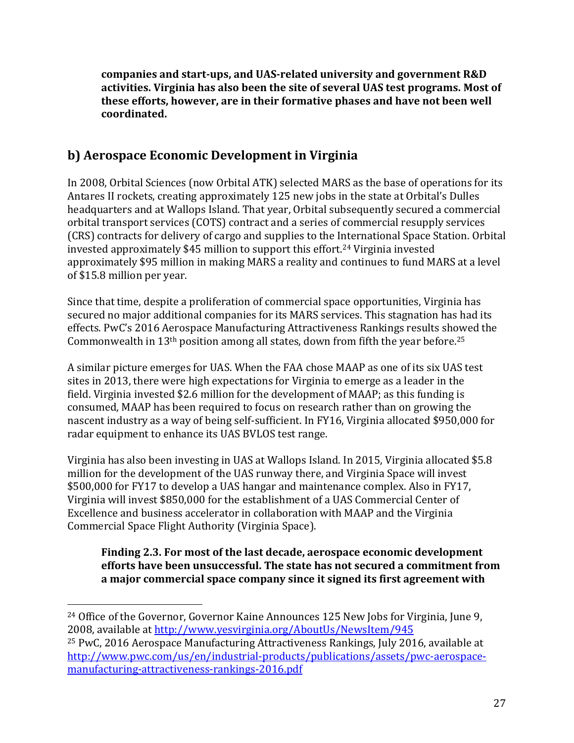**companies and start-ups, and UAS-related university and government R&D activities. Virginia has also been the site of several UAS test programs. Most of these efforts, however, are in their formative phases and have not been well coordinated.**

## b) Aerospace Economic Development in Virginia

In 2008, Orbital Sciences (now Orbital ATK) selected MARS as the base of operations for its Antares II rockets, creating approximately 125 new jobs in the state at Orbital's Dulles headquarters and at Wallops Island. That year, Orbital subsequently secured a commercial orbital transport services (COTS) contract and a series of commercial resupply services (CRS) contracts for delivery of cargo and supplies to the International Space Station. Orbital invested approximately $45 million to support this effort.[24] Virginia invested approximately $95 million in making MARS a reality and continues to fund MARS at a level of $15.8 million per year.

Since that time, despite a proliferation of commercial space opportunities, Virginia has secured no major additional companies for its MARS services. This stagnation has had its effects. PwC's 2016 Aerospace Manufacturing Attractiveness Rankings results showed the Commonwealth in 13th position among all states, down from fifth the year before.[25]

A similar picture emerges for UAS. When the FAA chose MAAP as one of its six UAS test sites in 2013, there were high expectations for Virginia to emerge as a leader in the field. Virginia invested $2.6 million for the development of MAAP; as this funding is consumed, MAAP has been required to focus on research rather than on growing the nascent industry as a way of being self-sufficient. In FY16, Virginia allocated $950,000 for radar equipment to enhance its UAS BVLOS test range.

Virginia has also been investing in UAS at Wallops Island. In 2015, Virginia allocated $5.8 million for the development of the UAS runway there, and Virginia Space will invest $500,000 for FY17 to develop a UAS hangar and maintenance complex. Also in FY17, Virginia will invest $850,000 for the establishment of a UAS Commercial Center of Excellence and business accelerator in collaboration with MAAP and the Virginia Commercial Space Flight Authority (Virginia Space).

**Finding 2.3. For most of the last decade, aerospace economic development efforts have been unsuccessful. The state has not secured a commitment from a major commercial space company since it signed its first agreement with**

[24] Office of the Governor, Governor Kaine Announces 125 New Jobs for Virginia, June 9, 2008, available at http://www.yesvirginia.org/AboutUs/NewsItem/945

[25] PwC, 2016 Aerospace Manufacturing Attractiveness Rankings, July 2016, available at http://www.pwc.com/us/en/industrial-products/publications/assets/pwc-aerospace-manufacturing-attractiveness-rankings-2016.pdf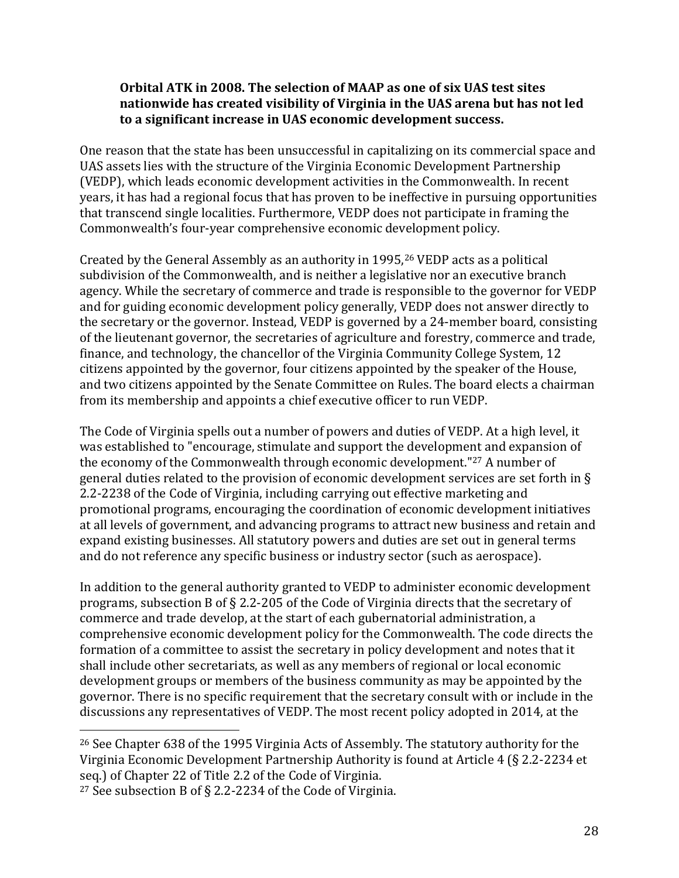**Orbital ATK in 2008. The selection of MAAP as one of six UAS test sites nationwide has created visibility of Virginia in the UAS arena but has not led to a significant increase in UAS economic development success.**

One reason that the state has been unsuccessful in capitalizing on its commercial space and UAS assets lies with the structure of the Virginia Economic Development Partnership (VEDP), which leads economic development activities in the Commonwealth. In recent years, it has had a regional focus that has proven to be ineffective in pursuing opportunities that transcend single localities. Furthermore, VEDP does not participate in framing the Commonwealth's four-year comprehensive economic development policy.

Created by the General Assembly as an authority in 1995,[26] VEDP acts as a political subdivision of the Commonwealth, and is neither a legislative nor an executive branch agency. While the secretary of commerce and trade is responsible to the governor for VEDP and for guiding economic development policy generally, VEDP does not answer directly to the secretary or the governor. Instead, VEDP is governed by a 24-member board, consisting of the lieutenant governor, the secretaries of agriculture and forestry, commerce and trade, finance, and technology, the chancellor of the Virginia Community College System, 12 citizens appointed by the governor, four citizens appointed by the speaker of the House, and two citizens appointed by the Senate Committee on Rules. The board elects a chairman from its membership and appoints a chief executive officer to run VEDP.

The Code of Virginia spells out a number of powers and duties of VEDP. At a high level, it was established to "encourage, stimulate and support the development and expansion of the economy of the Commonwealth through economic development."[27] A number of general duties related to the provision of economic development services are set forth in § 2.2-2238 of the Code of Virginia, including carrying out effective marketing and promotional programs, encouraging the coordination of economic development initiatives at all levels of government, and advancing programs to attract new business and retain and expand existing businesses. All statutory powers and duties are set out in general terms and do not reference any specific business or industry sector (such as aerospace).

In addition to the general authority granted to VEDP to administer economic development programs, subsection B of § 2.2-205 of the Code of Virginia directs that the secretary of commerce and trade develop, at the start of each gubernatorial administration, a comprehensive economic development policy for the Commonwealth. The code directs the formation of a committee to assist the secretary in policy development and notes that it shall include other secretariats, as well as any members of regional or local economic development groups or members of the business community as may be appointed by the governor. There is no specific requirement that the secretary consult with or include in the discussions any representatives of VEDP. The most recent policy adopted in 2014, at the

---

[26] See Chapter 638 of the 1995 Virginia Acts of Assembly. The statutory authority for the Virginia Economic Development Partnership Authority is found at Article 4 (§ 2.2-2234 et seq.) of Chapter 22 of Title 2.2 of the Code of Virginia.

[27] See subsection B of § 2.2-2234 of the Code of Virginia.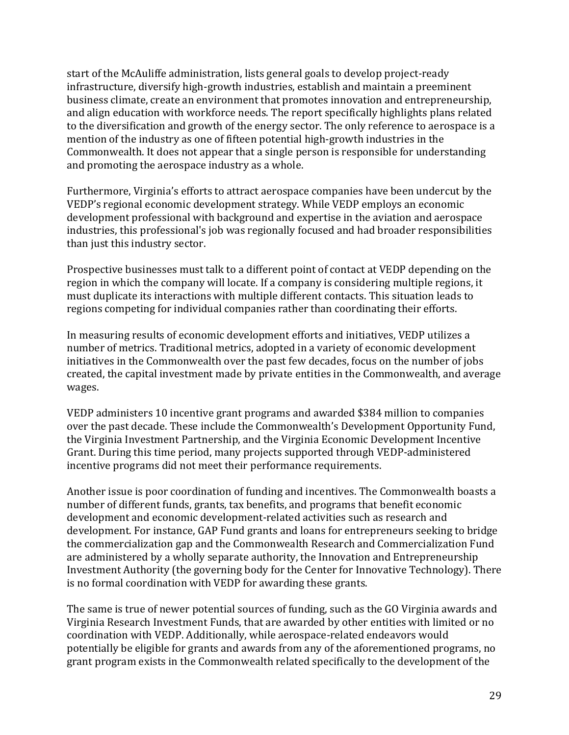start of the McAuliffe administration, lists general goals to develop project-ready infrastructure, diversify high-growth industries, establish and maintain a preeminent business climate, create an environment that promotes innovation and entrepreneurship, and align education with workforce needs. The report specifically highlights plans related to the diversification and growth of the energy sector. The only reference to aerospace is a mention of the industry as one of fifteen potential high-growth industries in the Commonwealth. It does not appear that a single person is responsible for understanding and promoting the aerospace industry as a whole.

Furthermore, Virginia's efforts to attract aerospace companies have been undercut by the VEDP's regional economic development strategy. While VEDP employs an economic development professional with background and expertise in the aviation and aerospace industries, this professional's job was regionally focused and had broader responsibilities than just this industry sector.

Prospective businesses must talk to a different point of contact at VEDP depending on the region in which the company will locate. If a company is considering multiple regions, it must duplicate its interactions with multiple different contacts. This situation leads to regions competing for individual companies rather than coordinating their efforts.

In measuring results of economic development efforts and initiatives, VEDP utilizes a number of metrics. Traditional metrics, adopted in a variety of economic development initiatives in the Commonwealth over the past few decades, focus on the number of jobs created, the capital investment made by private entities in the Commonwealth, and average wages.

VEDP administers 10 incentive grant programs and awarded $384 million to companies over the past decade. These include the Commonwealth's Development Opportunity Fund, the Virginia Investment Partnership, and the Virginia Economic Development Incentive Grant. During this time period, many projects supported through VEDP-administered incentive programs did not meet their performance requirements.

Another issue is poor coordination of funding and incentives. The Commonwealth boasts a number of different funds, grants, tax benefits, and programs that benefit economic development and economic development-related activities such as research and development. For instance, GAP Fund grants and loans for entrepreneurs seeking to bridge the commercialization gap and the Commonwealth Research and Commercialization Fund are administered by a wholly separate authority, the Innovation and Entrepreneurship Investment Authority (the governing body for the Center for Innovative Technology). There is no formal coordination with VEDP for awarding these grants.

The same is true of newer potential sources of funding, such as the GO Virginia awards and Virginia Research Investment Funds, that are awarded by other entities with limited or no coordination with VEDP. Additionally, while aerospace-related endeavors would potentially be eligible for grants and awards from any of the aforementioned programs, no grant program exists in the Commonwealth related specifically to the development of the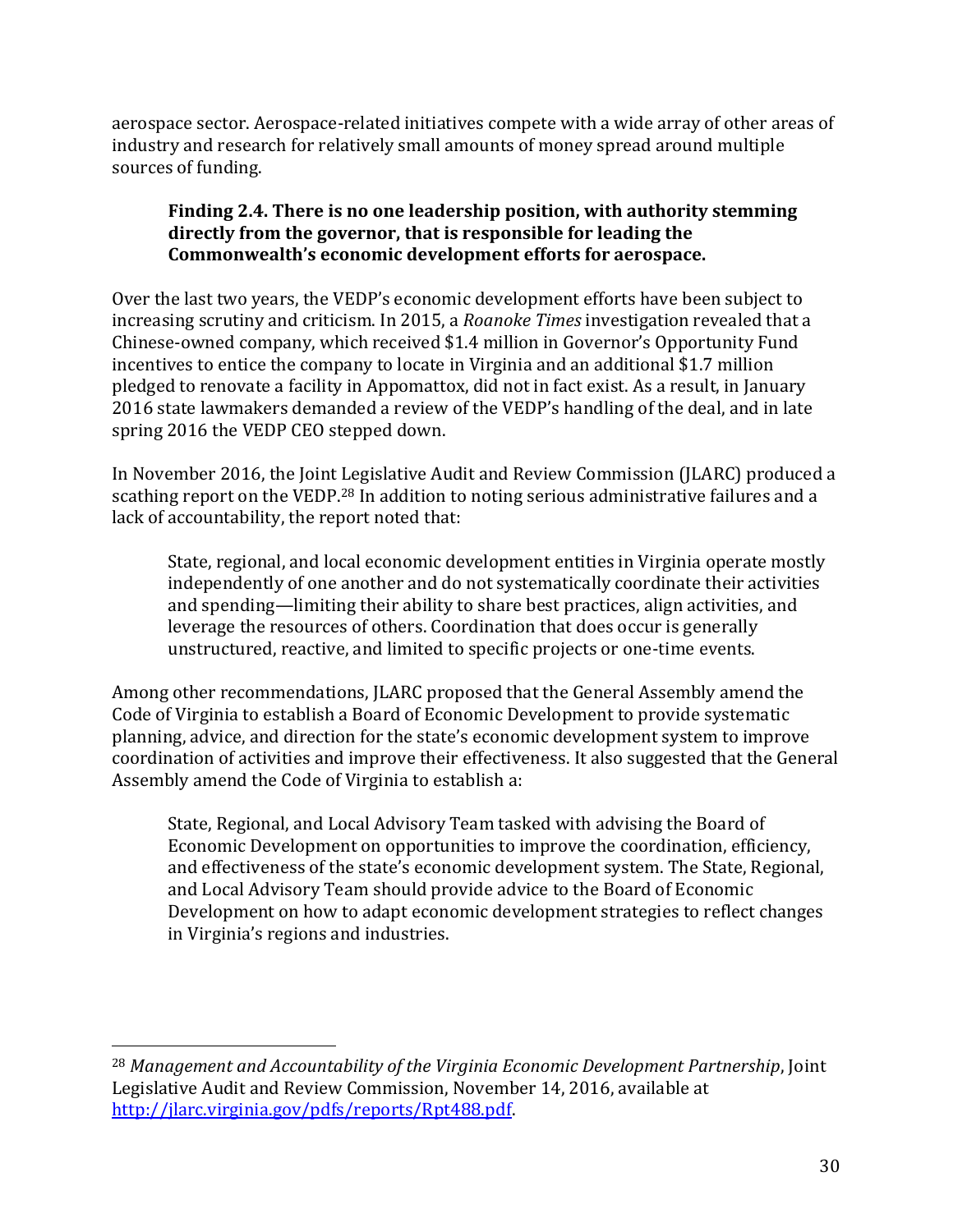aerospace sector. Aerospace-related initiatives compete with a wide array of other areas of industry and research for relatively small amounts of money spread around multiple sources of funding.

> **Finding 2.4. There is no one leadership position, with authority stemming directly from the governor, that is responsible for leading the Commonwealth's economic development efforts for aerospace.**

Over the last two years, the VEDP's economic development efforts have been subject to increasing scrutiny and criticism. In 2015, a *Roanoke Times* investigation revealed that a Chinese-owned company, which received $1.4 million in Governor's Opportunity Fund incentives to entice the company to locate in Virginia and an additional $1.7 million pledged to renovate a facility in Appomattox, did not in fact exist. As a result, in January 2016 state lawmakers demanded a review of the VEDP's handling of the deal, and in late spring 2016 the VEDP CEO stepped down.

In November 2016, the Joint Legislative Audit and Review Commission (JLARC) produced a scathing report on the VEDP.[28] In addition to noting serious administrative failures and a lack of accountability, the report noted that:

> State, regional, and local economic development entities in Virginia operate mostly independently of one another and do not systematically coordinate their activities and spending—limiting their ability to share best practices, align activities, and leverage the resources of others. Coordination that does occur is generally unstructured, reactive, and limited to specific projects or one-time events.

Among other recommendations, JLARC proposed that the General Assembly amend the Code of Virginia to establish a Board of Economic Development to provide systematic planning, advice, and direction for the state's economic development system to improve coordination of activities and improve their effectiveness. It also suggested that the General Assembly amend the Code of Virginia to establish a:

> State, Regional, and Local Advisory Team tasked with advising the Board of Economic Development on opportunities to improve the coordination, efficiency, and effectiveness of the state's economic development system. The State, Regional, and Local Advisory Team should provide advice to the Board of Economic Development on how to adapt economic development strategies to reflect changes in Virginia's regions and industries.

---

[28] *Management and Accountability of the Virginia Economic Development Partnership*, Joint Legislative Audit and Review Commission, November 14, 2016, available at http://jlarc.virginia.gov/pdfs/reports/Rpt488.pdf.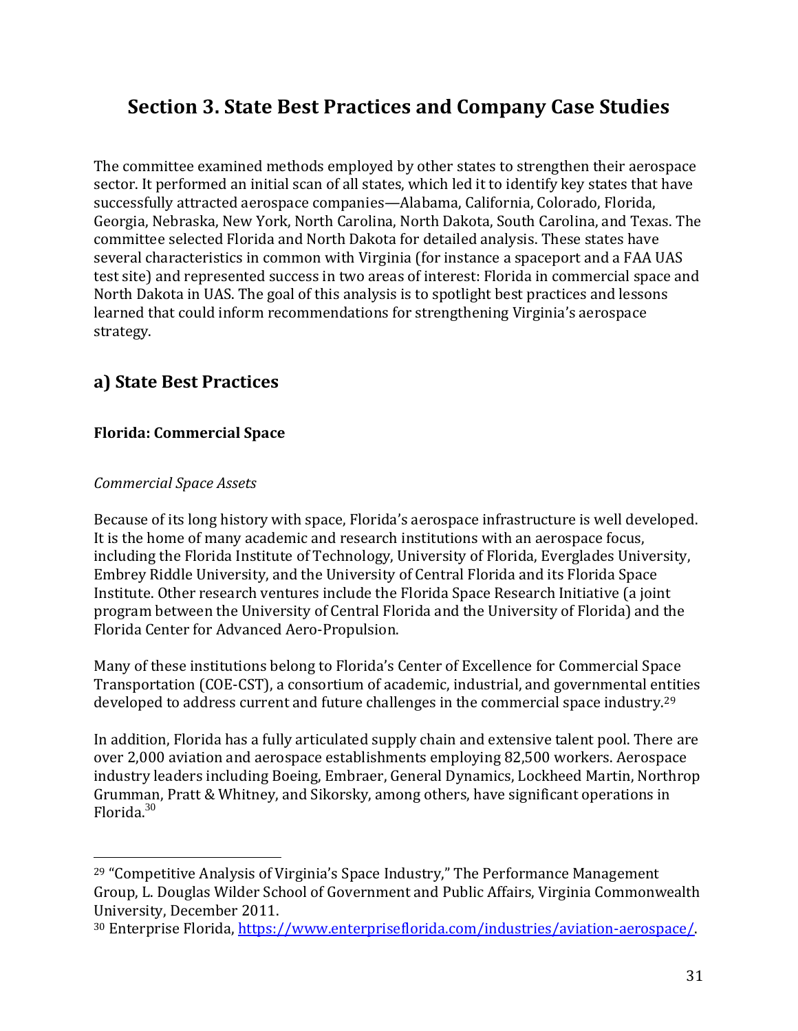# Section 3. State Best Practices and Company Case Studies

The committee examined methods employed by other states to strengthen their aerospace sector. It performed an initial scan of all states, which led it to identify key states that have successfully attracted aerospace companies—Alabama, California, Colorado, Florida, Georgia, Nebraska, New York, North Carolina, North Dakota, South Carolina, and Texas. The committee selected Florida and North Dakota for detailed analysis. These states have several characteristics in common with Virginia (for instance a spaceport and a FAA UAS test site) and represented success in two areas of interest: Florida in commercial space and North Dakota in UAS. The goal of this analysis is to spotlight best practices and lessons learned that could inform recommendations for strengthening Virginia's aerospace strategy.

## a) State Best Practices

### Florida: Commercial Space

*Commercial Space Assets*

Because of its long history with space, Florida's aerospace infrastructure is well developed. It is the home of many academic and research institutions with an aerospace focus, including the Florida Institute of Technology, University of Florida, Everglades University, Embrey Riddle University, and the University of Central Florida and its Florida Space Institute. Other research ventures include the Florida Space Research Initiative (a joint program between the University of Central Florida and the University of Florida) and the Florida Center for Advanced Aero-Propulsion.

Many of these institutions belong to Florida's Center of Excellence for Commercial Space Transportation (COE-CST), a consortium of academic, industrial, and governmental entities developed to address current and future challenges in the commercial space industry.[29]

In addition, Florida has a fully articulated supply chain and extensive talent pool. There are over 2,000 aviation and aerospace establishments employing 82,500 workers. Aerospace industry leaders including Boeing, Embraer, General Dynamics, Lockheed Martin, Northrop Grumman, Pratt & Whitney, and Sikorsky, among others, have significant operations in Florida.[30]

---

[29] "Competitive Analysis of Virginia's Space Industry," The Performance Management Group, L. Douglas Wilder School of Government and Public Affairs, Virginia Commonwealth University, December 2011.

[30] Enterprise Florida, https://www.enterpriseflorida.com/industries/aviation-aerospace/.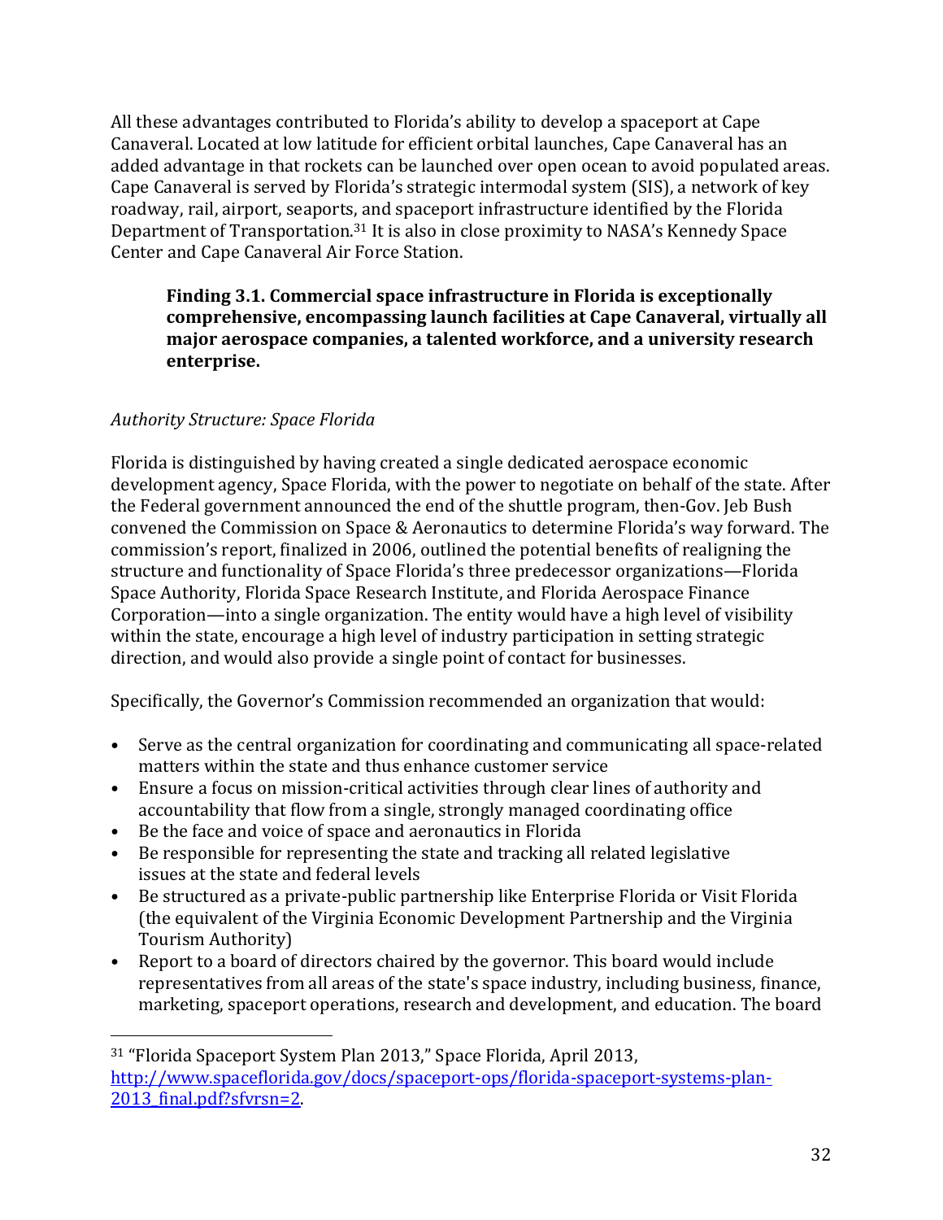All these advantages contributed to Florida's ability to develop a spaceport at Cape Canaveral. Located at low latitude for efficient orbital launches, Cape Canaveral has an added advantage in that rockets can be launched over open ocean to avoid populated areas. Cape Canaveral is served by Florida's strategic intermodal system (SIS), a network of key roadway, rail, airport, seaports, and spaceport infrastructure identified by the Florida Department of Transportation.[31] It is also in close proximity to NASA's Kennedy Space Center and Cape Canaveral Air Force Station.

> **Finding 3.1. Commercial space infrastructure in Florida is exceptionally comprehensive, encompassing launch facilities at Cape Canaveral, virtually all major aerospace companies, a talented workforce, and a university research enterprise.**

*Authority Structure: Space Florida*

Florida is distinguished by having created a single dedicated aerospace economic development agency, Space Florida, with the power to negotiate on behalf of the state. After the Federal government announced the end of the shuttle program, then-Gov. Jeb Bush convened the Commission on Space & Aeronautics to determine Florida's way forward. The commission's report, finalized in 2006, outlined the potential benefits of realigning the structure and functionality of Space Florida's three predecessor organizations—Florida Space Authority, Florida Space Research Institute, and Florida Aerospace Finance Corporation—into a single organization. The entity would have a high level of visibility within the state, encourage a high level of industry participation in setting strategic direction, and would also provide a single point of contact for businesses.

Specifically, the Governor's Commission recommended an organization that would:

- Serve as the central organization for coordinating and communicating all space-related matters within the state and thus enhance customer service
- Ensure a focus on mission-critical activities through clear lines of authority and accountability that flow from a single, strongly managed coordinating office
- Be the face and voice of space and aeronautics in Florida
- Be responsible for representing the state and tracking all related legislative issues at the state and federal levels
- Be structured as a private-public partnership like Enterprise Florida or Visit Florida (the equivalent of the Virginia Economic Development Partnership and the Virginia Tourism Authority)
- Report to a board of directors chaired by the governor. This board would include representatives from all areas of the state's space industry, including business, finance, marketing, spaceport operations, research and development, and education. The board

[31] "Florida Spaceport System Plan 2013," Space Florida, April 2013, http://www.spaceflorida.gov/docs/spaceport-ops/florida-spaceport-systems-plan-2013_final.pdf?sfvrsn=2.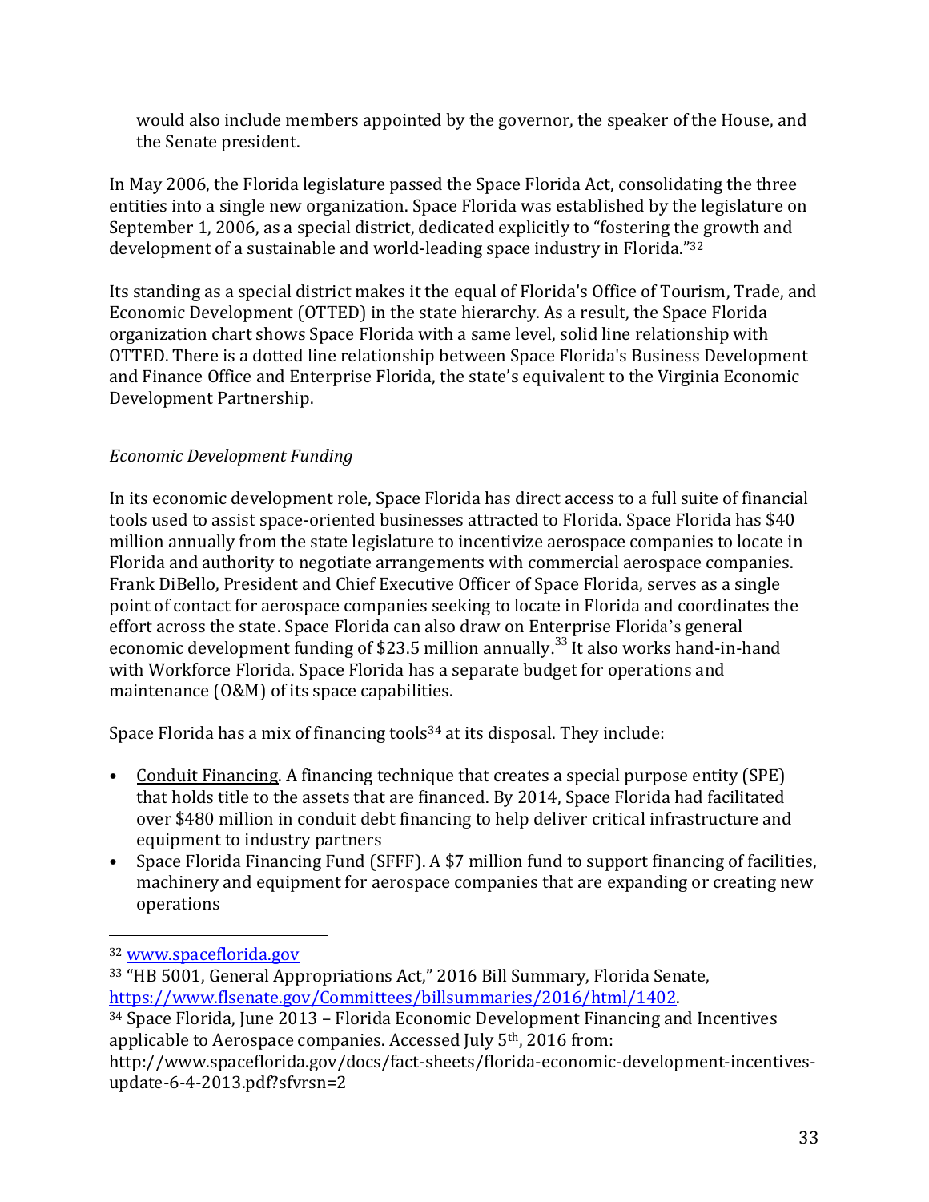would also include members appointed by the governor, the speaker of the House, and the Senate president.

In May 2006, the Florida legislature passed the Space Florida Act, consolidating the three entities into a single new organization. Space Florida was established by the legislature on September 1, 2006, as a special district, dedicated explicitly to "fostering the growth and development of a sustainable and world-leading space industry in Florida."[32]

Its standing as a special district makes it the equal of Florida's Office of Tourism, Trade, and Economic Development (OTTED) in the state hierarchy. As a result, the Space Florida organization chart shows Space Florida with a same level, solid line relationship with OTTED. There is a dotted line relationship between Space Florida's Business Development and Finance Office and Enterprise Florida, the state's equivalent to the Virginia Economic Development Partnership.

*Economic Development Funding*

In its economic development role, Space Florida has direct access to a full suite of financial tools used to assist space-oriented businesses attracted to Florida. Space Florida has $40 million annually from the state legislature to incentivize aerospace companies to locate in Florida and authority to negotiate arrangements with commercial aerospace companies. Frank DiBello, President and Chief Executive Officer of Space Florida, serves as a single point of contact for aerospace companies seeking to locate in Florida and coordinates the effort across the state. Space Florida can also draw on Enterprise Florida's general economic development funding of $23.5 million annually.[33] It also works hand-in-hand with Workforce Florida. Space Florida has a separate budget for operations and maintenance (O&M) of its space capabilities.

Space Florida has a mix of financing tools[34] at its disposal. They include:

- Conduit Financing. A financing technique that creates a special purpose entity (SPE) that holds title to the assets that are financed. By 2014, Space Florida had facilitated over $480 million in conduit debt financing to help deliver critical infrastructure and equipment to industry partners
- Space Florida Financing Fund (SFFF). A $7 million fund to support financing of facilities, machinery and equipment for aerospace companies that are expanding or creating new operations

---

[32] www.spaceflorida.gov

[33] "HB 5001, General Appropriations Act," 2016 Bill Summary, Florida Senate, https://www.flsenate.gov/Committees/billsummaries/2016/html/1402.

[34] Space Florida, June 2013 – Florida Economic Development Financing and Incentives applicable to Aerospace companies. Accessed July 5th, 2016 from: http://www.spaceflorida.gov/docs/fact-sheets/florida-economic-development-incentives-update-6-4-2013.pdf?sfvrsn=2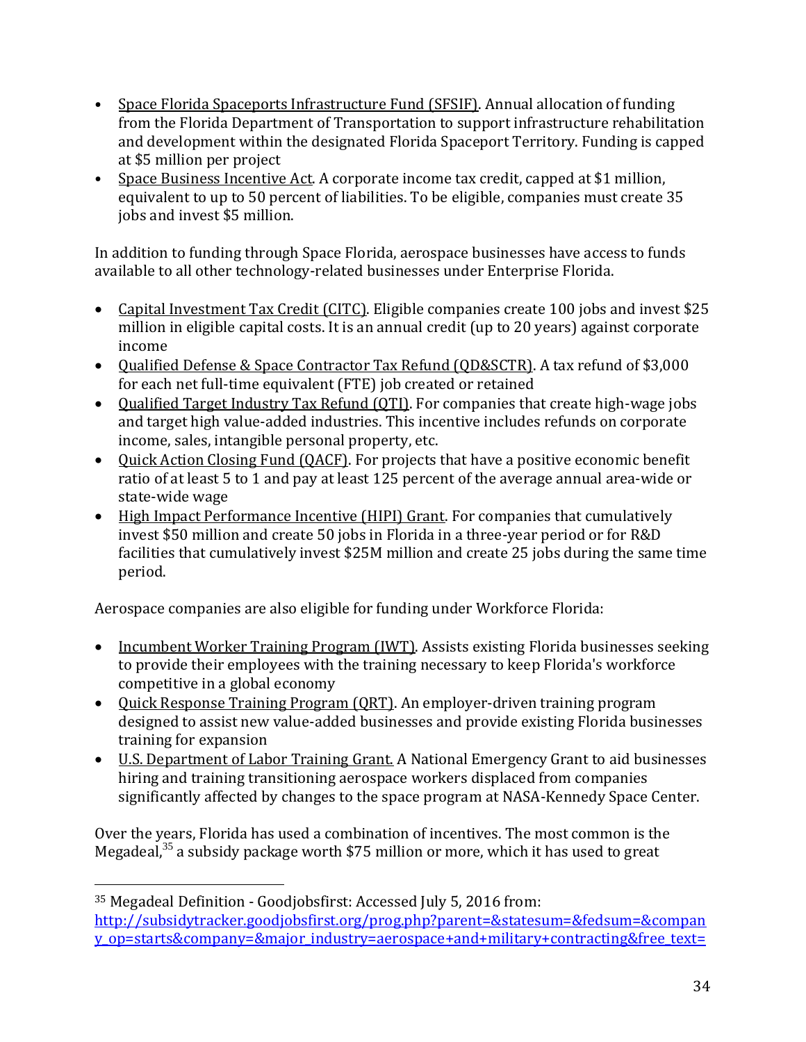- Space Florida Spaceports Infrastructure Fund (SFSIF). Annual allocation of funding from the Florida Department of Transportation to support infrastructure rehabilitation and development within the designated Florida Spaceport Territory. Funding is capped at $5 million per project
- Space Business Incentive Act. A corporate income tax credit, capped at $1 million, equivalent to up to 50 percent of liabilities. To be eligible, companies must create 35 jobs and invest $5 million.

In addition to funding through Space Florida, aerospace businesses have access to funds available to all other technology-related businesses under Enterprise Florida.

- Capital Investment Tax Credit (CITC). Eligible companies create 100 jobs and invest $25 million in eligible capital costs. It is an annual credit (up to 20 years) against corporate income
- Qualified Defense & Space Contractor Tax Refund (QD&SCTR). A tax refund of $3,000 for each net full-time equivalent (FTE) job created or retained
- Qualified Target Industry Tax Refund (QTI). For companies that create high-wage jobs and target high value-added industries. This incentive includes refunds on corporate income, sales, intangible personal property, etc.
- Quick Action Closing Fund (QACF). For projects that have a positive economic benefit ratio of at least 5 to 1 and pay at least 125 percent of the average annual area-wide or state-wide wage
- High Impact Performance Incentive (HIPI) Grant. For companies that cumulatively invest $50 million and create 50 jobs in Florida in a three-year period or for R&D facilities that cumulatively invest $25M million and create 25 jobs during the same time period.

Aerospace companies are also eligible for funding under Workforce Florida:

- Incumbent Worker Training Program (IWT). Assists existing Florida businesses seeking to provide their employees with the training necessary to keep Florida's workforce competitive in a global economy
- Quick Response Training Program (QRT). An employer-driven training program designed to assist new value-added businesses and provide existing Florida businesses training for expansion
- U.S. Department of Labor Training Grant. A National Emergency Grant to aid businesses hiring and training transitioning aerospace workers displaced from companies significantly affected by changes to the space program at NASA-Kennedy Space Center.

Over the years, Florida has used a combination of incentives. The most common is the Megadeal,[35] a subsidy package worth $75 million or more, which it has used to great

[35] Megadeal Definition - Goodjobsfirst: Accessed July 5, 2016 from: http://subsidytracker.goodjobsfirst.org/prog.php?parent=&statesum=&fedsum=&company_op=starts&company=&major_industry=aerospace+and+military+contracting&free_text=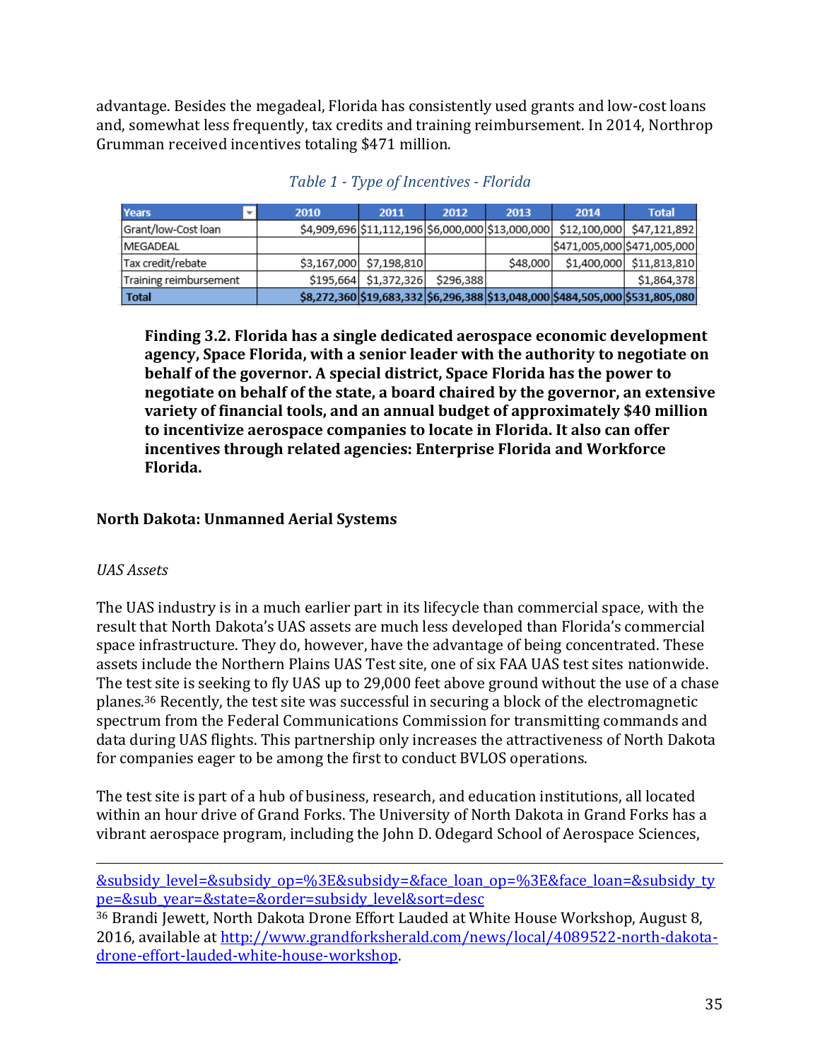advantage. Besides the megadeal, Florida has consistently used grants and low-cost loans and, somewhat less frequently, tax credits and training reimbursement. In 2014, Northrop Grumman received incentives totaling $471 million.

*Table 1 - Type of Incentives - Florida*

| Years | 2010 | 2011 | 2012 | 2013 | 2014 | Total |
|---|---|---|---|---|---|---|
| Grant/low-Cost loan | $4,909,696 | $11,112,196 | $6,000,000 | $13,000,000 | $12,100,000 | $47,121,892 |
| MEGADEAL | | | | | $471,005,000 | $471,005,000 |
| Tax credit/rebate | $3,167,000 | $7,198,810 | | $48,000 | $1,400,000 | $11,813,810 |
| Training reimbursement | $195,664 | $1,372,326 | $296,388 | | | $1,864,378 |
| **Total** | **$8,272,360** | **$19,683,332** | **$6,296,388** | **$13,048,000** | **$484,505,000** | **$531,805,080** |

> **Finding 3.2. Florida has a single dedicated aerospace economic development agency, Space Florida, with a senior leader with the authority to negotiate on behalf of the governor. A special district, Space Florida has the power to negotiate on behalf of the state, a board chaired by the governor, an extensive variety of financial tools, and an annual budget of approximately $40 million to incentivize aerospace companies to locate in Florida. It also can offer incentives through related agencies: Enterprise Florida and Workforce Florida.**

### North Dakota: Unmanned Aerial Systems

*UAS Assets*

The UAS industry is in a much earlier part in its lifecycle than commercial space, with the result that North Dakota's UAS assets are much less developed than Florida's commercial space infrastructure. They do, however, have the advantage of being concentrated. These assets include the Northern Plains UAS Test site, one of six FAA UAS test sites nationwide. The test site is seeking to fly UAS up to 29,000 feet above ground without the use of a chase planes.[36] Recently, the test site was successful in securing a block of the electromagnetic spectrum from the Federal Communications Commission for transmitting commands and data during UAS flights. This partnership only increases the attractiveness of North Dakota for companies eager to be among the first to conduct BVLOS operations.

The test site is part of a hub of business, research, and education institutions, all located within an hour drive of Grand Forks. The University of North Dakota in Grand Forks has a vibrant aerospace program, including the John D. Odegard School of Aerospace Sciences,

---

&subsidy_level=&subsidy_op=%3E&subsidy=&face_loan_op=%3E&face_loan=&subsidy_type=&sub_year=&state=&order=subsidy_level&sort=desc

[36] Brandi Jewett, North Dakota Drone Effort Lauded at White House Workshop, August 8, 2016, available at http://www.grandforksherald.com/news/local/4089522-north-dakota-drone-effort-lauded-white-house-workshop.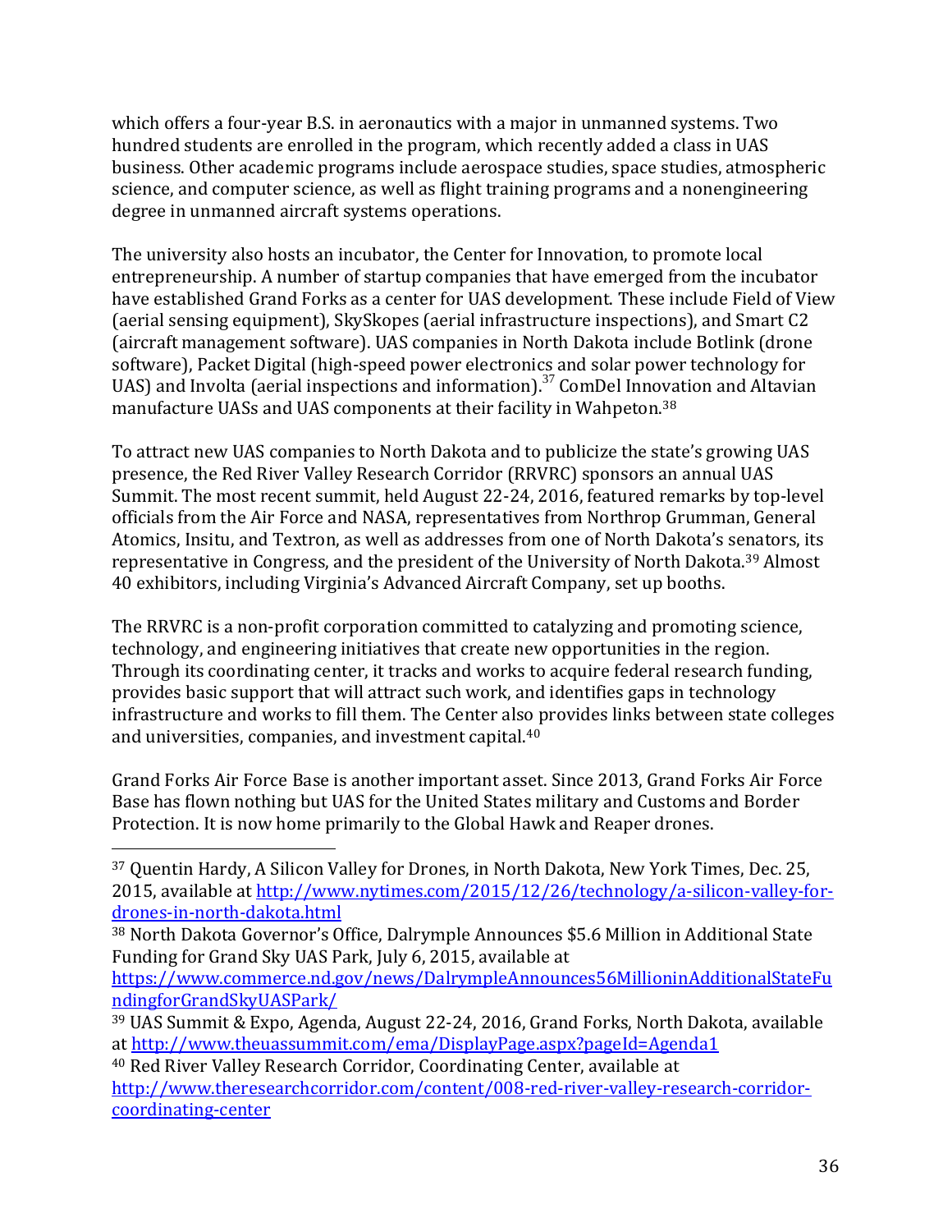which offers a four-year B.S. in aeronautics with a major in unmanned systems. Two hundred students are enrolled in the program, which recently added a class in UAS business. Other academic programs include aerospace studies, space studies, atmospheric science, and computer science, as well as flight training programs and a nonengineering degree in unmanned aircraft systems operations.

The university also hosts an incubator, the Center for Innovation, to promote local entrepreneurship. A number of startup companies that have emerged from the incubator have established Grand Forks as a center for UAS development. These include Field of View (aerial sensing equipment), SkySkopes (aerial infrastructure inspections), and Smart C2 (aircraft management software). UAS companies in North Dakota include Botlink (drone software), Packet Digital (high-speed power electronics and solar power technology for UAS) and Involta (aerial inspections and information).[37] ComDel Innovation and Altavian manufacture UASs and UAS components at their facility in Wahpeton.[38]

To attract new UAS companies to North Dakota and to publicize the state's growing UAS presence, the Red River Valley Research Corridor (RRVRC) sponsors an annual UAS Summit. The most recent summit, held August 22-24, 2016, featured remarks by top-level officials from the Air Force and NASA, representatives from Northrop Grumman, General Atomics, Insitu, and Textron, as well as addresses from one of North Dakota's senators, its representative in Congress, and the president of the University of North Dakota.[39] Almost 40 exhibitors, including Virginia's Advanced Aircraft Company, set up booths.

The RRVRC is a non-profit corporation committed to catalyzing and promoting science, technology, and engineering initiatives that create new opportunities in the region. Through its coordinating center, it tracks and works to acquire federal research funding, provides basic support that will attract such work, and identifies gaps in technology infrastructure and works to fill them. The Center also provides links between state colleges and universities, companies, and investment capital.[40]

Grand Forks Air Force Base is another important asset. Since 2013, Grand Forks Air Force Base has flown nothing but UAS for the United States military and Customs and Border Protection. It is now home primarily to the Global Hawk and Reaper drones.

---

[37] Quentin Hardy, A Silicon Valley for Drones, in North Dakota, New York Times, Dec. 25, 2015, available at http://www.nytimes.com/2015/12/26/technology/a-silicon-valley-for-drones-in-north-dakota.html

[38] North Dakota Governor's Office, Dalrymple Announces $5.6 Million in Additional State Funding for Grand Sky UAS Park, July 6, 2015, available at https://www.commerce.nd.gov/news/DalrympleAnnounces56MillioninAdditionalStateFundingforGrandSkyUASPark/

[39] UAS Summit & Expo, Agenda, August 22-24, 2016, Grand Forks, North Dakota, available at http://www.theuassummit.com/ema/DisplayPage.aspx?pageId=Agenda1

[40] Red River Valley Research Corridor, Coordinating Center, available at http://www.theresearchcorridor.com/content/008-red-river-valley-research-corridor-coordinating-center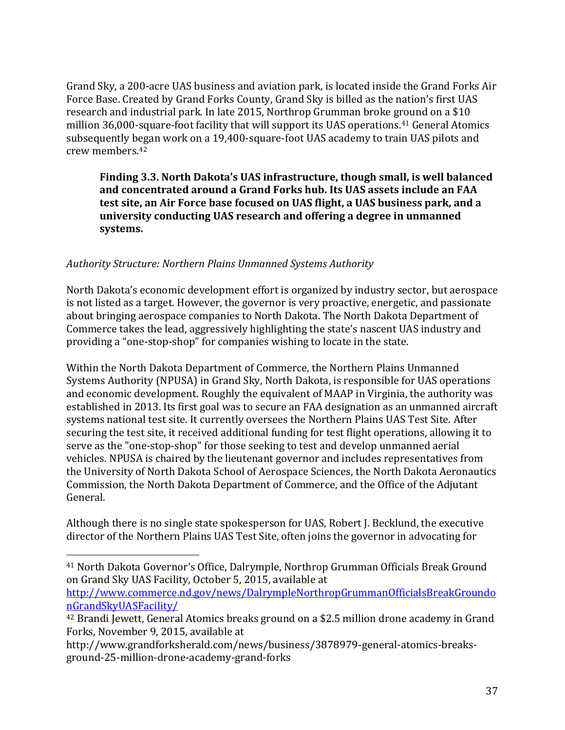Grand Sky, a 200-acre UAS business and aviation park, is located inside the Grand Forks Air Force Base. Created by Grand Forks County, Grand Sky is billed as the nation's first UAS research and industrial park. In late 2015, Northrop Grumman broke ground on a $10 million 36,000-square-foot facility that will support its UAS operations.[41] General Atomics subsequently began work on a 19,400-square-foot UAS academy to train UAS pilots and crew members.[42]

> **Finding 3.3. North Dakota's UAS infrastructure, though small, is well balanced and concentrated around a Grand Forks hub. Its UAS assets include an FAA test site, an Air Force base focused on UAS flight, a UAS business park, and a university conducting UAS research and offering a degree in unmanned systems.**

*Authority Structure: Northern Plains Unmanned Systems Authority*

North Dakota's economic development effort is organized by industry sector, but aerospace is not listed as a target. However, the governor is very proactive, energetic, and passionate about bringing aerospace companies to North Dakota. The North Dakota Department of Commerce takes the lead, aggressively highlighting the state's nascent UAS industry and providing a "one-stop-shop" for companies wishing to locate in the state.

Within the North Dakota Department of Commerce, the Northern Plains Unmanned Systems Authority (NPUSA) in Grand Sky, North Dakota, is responsible for UAS operations and economic development. Roughly the equivalent of MAAP in Virginia, the authority was established in 2013. Its first goal was to secure an FAA designation as an unmanned aircraft systems national test site. It currently oversees the Northern Plains UAS Test Site. After securing the test site, it received additional funding for test flight operations, allowing it to serve as the "one-stop-shop" for those seeking to test and develop unmanned aerial vehicles. NPUSA is chaired by the lieutenant governor and includes representatives from the University of North Dakota School of Aerospace Sciences, the North Dakota Aeronautics Commission, the North Dakota Department of Commerce, and the Office of the Adjutant General.

Although there is no single state spokesperson for UAS, Robert J. Becklund, the executive director of the Northern Plains UAS Test Site, often joins the governor in advocating for

---

[41] North Dakota Governor's Office, Dalrymple, Northrop Grumman Officials Break Ground on Grand Sky UAS Facility, October 5, 2015, available at http://www.commerce.nd.gov/news/DalrympleNorthropGrummanOfficialsBreakGroundonGrandSkyUASFacility/

[42] Brandi Jewett, General Atomics breaks ground on a $2.5 million drone academy in Grand Forks, November 9, 2015, available at http://www.grandforksherald.com/news/business/3878979-general-atomics-breaks-ground-25-million-drone-academy-grand-forks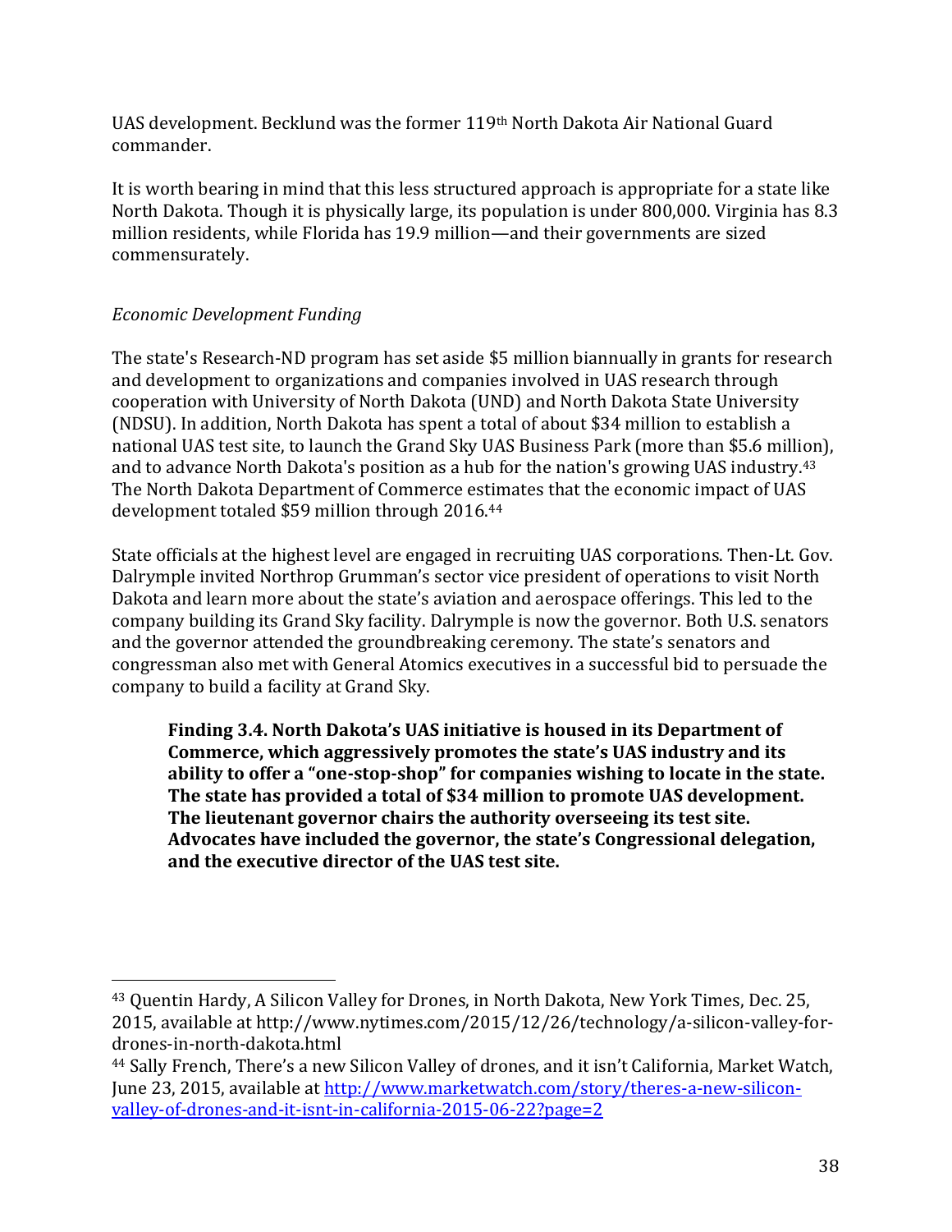UAS development. Becklund was the former 119th North Dakota Air National Guard commander.

It is worth bearing in mind that this less structured approach is appropriate for a state like North Dakota. Though it is physically large, its population is under 800,000. Virginia has 8.3 million residents, while Florida has 19.9 million—and their governments are sized commensurately.

*Economic Development Funding*

The state's Research-ND program has set aside $5 million biannually in grants for research and development to organizations and companies involved in UAS research through cooperation with University of North Dakota (UND) and North Dakota State University (NDSU). In addition, North Dakota has spent a total of about $34 million to establish a national UAS test site, to launch the Grand Sky UAS Business Park (more than $5.6 million), and to advance North Dakota's position as a hub for the nation's growing UAS industry.[43] The North Dakota Department of Commerce estimates that the economic impact of UAS development totaled $59 million through 2016.[44]

State officials at the highest level are engaged in recruiting UAS corporations. Then-Lt. Gov. Dalrymple invited Northrop Grumman's sector vice president of operations to visit North Dakota and learn more about the state's aviation and aerospace offerings. This led to the company building its Grand Sky facility. Dalrymple is now the governor. Both U.S. senators and the governor attended the groundbreaking ceremony. The state's senators and congressman also met with General Atomics executives in a successful bid to persuade the company to build a facility at Grand Sky.

> **Finding 3.4. North Dakota's UAS initiative is housed in its Department of Commerce, which aggressively promotes the state's UAS industry and its ability to offer a "one-stop-shop" for companies wishing to locate in the state. The state has provided a total of $34 million to promote UAS development. The lieutenant governor chairs the authority overseeing its test site. Advocates have included the governor, the state's Congressional delegation, and the executive director of the UAS test site.**

---

[43] Quentin Hardy, A Silicon Valley for Drones, in North Dakota, New York Times, Dec. 25, 2015, available at http://www.nytimes.com/2015/12/26/technology/a-silicon-valley-for-drones-in-north-dakota.html

[44] Sally French, There's a new Silicon Valley of drones, and it isn't California, Market Watch, June 23, 2015, available at http://www.marketwatch.com/story/theres-a-new-silicon-valley-of-drones-and-it-isnt-in-california-2015-06-22?page=2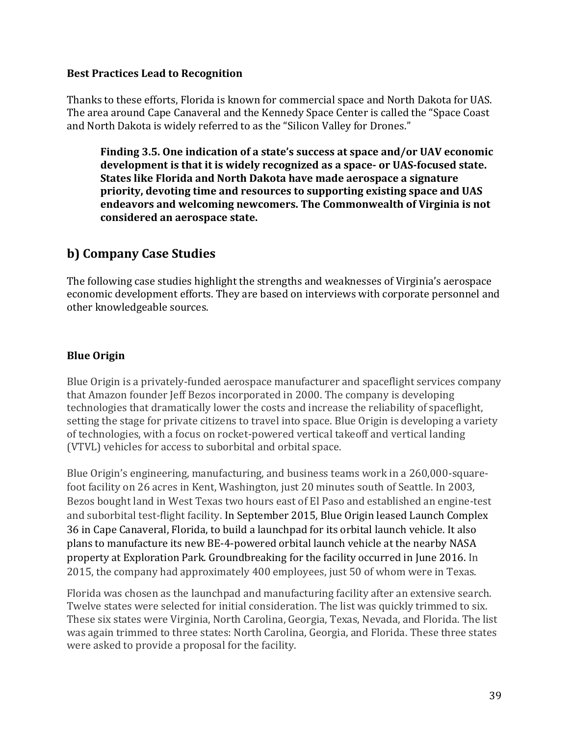**Best Practices Lead to Recognition**

Thanks to these efforts, Florida is known for commercial space and North Dakota for UAS. The area around Cape Canaveral and the Kennedy Space Center is called the "Space Coast and North Dakota is widely referred to as the "Silicon Valley for Drones."

> **Finding 3.5. One indication of a state's success at space and/or UAV economic development is that it is widely recognized as a space- or UAS-focused state. States like Florida and North Dakota have made aerospace a signature priority, devoting time and resources to supporting existing space and UAS endeavors and welcoming newcomers. The Commonwealth of Virginia is not considered an aerospace state.**

## b) Company Case Studies

The following case studies highlight the strengths and weaknesses of Virginia's aerospace economic development efforts. They are based on interviews with corporate personnel and other knowledgeable sources.

**Blue Origin**

Blue Origin is a privately-funded aerospace manufacturer and spaceflight services company that Amazon founder Jeff Bezos incorporated in 2000. The company is developing technologies that dramatically lower the costs and increase the reliability of spaceflight, setting the stage for private citizens to travel into space. Blue Origin is developing a variety of technologies, with a focus on rocket-powered vertical takeoff and vertical landing (VTVL) vehicles for access to suborbital and orbital space.

Blue Origin's engineering, manufacturing, and business teams work in a 260,000-square-foot facility on 26 acres in Kent, Washington, just 20 minutes south of Seattle. In 2003, Bezos bought land in West Texas two hours east of El Paso and established an engine-test and suborbital test-flight facility. In September 2015, Blue Origin leased Launch Complex 36 in Cape Canaveral, Florida, to build a launchpad for its orbital launch vehicle. It also plans to manufacture its new BE-4-powered orbital launch vehicle at the nearby NASA property at Exploration Park. Groundbreaking for the facility occurred in June 2016. In 2015, the company had approximately 400 employees, just 50 of whom were in Texas.

Florida was chosen as the launchpad and manufacturing facility after an extensive search. Twelve states were selected for initial consideration. The list was quickly trimmed to six. These six states were Virginia, North Carolina, Georgia, Texas, Nevada, and Florida. The list was again trimmed to three states: North Carolina, Georgia, and Florida. These three states were asked to provide a proposal for the facility.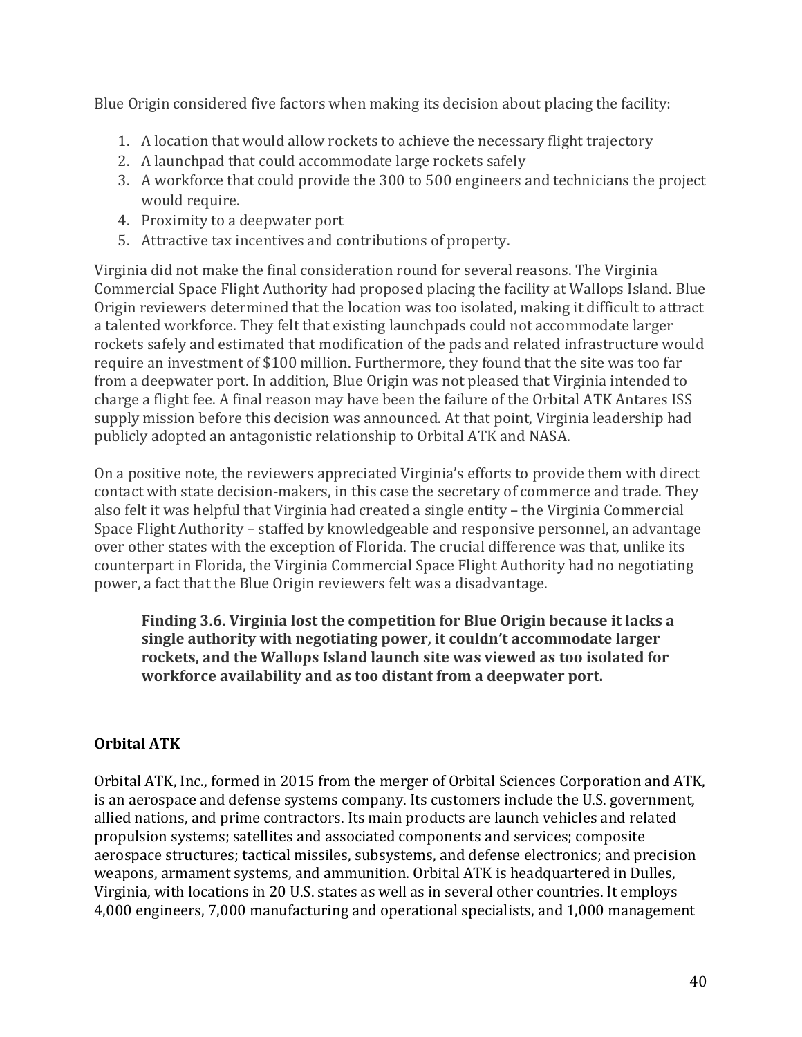Blue Origin considered five factors when making its decision about placing the facility:

1. A location that would allow rockets to achieve the necessary flight trajectory
2. A launchpad that could accommodate large rockets safely
3. A workforce that could provide the 300 to 500 engineers and technicians the project would require.
4. Proximity to a deepwater port
5. Attractive tax incentives and contributions of property.

Virginia did not make the final consideration round for several reasons. The Virginia Commercial Space Flight Authority had proposed placing the facility at Wallops Island. Blue Origin reviewers determined that the location was too isolated, making it difficult to attract a talented workforce. They felt that existing launchpads could not accommodate larger rockets safely and estimated that modification of the pads and related infrastructure would require an investment of $100 million. Furthermore, they found that the site was too far from a deepwater port. In addition, Blue Origin was not pleased that Virginia intended to charge a flight fee. A final reason may have been the failure of the Orbital ATK Antares ISS supply mission before this decision was announced. At that point, Virginia leadership had publicly adopted an antagonistic relationship to Orbital ATK and NASA.

On a positive note, the reviewers appreciated Virginia's efforts to provide them with direct contact with state decision-makers, in this case the secretary of commerce and trade. They also felt it was helpful that Virginia had created a single entity – the Virginia Commercial Space Flight Authority – staffed by knowledgeable and responsive personnel, an advantage over other states with the exception of Florida. The crucial difference was that, unlike its counterpart in Florida, the Virginia Commercial Space Flight Authority had no negotiating power, a fact that the Blue Origin reviewers felt was a disadvantage.

> **Finding 3.6. Virginia lost the competition for Blue Origin because it lacks a single authority with negotiating power, it couldn't accommodate larger rockets, and the Wallops Island launch site was viewed as too isolated for workforce availability and as too distant from a deepwater port.**

### Orbital ATK

Orbital ATK, Inc., formed in 2015 from the merger of Orbital Sciences Corporation and ATK, is an aerospace and defense systems company. Its customers include the U.S. government, allied nations, and prime contractors. Its main products are launch vehicles and related propulsion systems; satellites and associated components and services; composite aerospace structures; tactical missiles, subsystems, and defense electronics; and precision weapons, armament systems, and ammunition. Orbital ATK is headquartered in Dulles, Virginia, with locations in 20 U.S. states as well as in several other countries. It employs 4,000 engineers, 7,000 manufacturing and operational specialists, and 1,000 management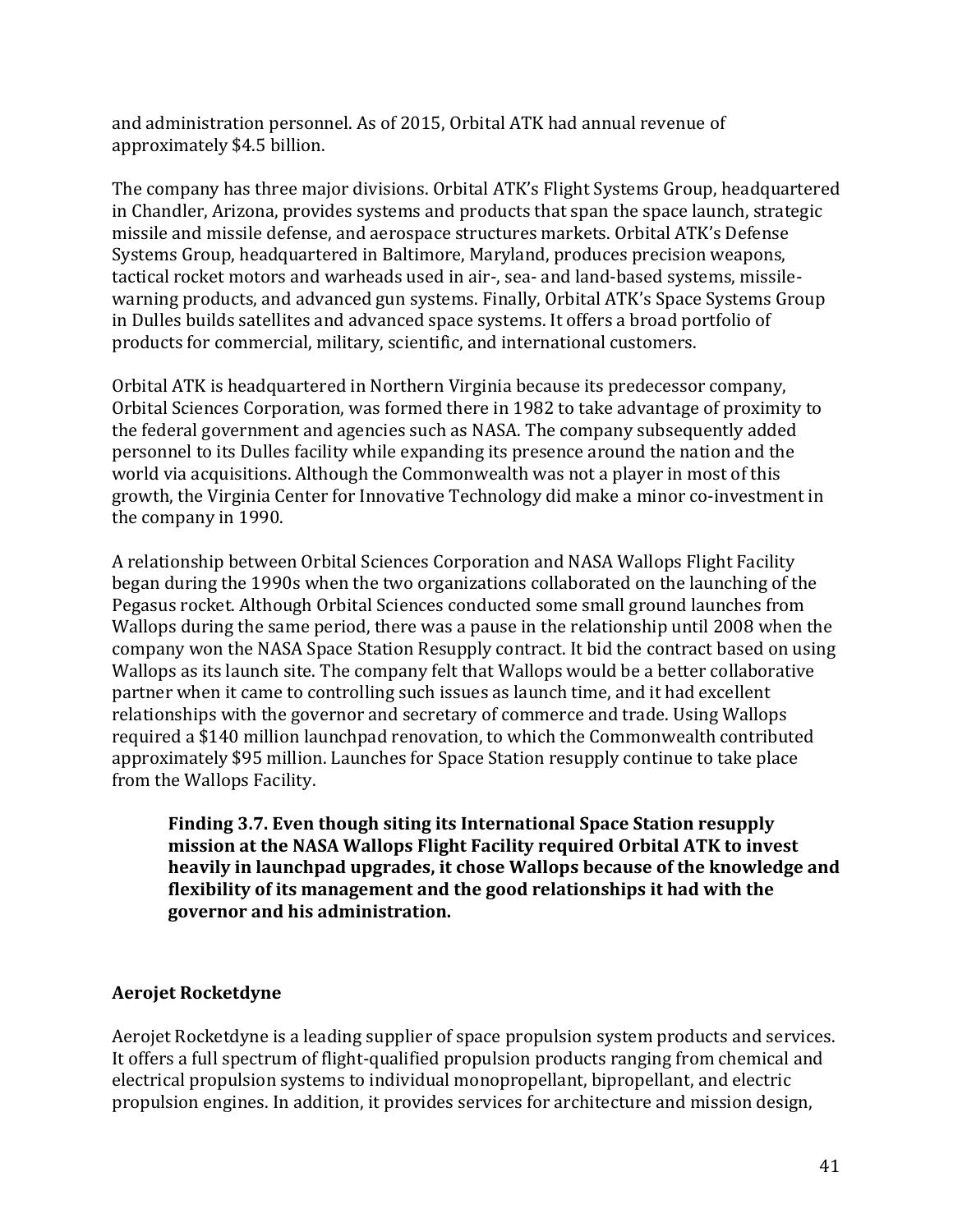and administration personnel. As of 2015, Orbital ATK had annual revenue of approximately $4.5 billion.

The company has three major divisions. Orbital ATK's Flight Systems Group, headquartered in Chandler, Arizona, provides systems and products that span the space launch, strategic missile and missile defense, and aerospace structures markets. Orbital ATK's Defense Systems Group, headquartered in Baltimore, Maryland, produces precision weapons, tactical rocket motors and warheads used in air-, sea- and land-based systems, missile-warning products, and advanced gun systems. Finally, Orbital ATK's Space Systems Group in Dulles builds satellites and advanced space systems. It offers a broad portfolio of products for commercial, military, scientific, and international customers.

Orbital ATK is headquartered in Northern Virginia because its predecessor company, Orbital Sciences Corporation, was formed there in 1982 to take advantage of proximity to the federal government and agencies such as NASA. The company subsequently added personnel to its Dulles facility while expanding its presence around the nation and the world via acquisitions. Although the Commonwealth was not a player in most of this growth, the Virginia Center for Innovative Technology did make a minor co-investment in the company in 1990.

A relationship between Orbital Sciences Corporation and NASA Wallops Flight Facility began during the 1990s when the two organizations collaborated on the launching of the Pegasus rocket. Although Orbital Sciences conducted some small ground launches from Wallops during the same period, there was a pause in the relationship until 2008 when the company won the NASA Space Station Resupply contract. It bid the contract based on using Wallops as its launch site. The company felt that Wallops would be a better collaborative partner when it came to controlling such issues as launch time, and it had excellent relationships with the governor and secretary of commerce and trade. Using Wallops required a $140 million launchpad renovation, to which the Commonwealth contributed approximately $95 million. Launches for Space Station resupply continue to take place from the Wallops Facility.

> **Finding 3.7. Even though siting its International Space Station resupply mission at the NASA Wallops Flight Facility required Orbital ATK to invest heavily in launchpad upgrades, it chose Wallops because of the knowledge and flexibility of its management and the good relationships it had with the governor and his administration.**

### Aerojet Rocketdyne

Aerojet Rocketdyne is a leading supplier of space propulsion system products and services. It offers a full spectrum of flight-qualified propulsion products ranging from chemical and electrical propulsion systems to individual monopropellant, bipropellant, and electric propulsion engines. In addition, it provides services for architecture and mission design,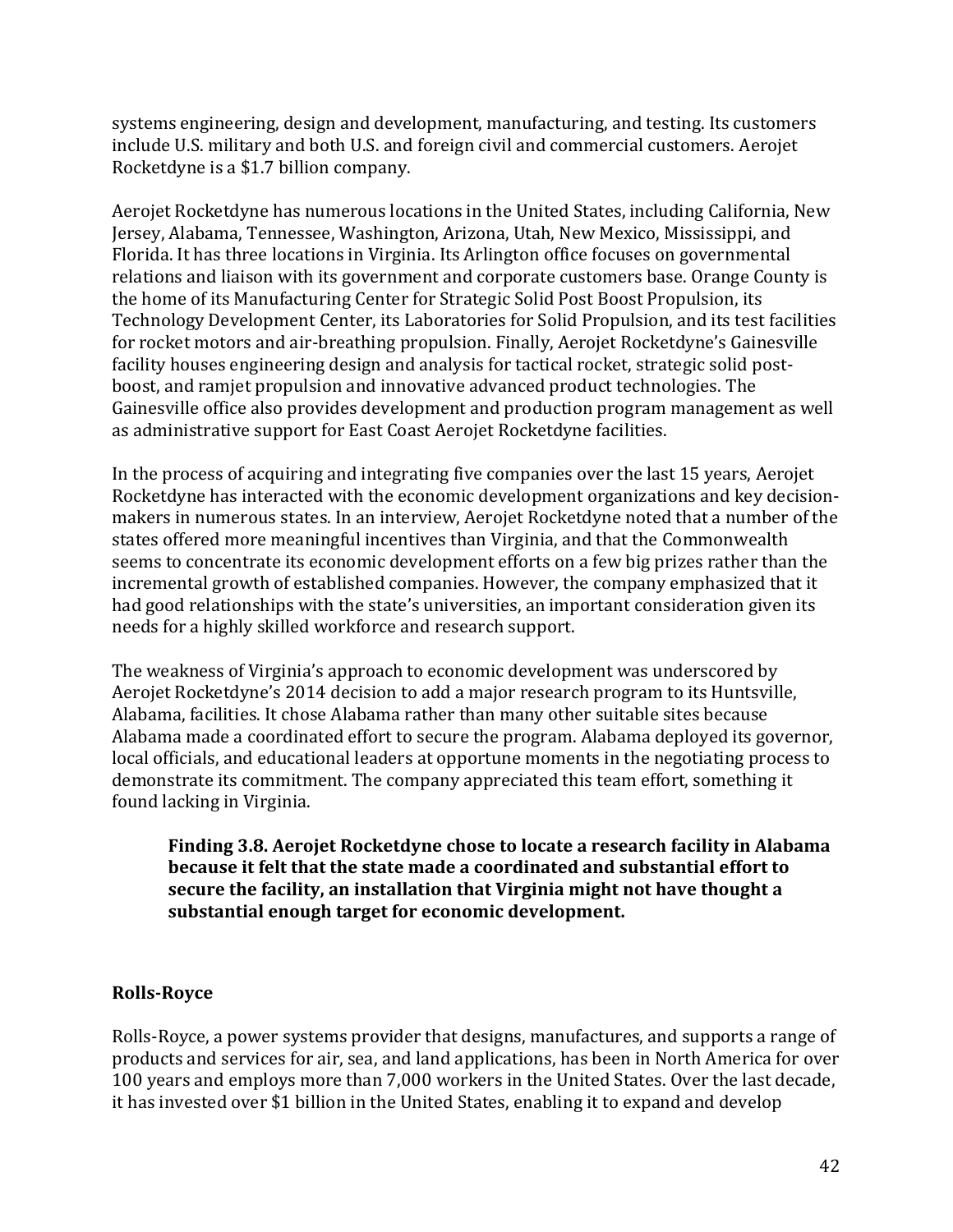systems engineering, design and development, manufacturing, and testing. Its customers include U.S. military and both U.S. and foreign civil and commercial customers. Aerojet Rocketdyne is a $1.7 billion company.

Aerojet Rocketdyne has numerous locations in the United States, including California, New Jersey, Alabama, Tennessee, Washington, Arizona, Utah, New Mexico, Mississippi, and Florida. It has three locations in Virginia. Its Arlington office focuses on governmental relations and liaison with its government and corporate customers base. Orange County is the home of its Manufacturing Center for Strategic Solid Post Boost Propulsion, its Technology Development Center, its Laboratories for Solid Propulsion, and its test facilities for rocket motors and air-breathing propulsion. Finally, Aerojet Rocketdyne's Gainesville facility houses engineering design and analysis for tactical rocket, strategic solid post-boost, and ramjet propulsion and innovative advanced product technologies. The Gainesville office also provides development and production program management as well as administrative support for East Coast Aerojet Rocketdyne facilities.

In the process of acquiring and integrating five companies over the last 15 years, Aerojet Rocketdyne has interacted with the economic development organizations and key decision-makers in numerous states. In an interview, Aerojet Rocketdyne noted that a number of the states offered more meaningful incentives than Virginia, and that the Commonwealth seems to concentrate its economic development efforts on a few big prizes rather than the incremental growth of established companies. However, the company emphasized that it had good relationships with the state's universities, an important consideration given its needs for a highly skilled workforce and research support.

The weakness of Virginia's approach to economic development was underscored by Aerojet Rocketdyne's 2014 decision to add a major research program to its Huntsville, Alabama, facilities. It chose Alabama rather than many other suitable sites because Alabama made a coordinated effort to secure the program. Alabama deployed its governor, local officials, and educational leaders at opportune moments in the negotiating process to demonstrate its commitment. The company appreciated this team effort, something it found lacking in Virginia.

> **Finding 3.8. Aerojet Rocketdyne chose to locate a research facility in Alabama because it felt that the state made a coordinated and substantial effort to secure the facility, an installation that Virginia might not have thought a substantial enough target for economic development.**

### Rolls-Royce

Rolls-Royce, a power systems provider that designs, manufactures, and supports a range of products and services for air, sea, and land applications, has been in North America for over 100 years and employs more than 7,000 workers in the United States. Over the last decade, it has invested over $1 billion in the United States, enabling it to expand and develop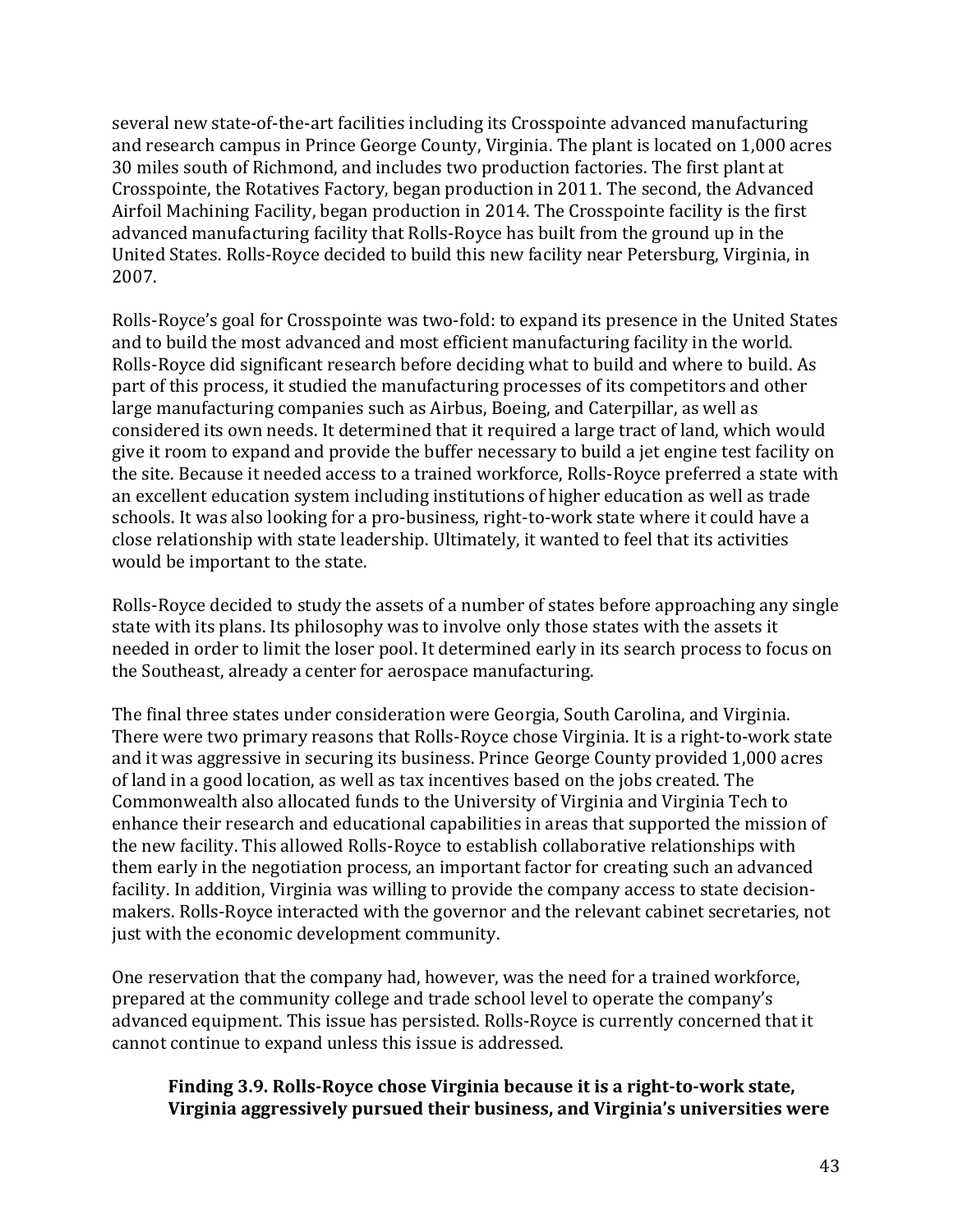several new state-of-the-art facilities including its Crosspointe advanced manufacturing and research campus in Prince George County, Virginia. The plant is located on 1,000 acres 30 miles south of Richmond, and includes two production factories. The first plant at Crosspointe, the Rotatives Factory, began production in 2011. The second, the Advanced Airfoil Machining Facility, began production in 2014. The Crosspointe facility is the first advanced manufacturing facility that Rolls-Royce has built from the ground up in the United States. Rolls-Royce decided to build this new facility near Petersburg, Virginia, in 2007.

Rolls-Royce's goal for Crosspointe was two-fold: to expand its presence in the United States and to build the most advanced and most efficient manufacturing facility in the world. Rolls-Royce did significant research before deciding what to build and where to build. As part of this process, it studied the manufacturing processes of its competitors and other large manufacturing companies such as Airbus, Boeing, and Caterpillar, as well as considered its own needs. It determined that it required a large tract of land, which would give it room to expand and provide the buffer necessary to build a jet engine test facility on the site. Because it needed access to a trained workforce, Rolls-Royce preferred a state with an excellent education system including institutions of higher education as well as trade schools. It was also looking for a pro-business, right-to-work state where it could have a close relationship with state leadership. Ultimately, it wanted to feel that its activities would be important to the state.

Rolls-Royce decided to study the assets of a number of states before approaching any single state with its plans. Its philosophy was to involve only those states with the assets it needed in order to limit the loser pool. It determined early in its search process to focus on the Southeast, already a center for aerospace manufacturing.

The final three states under consideration were Georgia, South Carolina, and Virginia. There were two primary reasons that Rolls-Royce chose Virginia. It is a right-to-work state and it was aggressive in securing its business. Prince George County provided 1,000 acres of land in a good location, as well as tax incentives based on the jobs created. The Commonwealth also allocated funds to the University of Virginia and Virginia Tech to enhance their research and educational capabilities in areas that supported the mission of the new facility. This allowed Rolls-Royce to establish collaborative relationships with them early in the negotiation process, an important factor for creating such an advanced facility. In addition, Virginia was willing to provide the company access to state decision-makers. Rolls-Royce interacted with the governor and the relevant cabinet secretaries, not just with the economic development community.

One reservation that the company had, however, was the need for a trained workforce, prepared at the community college and trade school level to operate the company's advanced equipment. This issue has persisted. Rolls-Royce is currently concerned that it cannot continue to expand unless this issue is addressed.

> **Finding 3.9. Rolls-Royce chose Virginia because it is a right-to-work state, Virginia aggressively pursued their business, and Virginia's universities were**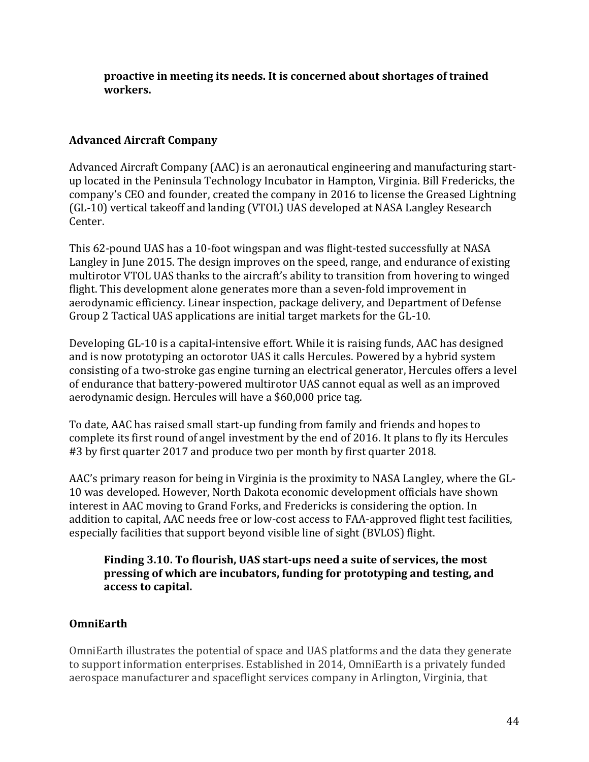**proactive in meeting its needs. It is concerned about shortages of trained workers.**

### Advanced Aircraft Company

Advanced Aircraft Company (AAC) is an aeronautical engineering and manufacturing start-up located in the Peninsula Technology Incubator in Hampton, Virginia. Bill Fredericks, the company's CEO and founder, created the company in 2016 to license the Greased Lightning (GL-10) vertical takeoff and landing (VTOL) UAS developed at NASA Langley Research Center.

This 62-pound UAS has a 10-foot wingspan and was flight-tested successfully at NASA Langley in June 2015. The design improves on the speed, range, and endurance of existing multirotor VTOL UAS thanks to the aircraft's ability to transition from hovering to winged flight. This development alone generates more than a seven-fold improvement in aerodynamic efficiency. Linear inspection, package delivery, and Department of Defense Group 2 Tactical UAS applications are initial target markets for the GL-10.

Developing GL-10 is a capital-intensive effort. While it is raising funds, AAC has designed and is now prototyping an octorotor UAS it calls Hercules. Powered by a hybrid system consisting of a two-stroke gas engine turning an electrical generator, Hercules offers a level of endurance that battery-powered multirotor UAS cannot equal as well as an improved aerodynamic design. Hercules will have a $60,000 price tag.

To date, AAC has raised small start-up funding from family and friends and hopes to complete its first round of angel investment by the end of 2016. It plans to fly its Hercules #3 by first quarter 2017 and produce two per month by first quarter 2018.

AAC's primary reason for being in Virginia is the proximity to NASA Langley, where the GL-10 was developed. However, North Dakota economic development officials have shown interest in AAC moving to Grand Forks, and Fredericks is considering the option. In addition to capital, AAC needs free or low-cost access to FAA-approved flight test facilities, especially facilities that support beyond visible line of sight (BVLOS) flight.

**Finding 3.10. To flourish, UAS start-ups need a suite of services, the most pressing of which are incubators, funding for prototyping and testing, and access to capital.**

### OmniEarth

OmniEarth illustrates the potential of space and UAS platforms and the data they generate to support information enterprises. Established in 2014, OmniEarth is a privately funded aerospace manufacturer and spaceflight services company in Arlington, Virginia, that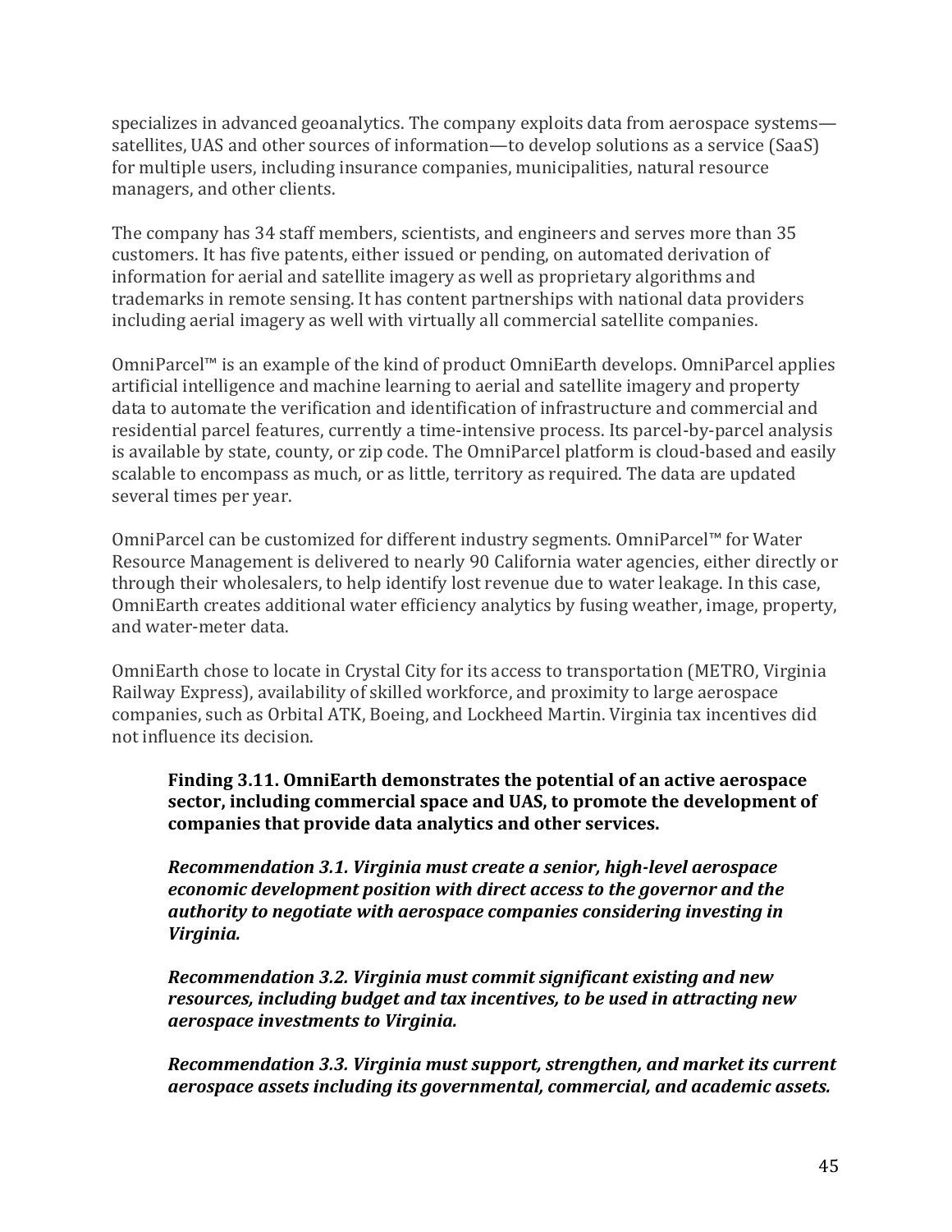specializes in advanced geoanalytics. The company exploits data from aerospace systems—satellites, UAS and other sources of information—to develop solutions as a service (SaaS) for multiple users, including insurance companies, municipalities, natural resource managers, and other clients.

The company has 34 staff members, scientists, and engineers and serves more than 35 customers. It has five patents, either issued or pending, on automated derivation of information for aerial and satellite imagery as well as proprietary algorithms and trademarks in remote sensing. It has content partnerships with national data providers including aerial imagery as well with virtually all commercial satellite companies.

OmniParcel™ is an example of the kind of product OmniEarth develops. OmniParcel applies artificial intelligence and machine learning to aerial and satellite imagery and property data to automate the verification and identification of infrastructure and commercial and residential parcel features, currently a time-intensive process. Its parcel-by-parcel analysis is available by state, county, or zip code. The OmniParcel platform is cloud-based and easily scalable to encompass as much, or as little, territory as required. The data are updated several times per year.

OmniParcel can be customized for different industry segments. OmniParcel™ for Water Resource Management is delivered to nearly 90 California water agencies, either directly or through their wholesalers, to help identify lost revenue due to water leakage. In this case, OmniEarth creates additional water efficiency analytics by fusing weather, image, property, and water-meter data.

OmniEarth chose to locate in Crystal City for its access to transportation (METRO, Virginia Railway Express), availability of skilled workforce, and proximity to large aerospace companies, such as Orbital ATK, Boeing, and Lockheed Martin. Virginia tax incentives did not influence its decision.

> **Finding 3.11. OmniEarth demonstrates the potential of an active aerospace sector, including commercial space and UAS, to promote the development of companies that provide data analytics and other services.**
>
> ***Recommendation 3.1. Virginia must create a senior, high-level aerospace economic development position with direct access to the governor and the authority to negotiate with aerospace companies considering investing in Virginia.***
>
> ***Recommendation 3.2. Virginia must commit significant existing and new resources, including budget and tax incentives, to be used in attracting new aerospace investments to Virginia.***
>
> ***Recommendation 3.3. Virginia must support, strengthen, and market its current aerospace assets including its governmental, commercial, and academic assets.***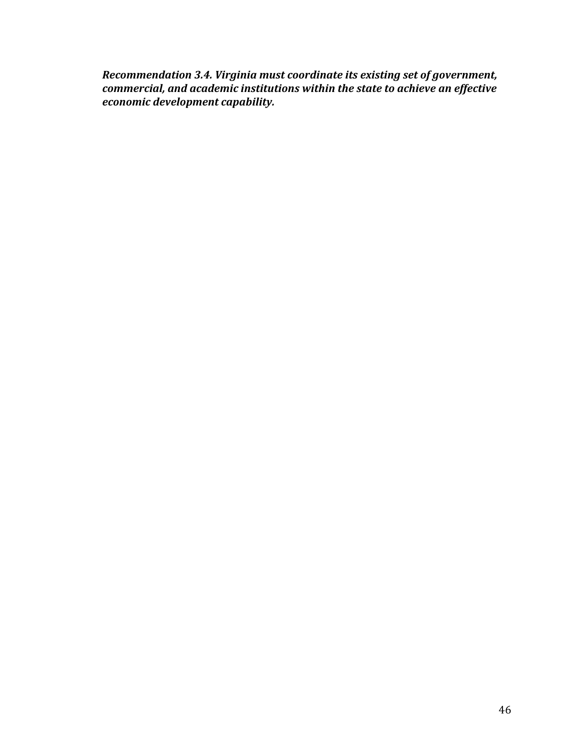***Recommendation 3.4. Virginia must coordinate its existing set of government, commercial, and academic institutions within the state to achieve an effective economic development capability.***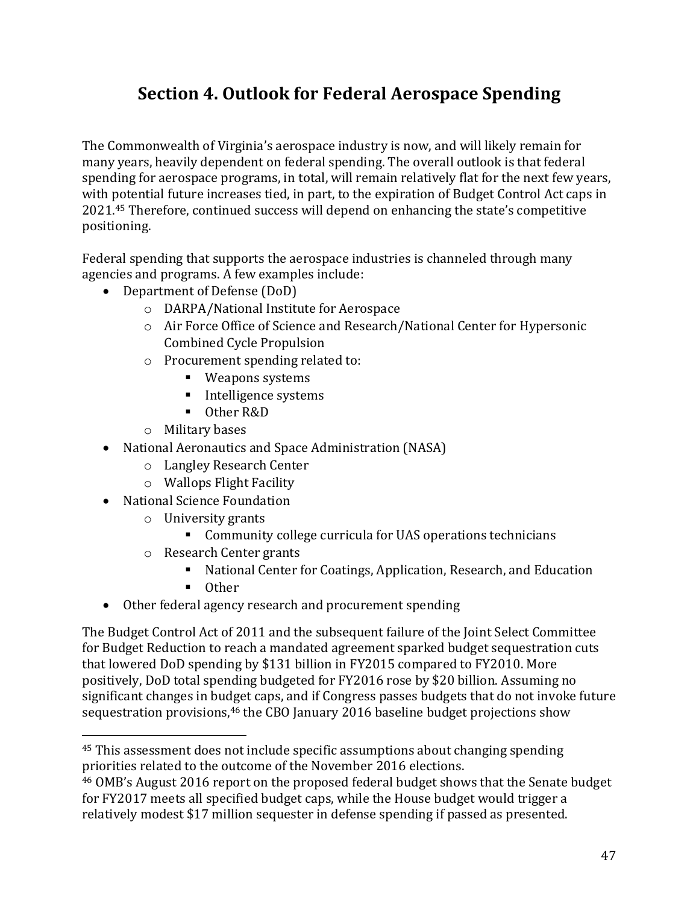# Section 4. Outlook for Federal Aerospace Spending

The Commonwealth of Virginia's aerospace industry is now, and will likely remain for many years, heavily dependent on federal spending. The overall outlook is that federal spending for aerospace programs, in total, will remain relatively flat for the next few years, with potential future increases tied, in part, to the expiration of Budget Control Act caps in 2021.[45] Therefore, continued success will depend on enhancing the state's competitive positioning.

Federal spending that supports the aerospace industries is channeled through many agencies and programs. A few examples include:

- Department of Defense (DoD)
    - DARPA/National Institute for Aerospace
    - Air Force Office of Science and Research/National Center for Hypersonic Combined Cycle Propulsion
    - Procurement spending related to:
        - Weapons systems
        - Intelligence systems
        - Other R&D
    - Military bases
- National Aeronautics and Space Administration (NASA)
    - Langley Research Center
    - Wallops Flight Facility
- National Science Foundation
    - University grants
        - Community college curricula for UAS operations technicians
    - Research Center grants
        - National Center for Coatings, Application, Research, and Education
        - Other
- Other federal agency research and procurement spending

The Budget Control Act of 2011 and the subsequent failure of the Joint Select Committee for Budget Reduction to reach a mandated agreement sparked budget sequestration cuts that lowered DoD spending by $131 billion in FY2015 compared to FY2010. More positively, DoD total spending budgeted for FY2016 rose by $20 billion. Assuming no significant changes in budget caps, and if Congress passes budgets that do not invoke future sequestration provisions,[46] the CBO January 2016 baseline budget projections show

---

[45] This assessment does not include specific assumptions about changing spending priorities related to the outcome of the November 2016 elections.

[46] OMB's August 2016 report on the proposed federal budget shows that the Senate budget for FY2017 meets all specified budget caps, while the House budget would trigger a relatively modest $17 million sequester in defense spending if passed as presented.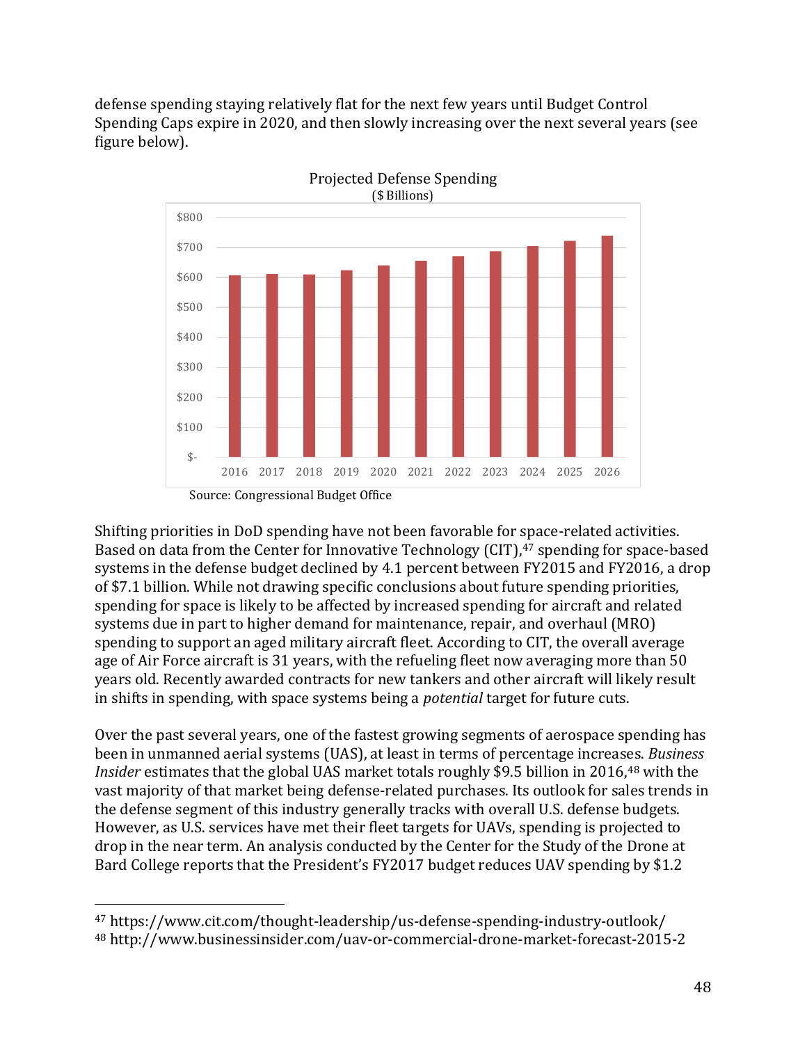defense spending staying relatively flat for the next few years until Budget Control Spending Caps expire in 2020, and then slowly increasing over the next several years (see figure below).

Projected Defense Spending
($ Billions)

Source: Congressional Budget Office

Shifting priorities in DoD spending have not been favorable for space-related activities. Based on data from the Center for Innovative Technology (CIT),[47] spending for space-based systems in the defense budget declined by 4.1 percent between FY2015 and FY2016, a drop of $7.1 billion. While not drawing specific conclusions about future spending priorities, spending for space is likely to be affected by increased spending for aircraft and related systems due in part to higher demand for maintenance, repair, and overhaul (MRO) spending to support an aged military aircraft fleet. According to CIT, the overall average age of Air Force aircraft is 31 years, with the refueling fleet now averaging more than 50 years old. Recently awarded contracts for new tankers and other aircraft will likely result in shifts in spending, with space systems being a *potential* target for future cuts.

Over the past several years, one of the fastest growing segments of aerospace spending has been in unmanned aerial systems (UAS), at least in terms of percentage increases. *Business Insider* estimates that the global UAS market totals roughly $9.5 billion in 2016,[48] with the vast majority of that market being defense-related purchases. Its outlook for sales trends in the defense segment of this industry generally tracks with overall U.S. defense budgets. However, as U.S. services have met their fleet targets for UAVs, spending is projected to drop in the near term. An analysis conducted by the Center for the Study of the Drone at Bard College reports that the President's FY2017 budget reduces UAV spending by $1.2

[47] https://www.cit.com/thought-leadership/us-defense-spending-industry-outlook/

[48] http://www.businessinsider.com/uav-or-commercial-drone-market-forecast-2015-2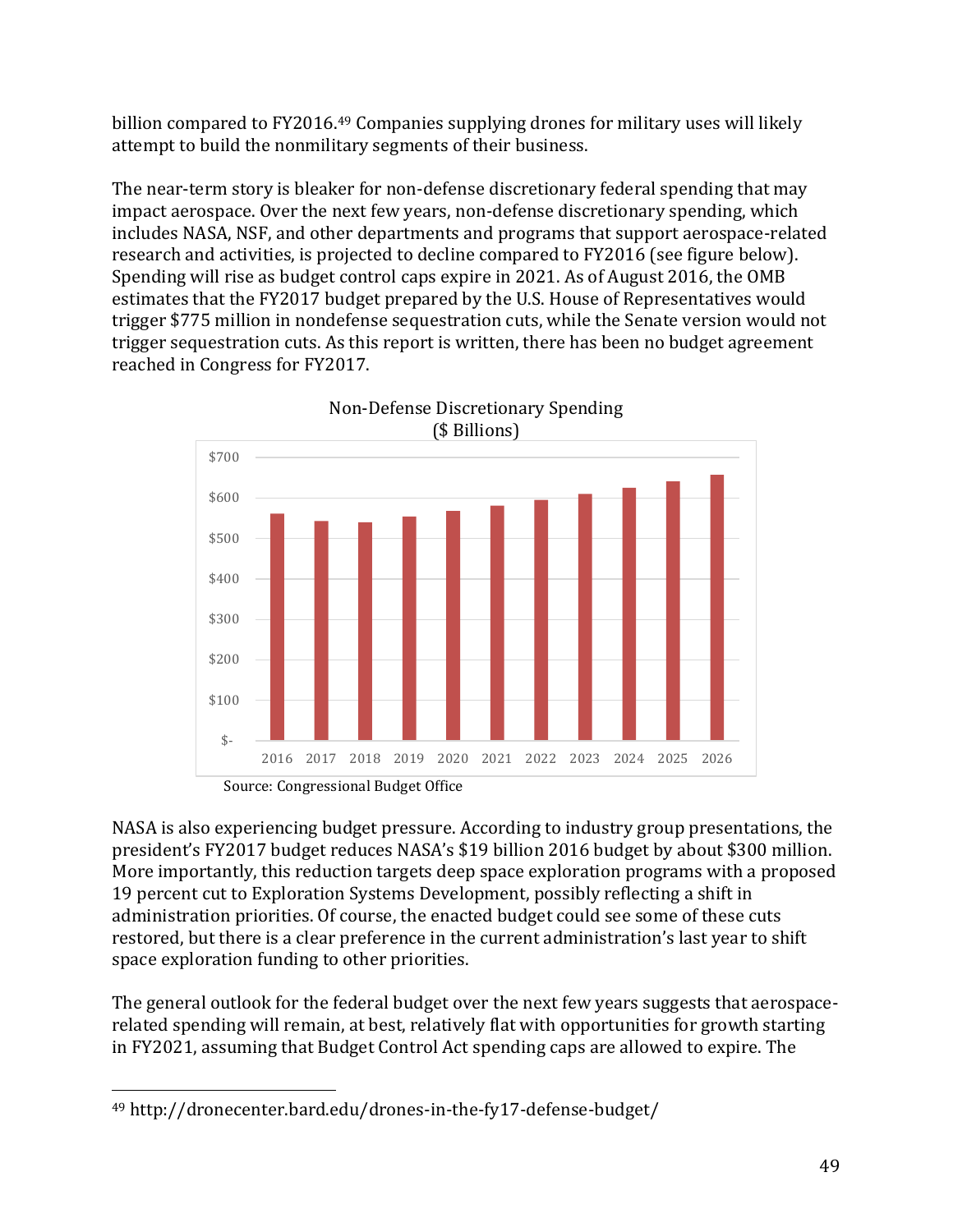billion compared to FY2016.[49] Companies supplying drones for military uses will likely attempt to build the nonmilitary segments of their business.

The near-term story is bleaker for non-defense discretionary federal spending that may impact aerospace. Over the next few years, non-defense discretionary spending, which includes NASA, NSF, and other departments and programs that support aerospace-related research and activities, is projected to decline compared to FY2016 (see figure below). Spending will rise as budget control caps expire in 2021. As of August 2016, the OMB estimates that the FY2017 budget prepared by the U.S. House of Representatives would trigger $775 million in nondefense sequestration cuts, while the Senate version would not trigger sequestration cuts. As this report is written, there has been no budget agreement reached in Congress for FY2017.

Non-Defense Discretionary Spending
($ Billions)

Source: Congressional Budget Office

NASA is also experiencing budget pressure. According to industry group presentations, the president's FY2017 budget reduces NASA's $19 billion 2016 budget by about $300 million. More importantly, this reduction targets deep space exploration programs with a proposed 19 percent cut to Exploration Systems Development, possibly reflecting a shift in administration priorities. Of course, the enacted budget could see some of these cuts restored, but there is a clear preference in the current administration's last year to shift space exploration funding to other priorities.

The general outlook for the federal budget over the next few years suggests that aerospace-related spending will remain, at best, relatively flat with opportunities for growth starting in FY2021, assuming that Budget Control Act spending caps are allowed to expire. The

[49] http://dronecenter.bard.edu/drones-in-the-fy17-defense-budget/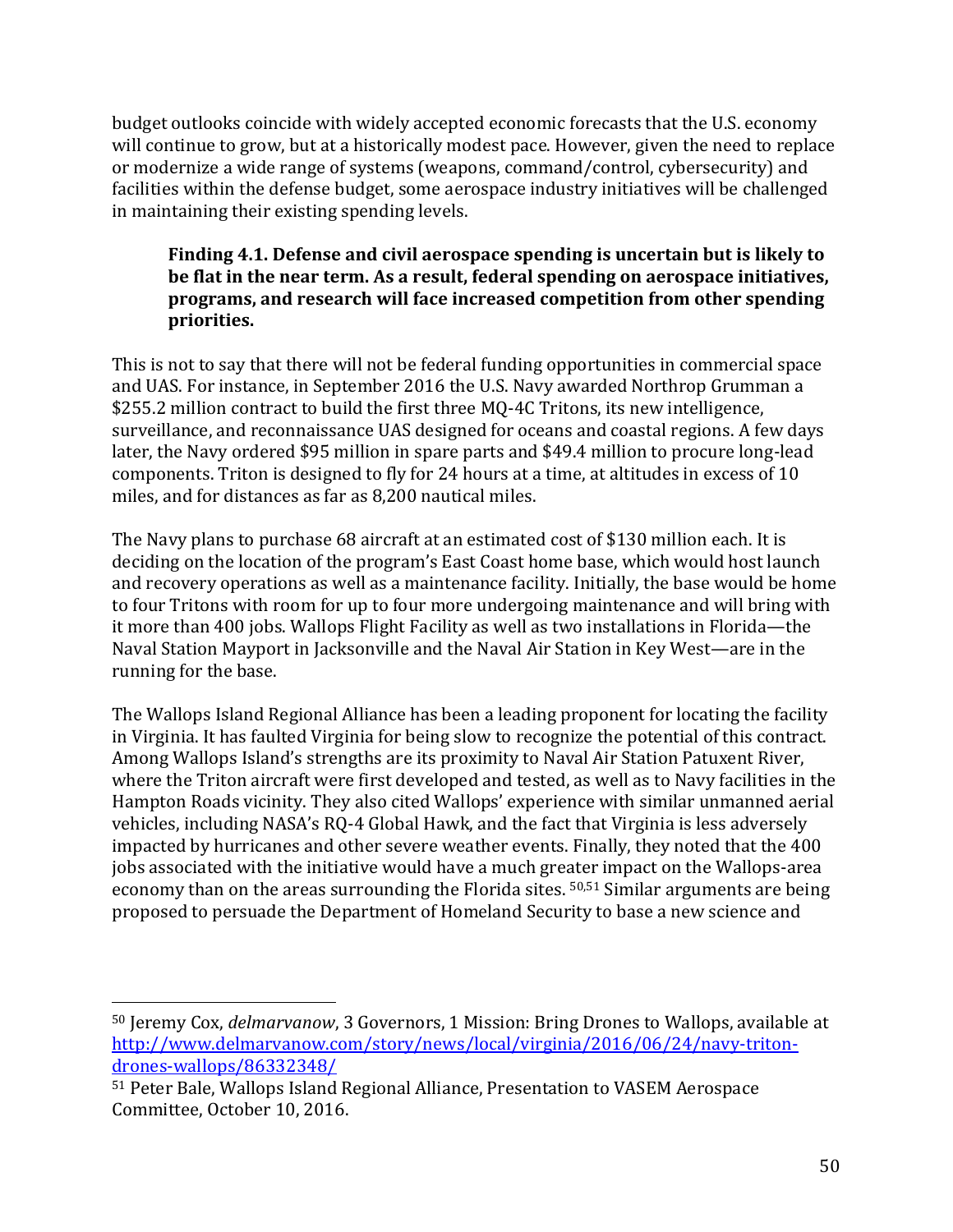budget outlooks coincide with widely accepted economic forecasts that the U.S. economy will continue to grow, but at a historically modest pace. However, given the need to replace or modernize a wide range of systems (weapons, command/control, cybersecurity) and facilities within the defense budget, some aerospace industry initiatives will be challenged in maintaining their existing spending levels.

> **Finding 4.1. Defense and civil aerospace spending is uncertain but is likely to be flat in the near term. As a result, federal spending on aerospace initiatives, programs, and research will face increased competition from other spending priorities.**

This is not to say that there will not be federal funding opportunities in commercial space and UAS. For instance, in September 2016 the U.S. Navy awarded Northrop Grumman a $255.2 million contract to build the first three MQ-4C Tritons, its new intelligence, surveillance, and reconnaissance UAS designed for oceans and coastal regions. A few days later, the Navy ordered $95 million in spare parts and $49.4 million to procure long-lead components. Triton is designed to fly for 24 hours at a time, at altitudes in excess of 10 miles, and for distances as far as 8,200 nautical miles.

The Navy plans to purchase 68 aircraft at an estimated cost of $130 million each. It is deciding on the location of the program's East Coast home base, which would host launch and recovery operations as well as a maintenance facility. Initially, the base would be home to four Tritons with room for up to four more undergoing maintenance and will bring with it more than 400 jobs. Wallops Flight Facility as well as two installations in Florida—the Naval Station Mayport in Jacksonville and the Naval Air Station in Key West—are in the running for the base.

The Wallops Island Regional Alliance has been a leading proponent for locating the facility in Virginia. It has faulted Virginia for being slow to recognize the potential of this contract. Among Wallops Island's strengths are its proximity to Naval Air Station Patuxent River, where the Triton aircraft were first developed and tested, as well as to Navy facilities in the Hampton Roads vicinity. They also cited Wallops' experience with similar unmanned aerial vehicles, including NASA's RQ-4 Global Hawk, and the fact that Virginia is less adversely impacted by hurricanes and other severe weather events. Finally, they noted that the 400 jobs associated with the initiative would have a much greater impact on the Wallops-area economy than on the areas surrounding the Florida sites. [50,51] Similar arguments are being proposed to persuade the Department of Homeland Security to base a new science and

---

[50] Jeremy Cox, *delmarvanow*, 3 Governors, 1 Mission: Bring Drones to Wallops, available at http://www.delmarvanow.com/story/news/local/virginia/2016/06/24/navy-triton-drones-wallops/86332348/

[51] Peter Bale, Wallops Island Regional Alliance, Presentation to VASEM Aerospace Committee, October 10, 2016.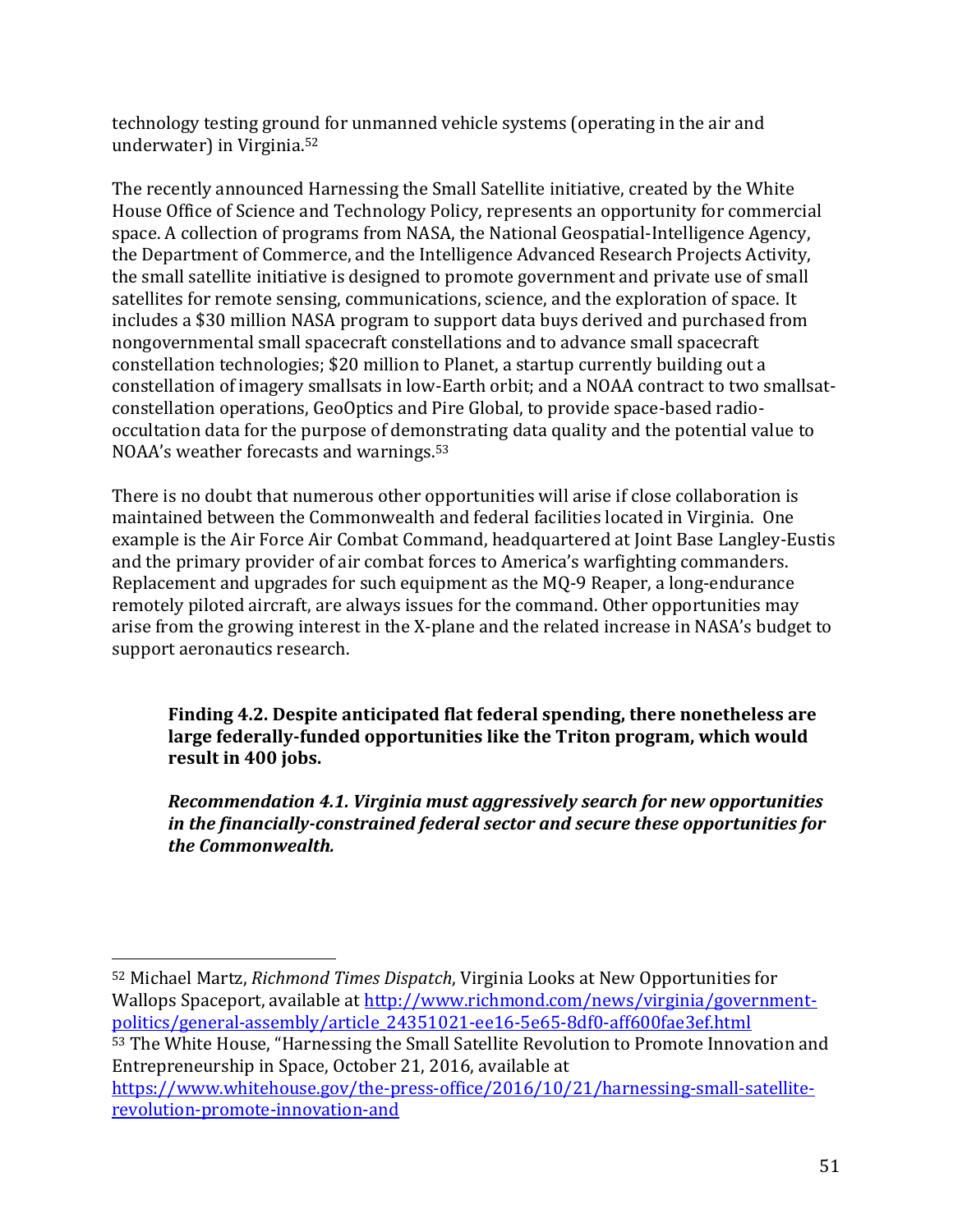technology testing ground for unmanned vehicle systems (operating in the air and underwater) in Virginia.[52]

The recently announced Harnessing the Small Satellite initiative, created by the White House Office of Science and Technology Policy, represents an opportunity for commercial space. A collection of programs from NASA, the National Geospatial-Intelligence Agency, the Department of Commerce, and the Intelligence Advanced Research Projects Activity, the small satellite initiative is designed to promote government and private use of small satellites for remote sensing, communications, science, and the exploration of space. It includes a $30 million NASA program to support data buys derived and purchased from nongovernmental small spacecraft constellations and to advance small spacecraft constellation technologies; $20 million to Planet, a startup currently building out a constellation of imagery smallsats in low-Earth orbit; and a NOAA contract to two smallsat-constellation operations, GeoOptics and Pire Global, to provide space-based radio-occultation data for the purpose of demonstrating data quality and the potential value to NOAA's weather forecasts and warnings.[53]

There is no doubt that numerous other opportunities will arise if close collaboration is maintained between the Commonwealth and federal facilities located in Virginia. One example is the Air Force Air Combat Command, headquartered at Joint Base Langley-Eustis and the primary provider of air combat forces to America's warfighting commanders. Replacement and upgrades for such equipment as the MQ-9 Reaper, a long-endurance remotely piloted aircraft, are always issues for the command. Other opportunities may arise from the growing interest in the X-plane and the related increase in NASA's budget to support aeronautics research.

> **Finding 4.2. Despite anticipated flat federal spending, there nonetheless are large federally-funded opportunities like the Triton program, which would result in 400 jobs.**
>
> ***Recommendation 4.1. Virginia must aggressively search for new opportunities in the financially-constrained federal sector and secure these opportunities for the Commonwealth.***

---

[52] Michael Martz, *Richmond Times Dispatch*, Virginia Looks at New Opportunities for Wallops Spaceport, available at http://www.richmond.com/news/virginia/government-politics/general-assembly/article_24351021-ee16-5e65-8df0-aff600fae3ef.html

[53] The White House, "Harnessing the Small Satellite Revolution to Promote Innovation and Entrepreneurship in Space, October 21, 2016, available at https://www.whitehouse.gov/the-press-office/2016/10/21/harnessing-small-satellite-revolution-promote-innovation-and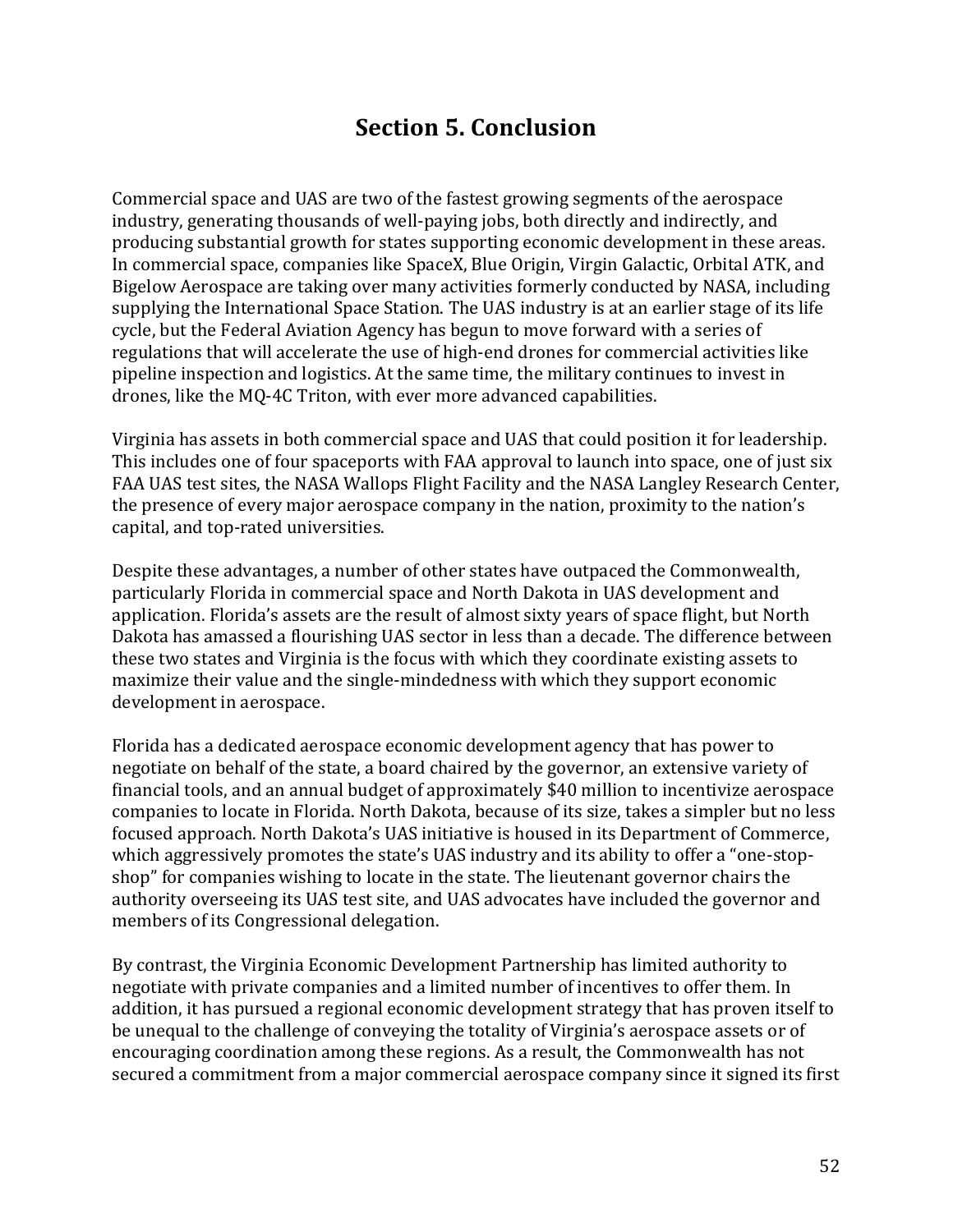# Section 5. Conclusion

Commercial space and UAS are two of the fastest growing segments of the aerospace industry, generating thousands of well-paying jobs, both directly and indirectly, and producing substantial growth for states supporting economic development in these areas. In commercial space, companies like SpaceX, Blue Origin, Virgin Galactic, Orbital ATK, and Bigelow Aerospace are taking over many activities formerly conducted by NASA, including supplying the International Space Station. The UAS industry is at an earlier stage of its life cycle, but the Federal Aviation Agency has begun to move forward with a series of regulations that will accelerate the use of high-end drones for commercial activities like pipeline inspection and logistics. At the same time, the military continues to invest in drones, like the MQ-4C Triton, with ever more advanced capabilities.

Virginia has assets in both commercial space and UAS that could position it for leadership. This includes one of four spaceports with FAA approval to launch into space, one of just six FAA UAS test sites, the NASA Wallops Flight Facility and the NASA Langley Research Center, the presence of every major aerospace company in the nation, proximity to the nation's capital, and top-rated universities.

Despite these advantages, a number of other states have outpaced the Commonwealth, particularly Florida in commercial space and North Dakota in UAS development and application. Florida's assets are the result of almost sixty years of space flight, but North Dakota has amassed a flourishing UAS sector in less than a decade. The difference between these two states and Virginia is the focus with which they coordinate existing assets to maximize their value and the single-mindedness with which they support economic development in aerospace.

Florida has a dedicated aerospace economic development agency that has power to negotiate on behalf of the state, a board chaired by the governor, an extensive variety of financial tools, and an annual budget of approximately $40 million to incentivize aerospace companies to locate in Florida. North Dakota, because of its size, takes a simpler but no less focused approach. North Dakota's UAS initiative is housed in its Department of Commerce, which aggressively promotes the state's UAS industry and its ability to offer a "one-stop-shop" for companies wishing to locate in the state. The lieutenant governor chairs the authority overseeing its UAS test site, and UAS advocates have included the governor and members of its Congressional delegation.

By contrast, the Virginia Economic Development Partnership has limited authority to negotiate with private companies and a limited number of incentives to offer them. In addition, it has pursued a regional economic development strategy that has proven itself to be unequal to the challenge of conveying the totality of Virginia's aerospace assets or of encouraging coordination among these regions. As a result, the Commonwealth has not secured a commitment from a major commercial aerospace company since it signed its first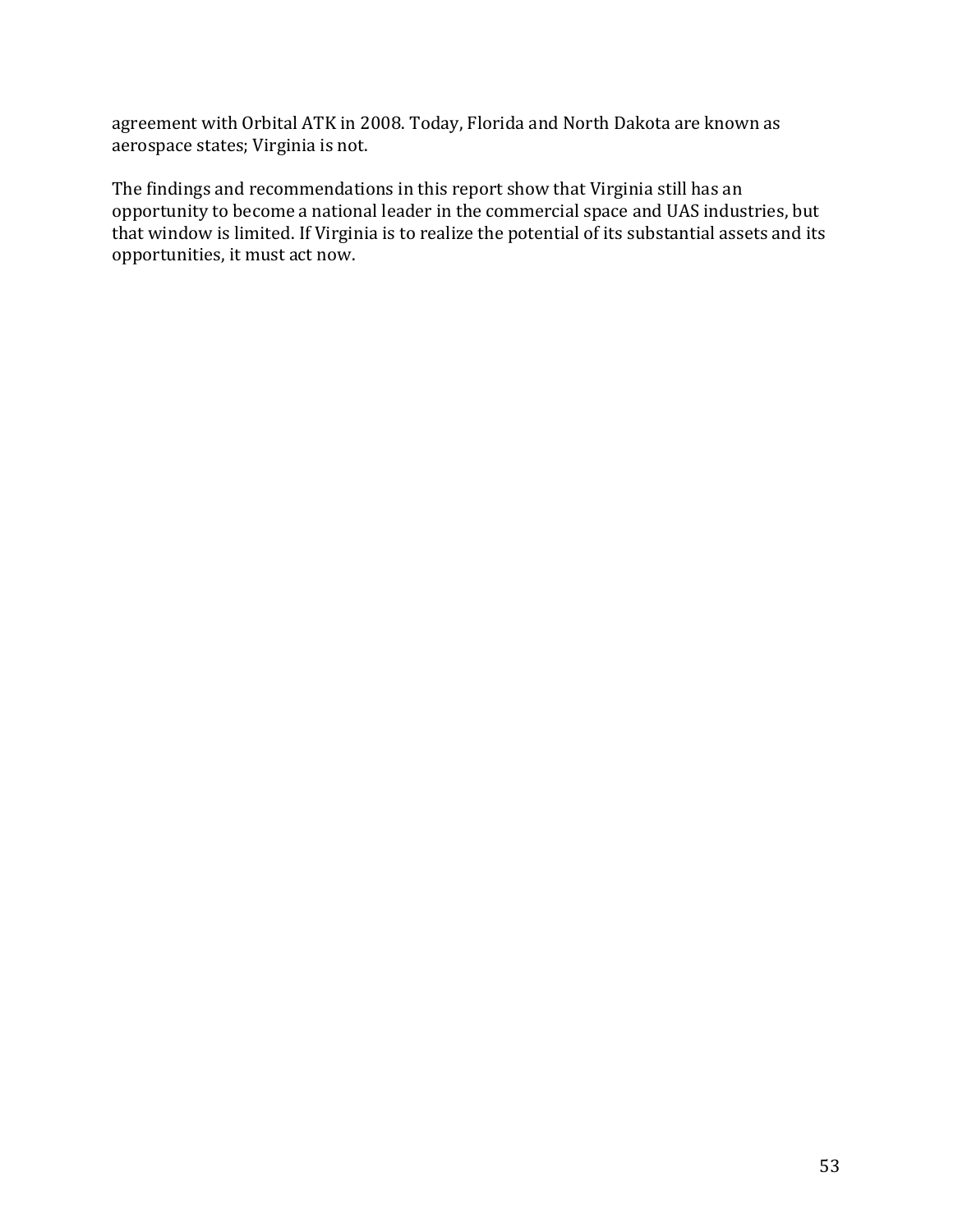agreement with Orbital ATK in 2008. Today, Florida and North Dakota are known as aerospace states; Virginia is not.

The findings and recommendations in this report show that Virginia still has an opportunity to become a national leader in the commercial space and UAS industries, but that window is limited. If Virginia is to realize the potential of its substantial assets and its opportunities, it must act now.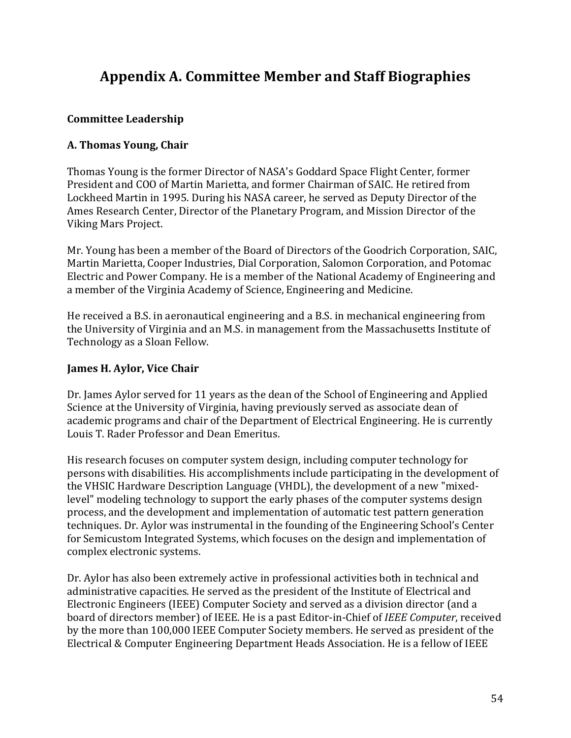# Appendix A. Committee Member and Staff Biographies

## Committee Leadership

### A. Thomas Young, Chair

Thomas Young is the former Director of NASA's Goddard Space Flight Center, former President and COO of Martin Marietta, and former Chairman of SAIC. He retired from Lockheed Martin in 1995. During his NASA career, he served as Deputy Director of the Ames Research Center, Director of the Planetary Program, and Mission Director of the Viking Mars Project.

Mr. Young has been a member of the Board of Directors of the Goodrich Corporation, SAIC, Martin Marietta, Cooper Industries, Dial Corporation, Salomon Corporation, and Potomac Electric and Power Company. He is a member of the National Academy of Engineering and a member of the Virginia Academy of Science, Engineering and Medicine.

He received a B.S. in aeronautical engineering and a B.S. in mechanical engineering from the University of Virginia and an M.S. in management from the Massachusetts Institute of Technology as a Sloan Fellow.

### James H. Aylor, Vice Chair

Dr. James Aylor served for 11 years as the dean of the School of Engineering and Applied Science at the University of Virginia, having previously served as associate dean of academic programs and chair of the Department of Electrical Engineering. He is currently Louis T. Rader Professor and Dean Emeritus.

His research focuses on computer system design, including computer technology for persons with disabilities. His accomplishments include participating in the development of the VHSIC Hardware Description Language (VHDL), the development of a new "mixed-level" modeling technology to support the early phases of the computer systems design process, and the development and implementation of automatic test pattern generation techniques. Dr. Aylor was instrumental in the founding of the Engineering School's Center for Semicustom Integrated Systems, which focuses on the design and implementation of complex electronic systems.

Dr. Aylor has also been extremely active in professional activities both in technical and administrative capacities. He served as the president of the Institute of Electrical and Electronic Engineers (IEEE) Computer Society and served as a division director (and a board of directors member) of IEEE. He is a past Editor-in-Chief of *IEEE Computer*, received by the more than 100,000 IEEE Computer Society members. He served as president of the Electrical & Computer Engineering Department Heads Association. He is a fellow of IEEE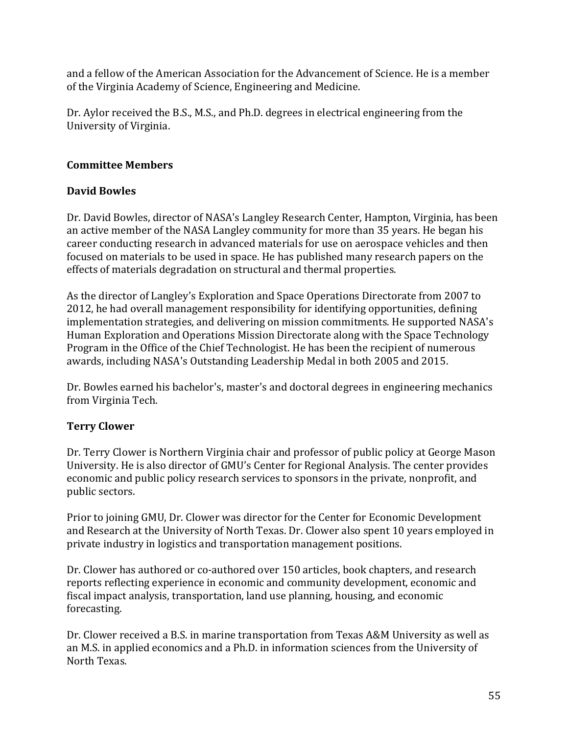and a fellow of the American Association for the Advancement of Science. He is a member of the Virginia Academy of Science, Engineering and Medicine.

Dr. Aylor received the B.S., M.S., and Ph.D. degrees in electrical engineering from the University of Virginia.

## Committee Members

### David Bowles

Dr. David Bowles, director of NASA's Langley Research Center, Hampton, Virginia, has been an active member of the NASA Langley community for more than 35 years. He began his career conducting research in advanced materials for use on aerospace vehicles and then focused on materials to be used in space. He has published many research papers on the effects of materials degradation on structural and thermal properties.

As the director of Langley's Exploration and Space Operations Directorate from 2007 to 2012, he had overall management responsibility for identifying opportunities, defining implementation strategies, and delivering on mission commitments. He supported NASA's Human Exploration and Operations Mission Directorate along with the Space Technology Program in the Office of the Chief Technologist. He has been the recipient of numerous awards, including NASA's Outstanding Leadership Medal in both 2005 and 2015.

Dr. Bowles earned his bachelor's, master's and doctoral degrees in engineering mechanics from Virginia Tech.

### Terry Clower

Dr. Terry Clower is Northern Virginia chair and professor of public policy at George Mason University. He is also director of GMU's Center for Regional Analysis. The center provides economic and public policy research services to sponsors in the private, nonprofit, and public sectors.

Prior to joining GMU, Dr. Clower was director for the Center for Economic Development and Research at the University of North Texas. Dr. Clower also spent 10 years employed in private industry in logistics and transportation management positions.

Dr. Clower has authored or co-authored over 150 articles, book chapters, and research reports reflecting experience in economic and community development, economic and fiscal impact analysis, transportation, land use planning, housing, and economic forecasting.

Dr. Clower received a B.S. in marine transportation from Texas A&M University as well as an M.S. in applied economics and a Ph.D. in information sciences from the University of North Texas.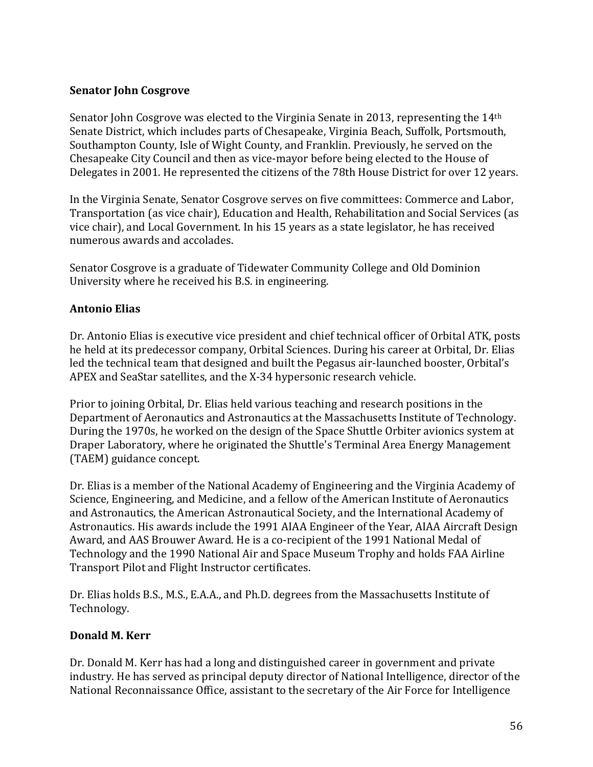**Senator John Cosgrove**

Senator John Cosgrove was elected to the Virginia Senate in 2013, representing the 14th Senate District, which includes parts of Chesapeake, Virginia Beach, Suffolk, Portsmouth, Southampton County, Isle of Wight County, and Franklin. Previously, he served on the Chesapeake City Council and then as vice-mayor before being elected to the House of Delegates in 2001. He represented the citizens of the 78th House District for over 12 years.

In the Virginia Senate, Senator Cosgrove serves on five committees: Commerce and Labor, Transportation (as vice chair), Education and Health, Rehabilitation and Social Services (as vice chair), and Local Government. In his 15 years as a state legislator, he has received numerous awards and accolades.

Senator Cosgrove is a graduate of Tidewater Community College and Old Dominion University where he received his B.S. in engineering.

**Antonio Elias**

Dr. Antonio Elias is executive vice president and chief technical officer of Orbital ATK, posts he held at its predecessor company, Orbital Sciences. During his career at Orbital, Dr. Elias led the technical team that designed and built the Pegasus air-launched booster, Orbital's APEX and SeaStar satellites, and the X-34 hypersonic research vehicle.

Prior to joining Orbital, Dr. Elias held various teaching and research positions in the Department of Aeronautics and Astronautics at the Massachusetts Institute of Technology. During the 1970s, he worked on the design of the Space Shuttle Orbiter avionics system at Draper Laboratory, where he originated the Shuttle's Terminal Area Energy Management (TAEM) guidance concept.

Dr. Elias is a member of the National Academy of Engineering and the Virginia Academy of Science, Engineering, and Medicine, and a fellow of the American Institute of Aeronautics and Astronautics, the American Astronautical Society, and the International Academy of Astronautics. His awards include the 1991 AIAA Engineer of the Year, AIAA Aircraft Design Award, and AAS Brouwer Award. He is a co-recipient of the 1991 National Medal of Technology and the 1990 National Air and Space Museum Trophy and holds FAA Airline Transport Pilot and Flight Instructor certificates.

Dr. Elias holds B.S., M.S., E.A.A., and Ph.D. degrees from the Massachusetts Institute of Technology.

**Donald M. Kerr**

Dr. Donald M. Kerr has had a long and distinguished career in government and private industry. He has served as principal deputy director of National Intelligence, director of the National Reconnaissance Office, assistant to the secretary of the Air Force for Intelligence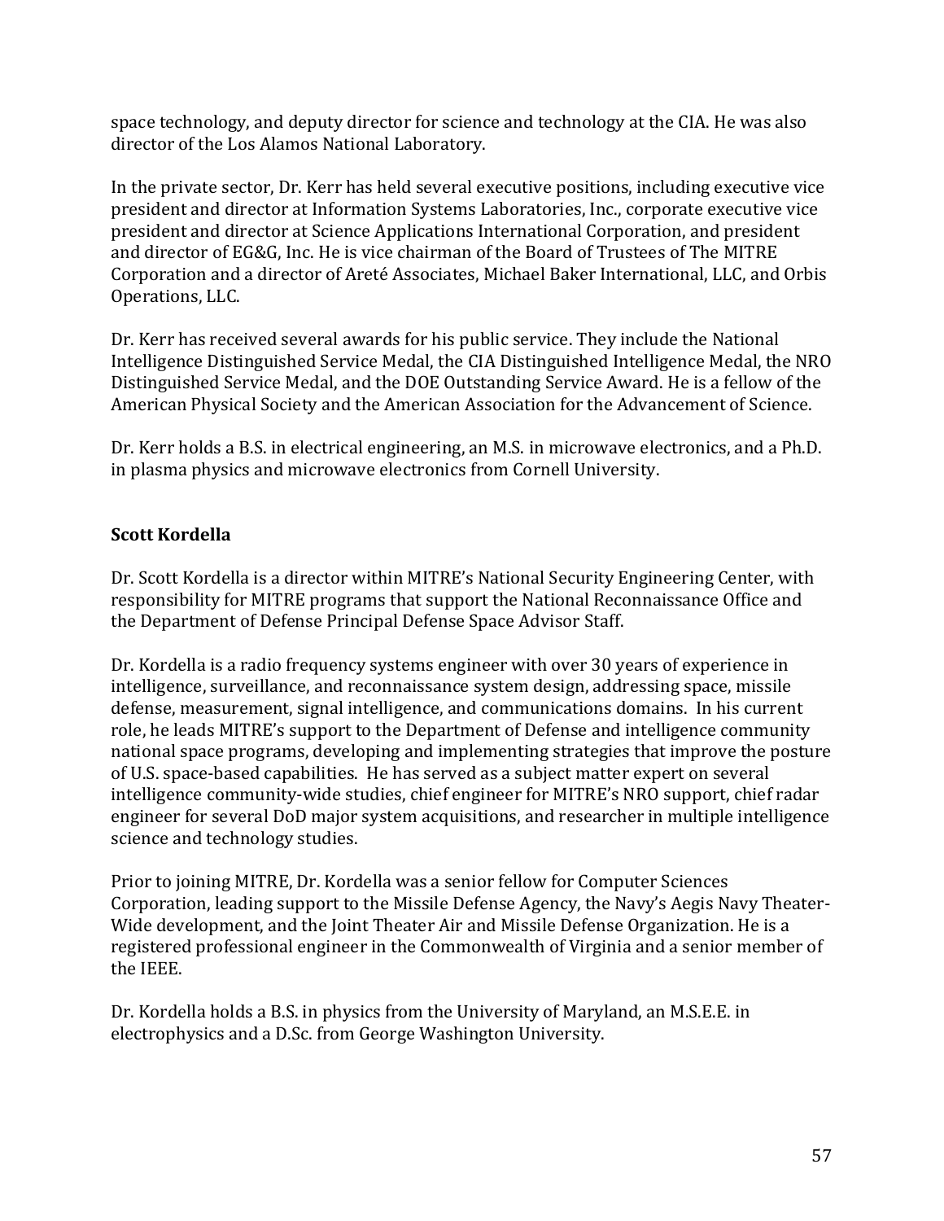space technology, and deputy director for science and technology at the CIA. He was also director of the Los Alamos National Laboratory.

In the private sector, Dr. Kerr has held several executive positions, including executive vice president and director at Information Systems Laboratories, Inc., corporate executive vice president and director at Science Applications International Corporation, and president and director of EG&G, Inc. He is vice chairman of the Board of Trustees of The MITRE Corporation and a director of Areté Associates, Michael Baker International, LLC, and Orbis Operations, LLC.

Dr. Kerr has received several awards for his public service. They include the National Intelligence Distinguished Service Medal, the CIA Distinguished Intelligence Medal, the NRO Distinguished Service Medal, and the DOE Outstanding Service Award. He is a fellow of the American Physical Society and the American Association for the Advancement of Science.

Dr. Kerr holds a B.S. in electrical engineering, an M.S. in microwave electronics, and a Ph.D. in plasma physics and microwave electronics from Cornell University.

**Scott Kordella**

Dr. Scott Kordella is a director within MITRE's National Security Engineering Center, with responsibility for MITRE programs that support the National Reconnaissance Office and the Department of Defense Principal Defense Space Advisor Staff.

Dr. Kordella is a radio frequency systems engineer with over 30 years of experience in intelligence, surveillance, and reconnaissance system design, addressing space, missile defense, measurement, signal intelligence, and communications domains. In his current role, he leads MITRE's support to the Department of Defense and intelligence community national space programs, developing and implementing strategies that improve the posture of U.S. space-based capabilities. He has served as a subject matter expert on several intelligence community-wide studies, chief engineer for MITRE's NRO support, chief radar engineer for several DoD major system acquisitions, and researcher in multiple intelligence science and technology studies.

Prior to joining MITRE, Dr. Kordella was a senior fellow for Computer Sciences Corporation, leading support to the Missile Defense Agency, the Navy's Aegis Navy Theater-Wide development, and the Joint Theater Air and Missile Defense Organization. He is a registered professional engineer in the Commonwealth of Virginia and a senior member of the IEEE.

Dr. Kordella holds a B.S. in physics from the University of Maryland, an M.S.E.E. in electrophysics and a D.Sc. from George Washington University.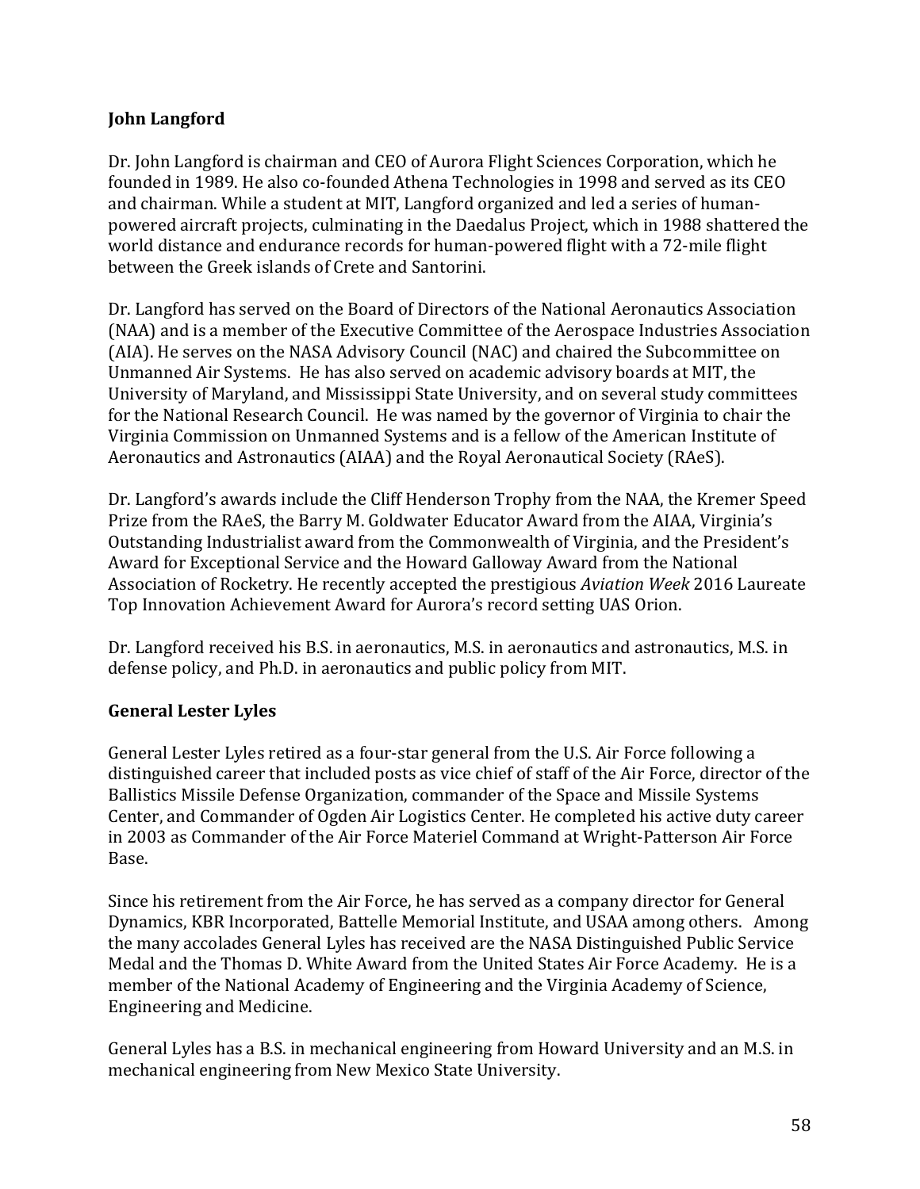**John Langford**

Dr. John Langford is chairman and CEO of Aurora Flight Sciences Corporation, which he founded in 1989. He also co-founded Athena Technologies in 1998 and served as its CEO and chairman. While a student at MIT, Langford organized and led a series of human-powered aircraft projects, culminating in the Daedalus Project, which in 1988 shattered the world distance and endurance records for human-powered flight with a 72-mile flight between the Greek islands of Crete and Santorini.

Dr. Langford has served on the Board of Directors of the National Aeronautics Association (NAA) and is a member of the Executive Committee of the Aerospace Industries Association (AIA). He serves on the NASA Advisory Council (NAC) and chaired the Subcommittee on Unmanned Air Systems. He has also served on academic advisory boards at MIT, the University of Maryland, and Mississippi State University, and on several study committees for the National Research Council. He was named by the governor of Virginia to chair the Virginia Commission on Unmanned Systems and is a fellow of the American Institute of Aeronautics and Astronautics (AIAA) and the Royal Aeronautical Society (RAeS).

Dr. Langford's awards include the Cliff Henderson Trophy from the NAA, the Kremer Speed Prize from the RAeS, the Barry M. Goldwater Educator Award from the AIAA, Virginia's Outstanding Industrialist award from the Commonwealth of Virginia, and the President's Award for Exceptional Service and the Howard Galloway Award from the National Association of Rocketry. He recently accepted the prestigious *Aviation Week* 2016 Laureate Top Innovation Achievement Award for Aurora's record setting UAS Orion.

Dr. Langford received his B.S. in aeronautics, M.S. in aeronautics and astronautics, M.S. in defense policy, and Ph.D. in aeronautics and public policy from MIT.

**General Lester Lyles**

General Lester Lyles retired as a four-star general from the U.S. Air Force following a distinguished career that included posts as vice chief of staff of the Air Force, director of the Ballistics Missile Defense Organization, commander of the Space and Missile Systems Center, and Commander of Ogden Air Logistics Center. He completed his active duty career in 2003 as Commander of the Air Force Materiel Command at Wright-Patterson Air Force Base.

Since his retirement from the Air Force, he has served as a company director for General Dynamics, KBR Incorporated, Battelle Memorial Institute, and USAA among others. Among the many accolades General Lyles has received are the NASA Distinguished Public Service Medal and the Thomas D. White Award from the United States Air Force Academy. He is a member of the National Academy of Engineering and the Virginia Academy of Science, Engineering and Medicine.

General Lyles has a B.S. in mechanical engineering from Howard University and an M.S. in mechanical engineering from New Mexico State University.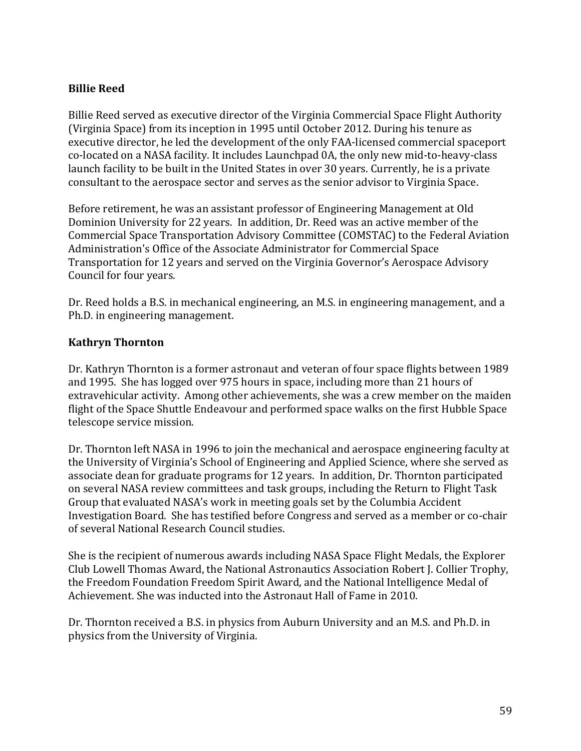**Billie Reed**

Billie Reed served as executive director of the Virginia Commercial Space Flight Authority (Virginia Space) from its inception in 1995 until October 2012. During his tenure as executive director, he led the development of the only FAA-licensed commercial spaceport co-located on a NASA facility. It includes Launchpad 0A, the only new mid-to-heavy-class launch facility to be built in the United States in over 30 years. Currently, he is a private consultant to the aerospace sector and serves as the senior advisor to Virginia Space.

Before retirement, he was an assistant professor of Engineering Management at Old Dominion University for 22 years. In addition, Dr. Reed was an active member of the Commercial Space Transportation Advisory Committee (COMSTAC) to the Federal Aviation Administration's Office of the Associate Administrator for Commercial Space Transportation for 12 years and served on the Virginia Governor's Aerospace Advisory Council for four years.

Dr. Reed holds a B.S. in mechanical engineering, an M.S. in engineering management, and a Ph.D. in engineering management.

**Kathryn Thornton**

Dr. Kathryn Thornton is a former astronaut and veteran of four space flights between 1989 and 1995. She has logged over 975 hours in space, including more than 21 hours of extravehicular activity. Among other achievements, she was a crew member on the maiden flight of the Space Shuttle Endeavour and performed space walks on the first Hubble Space telescope service mission.

Dr. Thornton left NASA in 1996 to join the mechanical and aerospace engineering faculty at the University of Virginia's School of Engineering and Applied Science, where she served as associate dean for graduate programs for 12 years. In addition, Dr. Thornton participated on several NASA review committees and task groups, including the Return to Flight Task Group that evaluated NASA's work in meeting goals set by the Columbia Accident Investigation Board. She has testified before Congress and served as a member or co-chair of several National Research Council studies.

She is the recipient of numerous awards including NASA Space Flight Medals, the Explorer Club Lowell Thomas Award, the National Astronautics Association Robert J. Collier Trophy, the Freedom Foundation Freedom Spirit Award, and the National Intelligence Medal of Achievement. She was inducted into the Astronaut Hall of Fame in 2010.

Dr. Thornton received a B.S. in physics from Auburn University and an M.S. and Ph.D. in physics from the University of Virginia.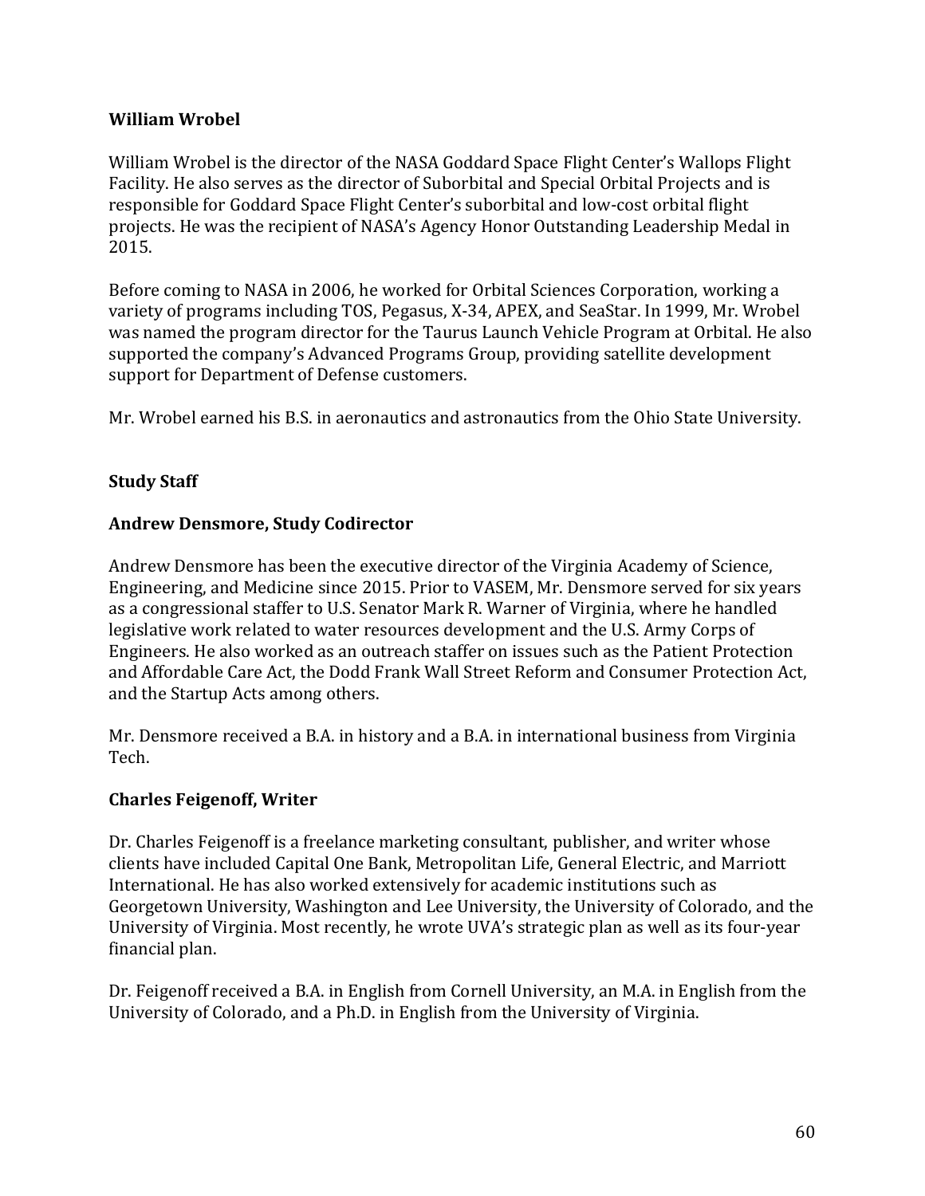**William Wrobel**

William Wrobel is the director of the NASA Goddard Space Flight Center's Wallops Flight Facility. He also serves as the director of Suborbital and Special Orbital Projects and is responsible for Goddard Space Flight Center's suborbital and low-cost orbital flight projects. He was the recipient of NASA's Agency Honor Outstanding Leadership Medal in 2015.

Before coming to NASA in 2006, he worked for Orbital Sciences Corporation, working a variety of programs including TOS, Pegasus, X-34, APEX, and SeaStar. In 1999, Mr. Wrobel was named the program director for the Taurus Launch Vehicle Program at Orbital. He also supported the company's Advanced Programs Group, providing satellite development support for Department of Defense customers.

Mr. Wrobel earned his B.S. in aeronautics and astronautics from the Ohio State University.

## Study Staff

**Andrew Densmore, Study Codirector**

Andrew Densmore has been the executive director of the Virginia Academy of Science, Engineering, and Medicine since 2015. Prior to VASEM, Mr. Densmore served for six years as a congressional staffer to U.S. Senator Mark R. Warner of Virginia, where he handled legislative work related to water resources development and the U.S. Army Corps of Engineers. He also worked as an outreach staffer on issues such as the Patient Protection and Affordable Care Act, the Dodd Frank Wall Street Reform and Consumer Protection Act, and the Startup Acts among others.

Mr. Densmore received a B.A. in history and a B.A. in international business from Virginia Tech.

**Charles Feigenoff, Writer**

Dr. Charles Feigenoff is a freelance marketing consultant, publisher, and writer whose clients have included Capital One Bank, Metropolitan Life, General Electric, and Marriott International. He has also worked extensively for academic institutions such as Georgetown University, Washington and Lee University, the University of Colorado, and the University of Virginia. Most recently, he wrote UVA's strategic plan as well as its four-year financial plan.

Dr. Feigenoff received a B.A. in English from Cornell University, an M.A. in English from the University of Colorado, and a Ph.D. in English from the University of Virginia.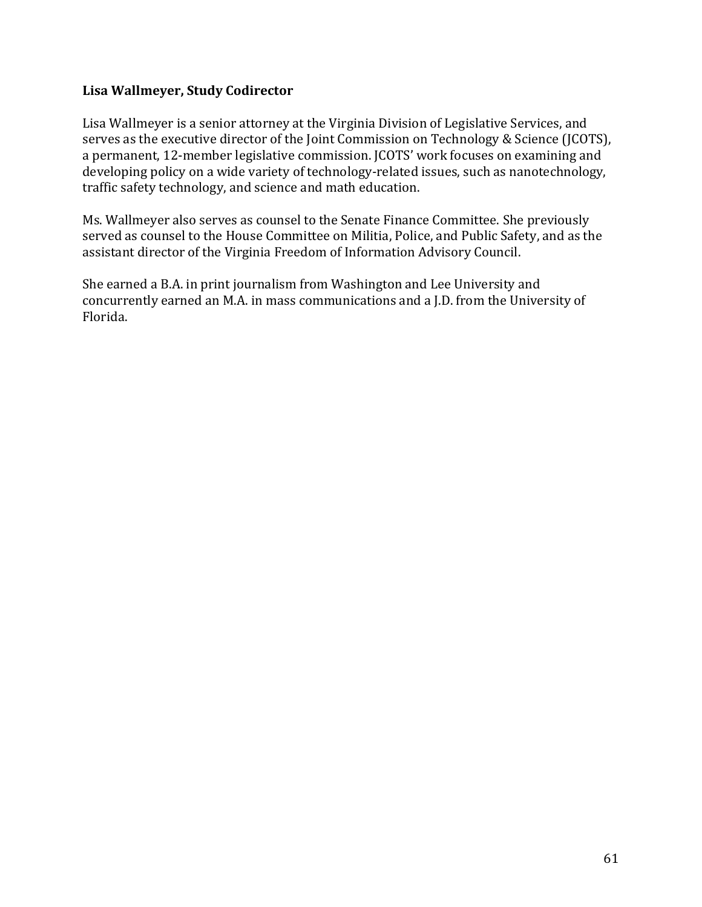**Lisa Wallmeyer, Study Codirector**

Lisa Wallmeyer is a senior attorney at the Virginia Division of Legislative Services, and serves as the executive director of the Joint Commission on Technology & Science (JCOTS), a permanent, 12-member legislative commission. JCOTS' work focuses on examining and developing policy on a wide variety of technology-related issues, such as nanotechnology, traffic safety technology, and science and math education.

Ms. Wallmeyer also serves as counsel to the Senate Finance Committee. She previously served as counsel to the House Committee on Militia, Police, and Public Safety, and as the assistant director of the Virginia Freedom of Information Advisory Council.

She earned a B.A. in print journalism from Washington and Lee University and concurrently earned an M.A. in mass communications and a J.D. from the University of Florida.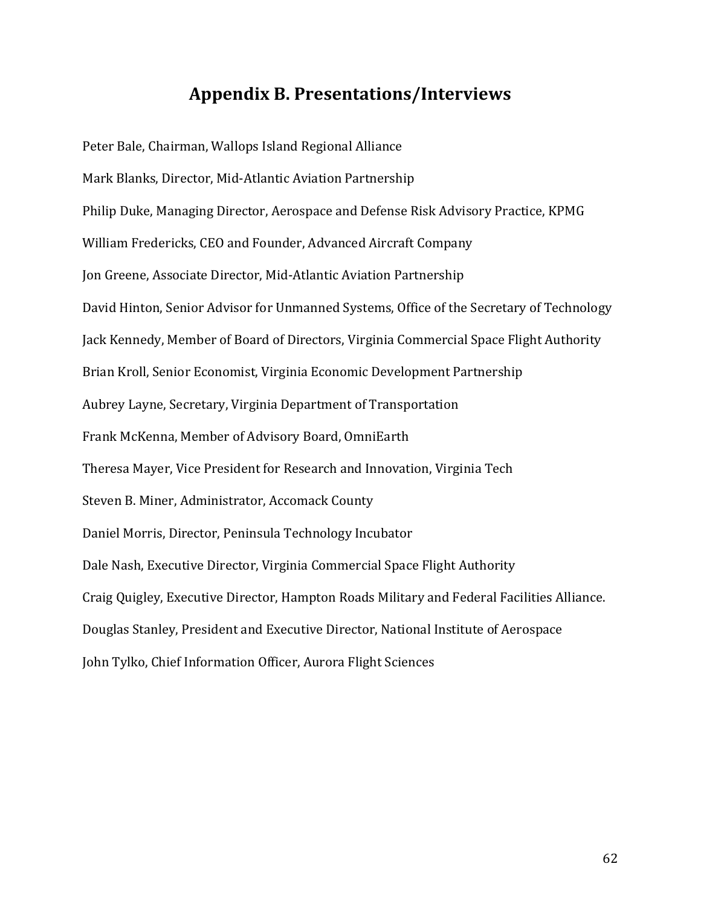# Appendix B. Presentations/Interviews

Peter Bale, Chairman, Wallops Island Regional Alliance

Mark Blanks, Director, Mid-Atlantic Aviation Partnership

Philip Duke, Managing Director, Aerospace and Defense Risk Advisory Practice, KPMG

William Fredericks, CEO and Founder, Advanced Aircraft Company

Jon Greene, Associate Director, Mid-Atlantic Aviation Partnership

David Hinton, Senior Advisor for Unmanned Systems, Office of the Secretary of Technology

Jack Kennedy, Member of Board of Directors, Virginia Commercial Space Flight Authority

Brian Kroll, Senior Economist, Virginia Economic Development Partnership

Aubrey Layne, Secretary, Virginia Department of Transportation

Frank McKenna, Member of Advisory Board, OmniEarth

Theresa Mayer, Vice President for Research and Innovation, Virginia Tech

Steven B. Miner, Administrator, Accomack County

Daniel Morris, Director, Peninsula Technology Incubator

Dale Nash, Executive Director, Virginia Commercial Space Flight Authority

Craig Quigley, Executive Director, Hampton Roads Military and Federal Facilities Alliance.

Douglas Stanley, President and Executive Director, National Institute of Aerospace

John Tylko, Chief Information Officer, Aurora Flight Sciences